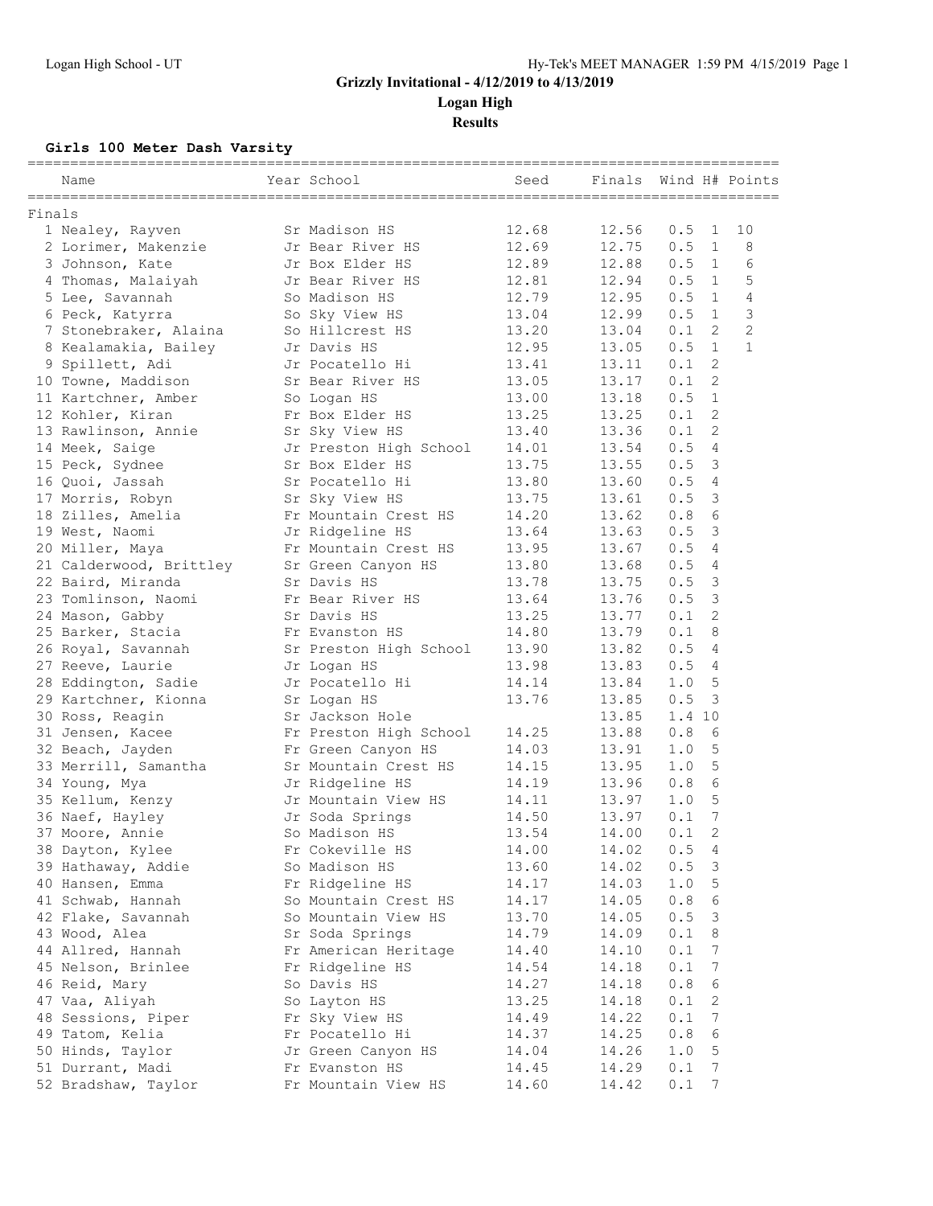# Grizzly Invitational - 4/12/2019 to 4/13/2019

## Logan High

### Results

**Girls 100 Meter Dash Varsity**

| | Name | Year | School | Seed | Finals | Wind | H# | Points |
|---|---|---|---|---|---|---|---|---|
| **Finals** | | | | | | | | |
| 1 | Nealey, Rayven | Sr | Madison HS | 12.68 | 12.56 | 0.5 | 1 | 10 |
| 2 | Lorimer, Makenzie | Jr | Bear River HS | 12.69 | 12.75 | 0.5 | 1 | 8 |
| 3 | Johnson, Kate | Jr | Box Elder HS | 12.89 | 12.88 | 0.5 | 1 | 6 |
| 4 | Thomas, Malaiyah | Jr | Bear River HS | 12.81 | 12.94 | 0.5 | 1 | 5 |
| 5 | Lee, Savannah | So | Madison HS | 12.79 | 12.95 | 0.5 | 1 | 4 |
| 6 | Peck, Katyrra | So | Sky View HS | 13.04 | 12.99 | 0.5 | 1 | 3 |
| 7 | Stonebraker, Alaina | So | Hillcrest HS | 13.20 | 13.04 | 0.1 | 2 | 2 |
| 8 | Kealamakia, Bailey | Jr | Davis HS | 12.95 | 13.05 | 0.5 | 1 | 1 |
| 9 | Spillett, Adi | Jr | Pocatello Hi | 13.41 | 13.11 | 0.1 | 2 | |
| 10 | Towne, Maddison | Sr | Bear River HS | 13.05 | 13.17 | 0.1 | 2 | |
| 11 | Kartchner, Amber | So | Logan HS | 13.00 | 13.18 | 0.5 | 1 | |
| 12 | Kohler, Kiran | Fr | Box Elder HS | 13.25 | 13.25 | 0.1 | 2 | |
| 13 | Rawlinson, Annie | Sr | Sky View HS | 13.40 | 13.36 | 0.1 | 2 | |
| 14 | Meek, Saige | Jr | Preston High School | 14.01 | 13.54 | 0.5 | 4 | |
| 15 | Peck, Sydnee | Sr | Box Elder HS | 13.75 | 13.55 | 0.5 | 3 | |
| 16 | Quoi, Jassah | Sr | Pocatello Hi | 13.80 | 13.60 | 0.5 | 4 | |
| 17 | Morris, Robyn | Sr | Sky View HS | 13.75 | 13.61 | 0.5 | 3 | |
| 18 | Zilles, Amelia | Fr | Mountain Crest HS | 14.20 | 13.62 | 0.8 | 6 | |
| 19 | West, Naomi | Jr | Ridgeline HS | 13.64 | 13.63 | 0.5 | 3 | |
| 20 | Miller, Maya | Fr | Mountain Crest HS | 13.95 | 13.67 | 0.5 | 4 | |
| 21 | Calderwood, Brittley | Sr | Green Canyon HS | 13.80 | 13.68 | 0.5 | 4 | |
| 22 | Baird, Miranda | Sr | Davis HS | 13.78 | 13.75 | 0.5 | 3 | |
| 23 | Tomlinson, Naomi | Fr | Bear River HS | 13.64 | 13.76 | 0.5 | 3 | |
| 24 | Mason, Gabby | Sr | Davis HS | 13.25 | 13.77 | 0.1 | 2 | |
| 25 | Barker, Stacia | Fr | Evanston HS | 14.80 | 13.79 | 0.1 | 8 | |
| 26 | Royal, Savannah | Sr | Preston High School | 13.90 | 13.82 | 0.5 | 4 | |
| 27 | Reeve, Laurie | Jr | Logan HS | 13.98 | 13.83 | 0.5 | 4 | |
| 28 | Eddington, Sadie | Jr | Pocatello Hi | 14.14 | 13.84 | 1.0 | 5 | |
| 29 | Kartchner, Kionna | Sr | Logan HS | 13.76 | 13.85 | 0.5 | 3 | |
| 30 | Ross, Reagin | Sr | Jackson Hole | | 13.85 | 1.4 | 10 | |
| 31 | Jensen, Kacee | Fr | Preston High School | 14.25 | 13.88 | 0.8 | 6 | |
| 32 | Beach, Jayden | Fr | Green Canyon HS | 14.03 | 13.91 | 1.0 | 5 | |
| 33 | Merrill, Samantha | Sr | Mountain Crest HS | 14.15 | 13.95 | 1.0 | 5 | |
| 34 | Young, Mya | Jr | Ridgeline HS | 14.19 | 13.96 | 0.8 | 6 | |
| 35 | Kellum, Kenzy | Jr | Mountain View HS | 14.11 | 13.97 | 1.0 | 5 | |
| 36 | Naef, Hayley | Jr | Soda Springs | 14.50 | 13.97 | 0.1 | 7 | |
| 37 | Moore, Annie | So | Madison HS | 13.54 | 14.00 | 0.1 | 2 | |
| 38 | Dayton, Kylee | Fr | Cokeville HS | 14.00 | 14.02 | 0.5 | 4 | |
| 39 | Hathaway, Addie | So | Madison HS | 13.60 | 14.02 | 0.5 | 3 | |
| 40 | Hansen, Emma | Fr | Ridgeline HS | 14.17 | 14.03 | 1.0 | 5 | |
| 41 | Schwab, Hannah | So | Mountain Crest HS | 14.17 | 14.05 | 0.8 | 6 | |
| 42 | Flake, Savannah | So | Mountain View HS | 13.70 | 14.05 | 0.5 | 3 | |
| 43 | Wood, Alea | Sr | Soda Springs | 14.79 | 14.09 | 0.1 | 8 | |
| 44 | Allred, Hannah | Fr | American Heritage | 14.40 | 14.10 | 0.1 | 7 | |
| 45 | Nelson, Brinlee | Fr | Ridgeline HS | 14.54 | 14.18 | 0.1 | 7 | |
| 46 | Reid, Mary | So | Davis HS | 14.27 | 14.18 | 0.8 | 6 | |
| 47 | Vaa, Aliyah | So | Layton HS | 13.25 | 14.18 | 0.1 | 2 | |
| 48 | Sessions, Piper | Fr | Sky View HS | 14.49 | 14.22 | 0.1 | 7 | |
| 49 | Tatom, Kelia | Fr | Pocatello Hi | 14.37 | 14.25 | 0.8 | 6 | |
| 50 | Hinds, Taylor | Jr | Green Canyon HS | 14.04 | 14.26 | 1.0 | 5 | |
| 51 | Durrant, Madi | Fr | Evanston HS | 14.45 | 14.29 | 0.1 | 7 | |
| 52 | Bradshaw, Taylor | Fr | Mountain View HS | 14.60 | 14.42 | 0.1 | 7 | |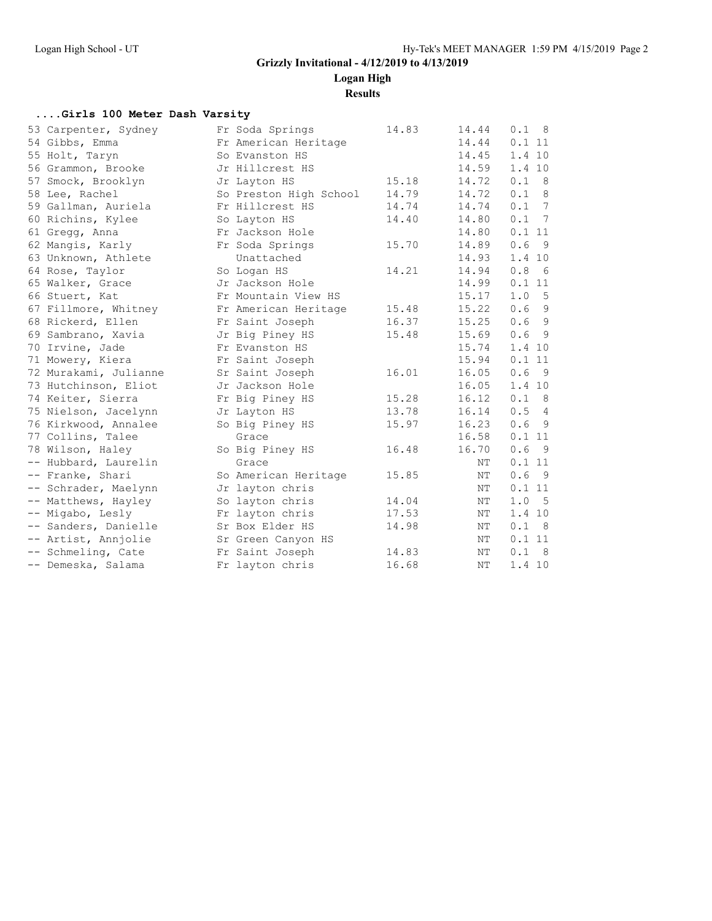## Grizzly Invitational - 4/12/2019 to 4/13/2019

### Logan High

### Results

#### ....Girls 100 Meter Dash Varsity

| Place | Name | Yr | School | Seed | Finals | Wind | H# |
|---|---|---|---|---|---|---|---|
| 53 | Carpenter, Sydney | Fr | Soda Springs | 14.83 | 14.44 | 0.1 | 8 |
| 54 | Gibbs, Emma | Fr | American Heritage | | 14.44 | 0.1 | 11 |
| 55 | Holt, Taryn | So | Evanston HS | | 14.45 | 1.4 | 10 |
| 56 | Grammon, Brooke | Jr | Hillcrest HS | | 14.59 | 1.4 | 10 |
| 57 | Smock, Brooklyn | Jr | Layton HS | 15.18 | 14.72 | 0.1 | 8 |
| 58 | Lee, Rachel | So | Preston High School | 14.79 | 14.72 | 0.1 | 8 |
| 59 | Gallman, Auriela | Fr | Hillcrest HS | 14.74 | 14.74 | 0.1 | 7 |
| 60 | Richins, Kylee | So | Layton HS | 14.40 | 14.80 | 0.1 | 7 |
| 61 | Gregg, Anna | Fr | Jackson Hole | | 14.80 | 0.1 | 11 |
| 62 | Mangis, Karly | Fr | Soda Springs | 15.70 | 14.89 | 0.6 | 9 |
| 63 | Unknown, Athlete | | Unattached | | 14.93 | 1.4 | 10 |
| 64 | Rose, Taylor | So | Logan HS | 14.21 | 14.94 | 0.8 | 6 |
| 65 | Walker, Grace | Jr | Jackson Hole | | 14.99 | 0.1 | 11 |
| 66 | Stuert, Kat | Fr | Mountain View HS | | 15.17 | 1.0 | 5 |
| 67 | Fillmore, Whitney | Fr | American Heritage | 15.48 | 15.22 | 0.6 | 9 |
| 68 | Rickerd, Ellen | Fr | Saint Joseph | 16.37 | 15.25 | 0.6 | 9 |
| 69 | Sambrano, Xavia | Jr | Big Piney HS | 15.48 | 15.69 | 0.6 | 9 |
| 70 | Irvine, Jade | Fr | Evanston HS | | 15.74 | 1.4 | 10 |
| 71 | Mowery, Kiera | Fr | Saint Joseph | | 15.94 | 0.1 | 11 |
| 72 | Murakami, Julianne | Sr | Saint Joseph | 16.01 | 16.05 | 0.6 | 9 |
| 73 | Hutchinson, Eliot | Jr | Jackson Hole | | 16.05 | 1.4 | 10 |
| 74 | Keiter, Sierra | Fr | Big Piney HS | 15.28 | 16.12 | 0.1 | 8 |
| 75 | Nielson, Jacelynn | Jr | Layton HS | 13.78 | 16.14 | 0.5 | 4 |
| 76 | Kirkwood, Annalee | So | Big Piney HS | 15.97 | 16.23 | 0.6 | 9 |
| 77 | Collins, Talee | | Grace | | 16.58 | 0.1 | 11 |
| 78 | Wilson, Haley | So | Big Piney HS | 16.48 | 16.70 | 0.6 | 9 |
| -- | Hubbard, Laurelin | | Grace | | NT | 0.1 | 11 |
| -- | Franke, Shari | So | American Heritage | 15.85 | NT | 0.6 | 9 |
| -- | Schrader, Maelynn | Jr | layton chris | | NT | 0.1 | 11 |
| -- | Matthews, Hayley | So | layton chris | 14.04 | NT | 1.0 | 5 |
| -- | Migabo, Lesly | Fr | layton chris | 17.53 | NT | 1.4 | 10 |
| -- | Sanders, Danielle | Sr | Box Elder HS | 14.98 | NT | 0.1 | 8 |
| -- | Artist, Annjolie | Sr | Green Canyon HS | | NT | 0.1 | 11 |
| -- | Schmeling, Cate | Fr | Saint Joseph | 14.83 | NT | 0.1 | 8 |
| -- | Demeska, Salama | Fr | layton chris | 16.68 | NT | 1.4 | 10 |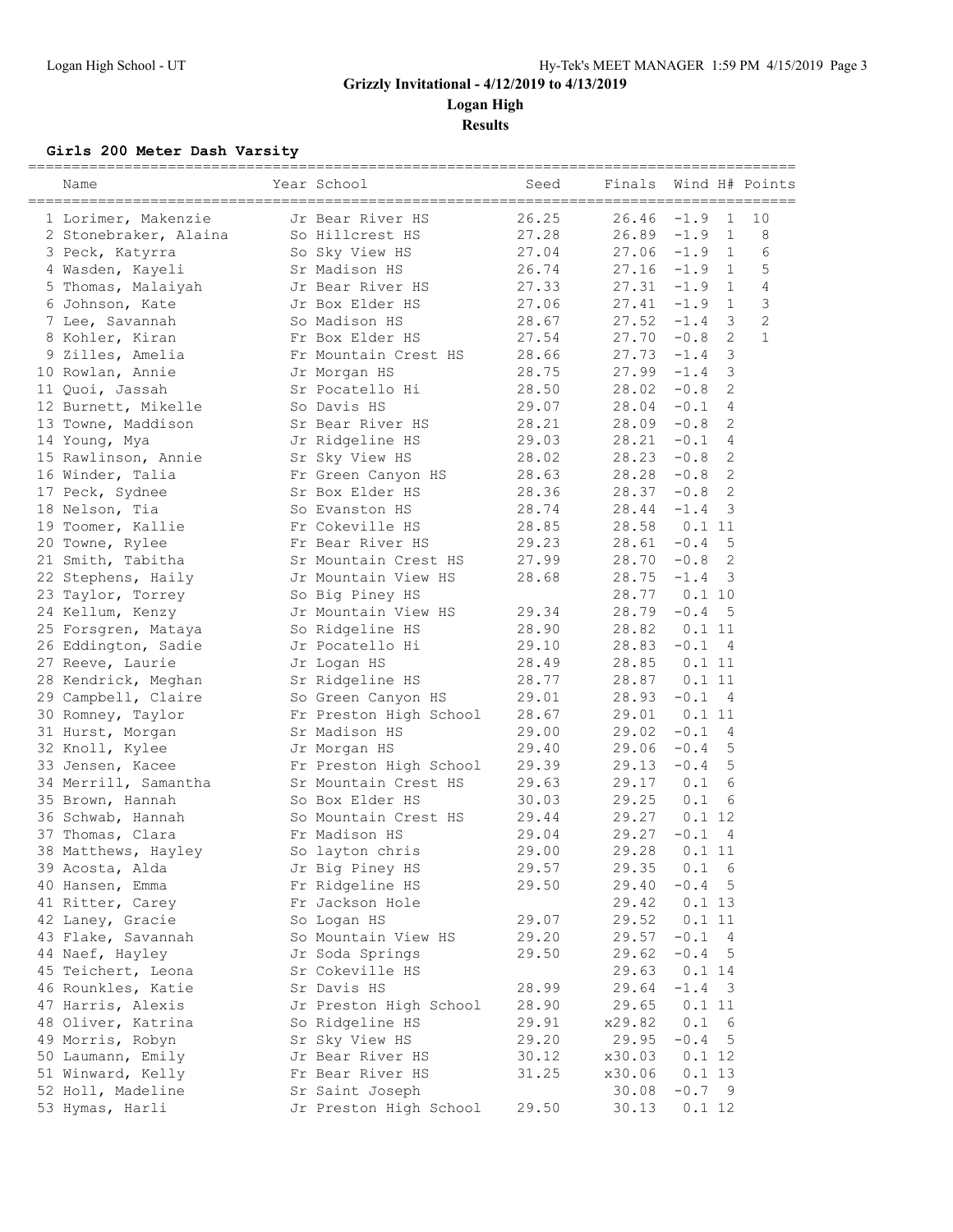## Grizzly Invitational - 4/12/2019 to 4/13/2019

### Logan High

### Results

**Girls 200 Meter Dash Varsity**

| | Name | Year | School | Seed | Finals | Wind | H# | Points |
|---|---|---|---|---|---|---|---|---|
| 1 | Lorimer, Makenzie | Jr | Bear River HS | 26.25 | 26.46 | -1.9 | 1 | 10 |
| 2 | Stonebraker, Alaina | So | Hillcrest HS | 27.28 | 26.89 | -1.9 | 1 | 8 |
| 3 | Peck, Katyrra | So | Sky View HS | 27.04 | 27.06 | -1.9 | 1 | 6 |
| 4 | Wasden, Kayeli | Sr | Madison HS | 26.74 | 27.16 | -1.9 | 1 | 5 |
| 5 | Thomas, Malaiyah | Jr | Bear River HS | 27.33 | 27.31 | -1.9 | 1 | 4 |
| 6 | Johnson, Kate | Jr | Box Elder HS | 27.06 | 27.41 | -1.9 | 1 | 3 |
| 7 | Lee, Savannah | So | Madison HS | 28.67 | 27.52 | -1.4 | 3 | 2 |
| 8 | Kohler, Kiran | Fr | Box Elder HS | 27.54 | 27.70 | -0.8 | 2 | 1 |
| 9 | Zilles, Amelia | Fr | Mountain Crest HS | 28.66 | 27.73 | -1.4 | 3 | |
| 10 | Rowlan, Annie | Jr | Morgan HS | 28.75 | 27.99 | -1.4 | 3 | |
| 11 | Quoi, Jassah | Sr | Pocatello Hi | 28.50 | 28.02 | -0.8 | 2 | |
| 12 | Burnett, Mikelle | So | Davis HS | 29.07 | 28.04 | -0.1 | 4 | |
| 13 | Towne, Maddison | Sr | Bear River HS | 28.21 | 28.09 | -0.8 | 2 | |
| 14 | Young, Mya | Jr | Ridgeline HS | 29.03 | 28.21 | -0.1 | 4 | |
| 15 | Rawlinson, Annie | Sr | Sky View HS | 28.02 | 28.23 | -0.8 | 2 | |
| 16 | Winder, Talia | Fr | Green Canyon HS | 28.63 | 28.28 | -0.8 | 2 | |
| 17 | Peck, Sydnee | Sr | Box Elder HS | 28.36 | 28.37 | -0.8 | 2 | |
| 18 | Nelson, Tia | So | Evanston HS | 28.74 | 28.44 | -1.4 | 3 | |
| 19 | Toomer, Kallie | Fr | Cokeville HS | 28.85 | 28.58 | 0.1 | 11 | |
| 20 | Towne, Rylee | Fr | Bear River HS | 29.23 | 28.61 | -0.4 | 5 | |
| 21 | Smith, Tabitha | Sr | Mountain Crest HS | 27.99 | 28.70 | -0.8 | 2 | |
| 22 | Stephens, Haily | Jr | Mountain View HS | 28.68 | 28.75 | -1.4 | 3 | |
| 23 | Taylor, Torrey | So | Big Piney HS | | 28.77 | 0.1 | 10 | |
| 24 | Kellum, Kenzy | Jr | Mountain View HS | 29.34 | 28.79 | -0.4 | 5 | |
| 25 | Forsgren, Mataya | So | Ridgeline HS | 28.90 | 28.82 | 0.1 | 11 | |
| 26 | Eddington, Sadie | Jr | Pocatello Hi | 29.10 | 28.83 | -0.1 | 4 | |
| 27 | Reeve, Laurie | Jr | Logan HS | 28.49 | 28.85 | 0.1 | 11 | |
| 28 | Kendrick, Meghan | Sr | Ridgeline HS | 28.77 | 28.87 | 0.1 | 11 | |
| 29 | Campbell, Claire | So | Green Canyon HS | 29.01 | 28.93 | -0.1 | 4 | |
| 30 | Romney, Taylor | Fr | Preston High School | 28.67 | 29.01 | 0.1 | 11 | |
| 31 | Hurst, Morgan | Sr | Madison HS | 29.00 | 29.02 | -0.1 | 4 | |
| 32 | Knoll, Kylee | Jr | Morgan HS | 29.40 | 29.06 | -0.4 | 5 | |
| 33 | Jensen, Kacee | Fr | Preston High School | 29.39 | 29.13 | -0.4 | 5 | |
| 34 | Merrill, Samantha | Sr | Mountain Crest HS | 29.63 | 29.17 | 0.1 | 6 | |
| 35 | Brown, Hannah | So | Box Elder HS | 30.03 | 29.25 | 0.1 | 6 | |
| 36 | Schwab, Hannah | So | Mountain Crest HS | 29.44 | 29.27 | 0.1 | 12 | |
| 37 | Thomas, Clara | Fr | Madison HS | 29.04 | 29.27 | -0.1 | 4 | |
| 38 | Matthews, Hayley | So | layton chris | 29.00 | 29.28 | 0.1 | 11 | |
| 39 | Acosta, Alda | Jr | Big Piney HS | 29.57 | 29.35 | 0.1 | 6 | |
| 40 | Hansen, Emma | Fr | Ridgeline HS | 29.50 | 29.40 | -0.4 | 5 | |
| 41 | Ritter, Carey | Fr | Jackson Hole | | 29.42 | 0.1 | 13 | |
| 42 | Laney, Gracie | So | Logan HS | 29.07 | 29.52 | 0.1 | 11 | |
| 43 | Flake, Savannah | So | Mountain View HS | 29.20 | 29.57 | -0.1 | 4 | |
| 44 | Naef, Hayley | Jr | Soda Springs | 29.50 | 29.62 | -0.4 | 5 | |
| 45 | Teichert, Leona | Sr | Cokeville HS | | 29.63 | 0.1 | 14 | |
| 46 | Rounkles, Katie | Sr | Davis HS | 28.99 | 29.64 | -1.4 | 3 | |
| 47 | Harris, Alexis | Jr | Preston High School | 28.90 | 29.65 | 0.1 | 11 | |
| 48 | Oliver, Katrina | So | Ridgeline HS | 29.91 | x29.82 | 0.1 | 6 | |
| 49 | Morris, Robyn | Sr | Sky View HS | 29.20 | 29.95 | -0.4 | 5 | |
| 50 | Laumann, Emily | Jr | Bear River HS | 30.12 | x30.03 | 0.1 | 12 | |
| 51 | Winward, Kelly | Fr | Bear River HS | 31.25 | x30.06 | 0.1 | 13 | |
| 52 | Holl, Madeline | Sr | Saint Joseph | | 30.08 | -0.7 | 9 | |
| 53 | Hymas, Harli | Jr | Preston High School | 29.50 | 30.13 | 0.1 | 12 | |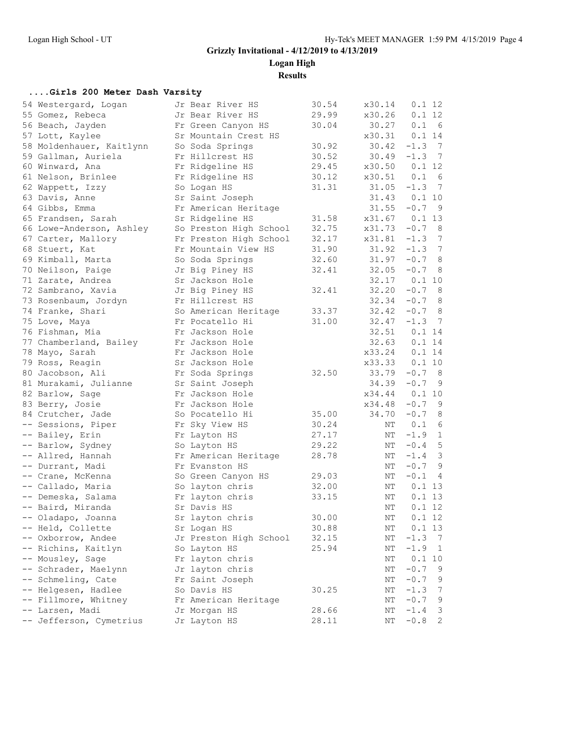## Grizzly Invitational - 4/12/2019 to 4/13/2019

## Logan High

## Results

### ....Girls 200 Meter Dash Varsity

| Place | Name | Year | School | Seed | Finals | Wind | H# |
|---|---|---|---|---|---|---|---|
| 54 | Westergard, Logan | Jr | Bear River HS | 30.54 | x30.14 | 0.1 | 12 |
| 55 | Gomez, Rebeca | Jr | Bear River HS | 29.99 | x30.26 | 0.1 | 12 |
| 56 | Beach, Jayden | Fr | Green Canyon HS | 30.04 | 30.27 | 0.1 | 6 |
| 57 | Lott, Kaylee | Sr | Mountain Crest HS | | x30.31 | 0.1 | 14 |
| 58 | Moldenhauer, Kaitlynn | So | Soda Springs | 30.92 | 30.42 | -1.3 | 7 |
| 59 | Gallman, Auriela | Fr | Hillcrest HS | 30.52 | 30.49 | -1.3 | 7 |
| 60 | Winward, Ana | Fr | Ridgeline HS | 29.45 | x30.50 | 0.1 | 12 |
| 61 | Nelson, Brinlee | Fr | Ridgeline HS | 30.12 | x30.51 | 0.1 | 6 |
| 62 | Wappett, Izzy | So | Logan HS | 31.31 | 31.05 | -1.3 | 7 |
| 63 | Davis, Anne | Sr | Saint Joseph | | 31.43 | 0.1 | 10 |
| 64 | Gibbs, Emma | Fr | American Heritage | | 31.55 | -0.7 | 9 |
| 65 | Frandsen, Sarah | Sr | Ridgeline HS | 31.58 | x31.67 | 0.1 | 13 |
| 66 | Lowe-Anderson, Ashley | So | Preston High School | 32.75 | x31.73 | -0.7 | 8 |
| 67 | Carter, Mallory | Fr | Preston High School | 32.17 | x31.81 | -1.3 | 7 |
| 68 | Stuert, Kat | Fr | Mountain View HS | 31.90 | 31.92 | -1.3 | 7 |
| 69 | Kimball, Marta | So | Soda Springs | 32.60 | 31.97 | -0.7 | 8 |
| 70 | Neilson, Paige | Jr | Big Piney HS | 32.41 | 32.05 | -0.7 | 8 |
| 71 | Zarate, Andrea | Sr | Jackson Hole | | 32.17 | 0.1 | 10 |
| 72 | Sambrano, Xavia | Jr | Big Piney HS | 32.41 | 32.20 | -0.7 | 8 |
| 73 | Rosenbaum, Jordyn | Fr | Hillcrest HS | | 32.34 | -0.7 | 8 |
| 74 | Franke, Shari | So | American Heritage | 33.37 | 32.42 | -0.7 | 8 |
| 75 | Love, Maya | Fr | Pocatello Hi | 31.00 | 32.47 | -1.3 | 7 |
| 76 | Fishman, Mia | Fr | Jackson Hole | | 32.51 | 0.1 | 14 |
| 77 | Chamberland, Bailey | Fr | Jackson Hole | | 32.63 | 0.1 | 14 |
| 78 | Mayo, Sarah | Fr | Jackson Hole | | x33.24 | 0.1 | 14 |
| 79 | Ross, Reagin | Sr | Jackson Hole | | x33.33 | 0.1 | 10 |
| 80 | Jacobson, Ali | Fr | Soda Springs | 32.50 | 33.79 | -0.7 | 8 |
| 81 | Murakami, Julianne | Sr | Saint Joseph | | 34.39 | -0.7 | 9 |
| 82 | Barlow, Sage | Fr | Jackson Hole | | x34.44 | 0.1 | 10 |
| 83 | Berry, Josie | Fr | Jackson Hole | | x34.48 | -0.7 | 9 |
| 84 | Crutcher, Jade | So | Pocatello Hi | 35.00 | 34.70 | -0.7 | 8 |
| -- | Sessions, Piper | Fr | Sky View HS | 30.24 | NT | 0.1 | 6 |
| -- | Bailey, Erin | Fr | Layton HS | 27.17 | NT | -1.9 | 1 |
| -- | Barlow, Sydney | So | Layton HS | 29.22 | NT | -0.4 | 5 |
| -- | Allred, Hannah | Fr | American Heritage | 28.78 | NT | -1.4 | 3 |
| -- | Durrant, Madi | Fr | Evanston HS | | NT | -0.7 | 9 |
| -- | Crane, McKenna | So | Green Canyon HS | 29.03 | NT | -0.1 | 4 |
| -- | Callado, Maria | So | layton chris | 32.00 | NT | 0.1 | 13 |
| -- | Demeska, Salama | Fr | layton chris | 33.15 | NT | 0.1 | 13 |
| -- | Baird, Miranda | Sr | Davis HS | | NT | 0.1 | 12 |
| -- | Oladapo, Joanna | Sr | layton chris | 30.00 | NT | 0.1 | 12 |
| -- | Held, Collette | Sr | Logan HS | 30.88 | NT | 0.1 | 13 |
| -- | Oxborrow, Andee | Jr | Preston High School | 32.15 | NT | -1.3 | 7 |
| -- | Richins, Kaitlyn | So | Layton HS | 25.94 | NT | -1.9 | 1 |
| -- | Mousley, Sage | Fr | layton chris | | NT | 0.1 | 10 |
| -- | Schrader, Maelynn | Jr | layton chris | | NT | -0.7 | 9 |
| -- | Schmeling, Cate | Fr | Saint Joseph | | NT | -0.7 | 9 |
| -- | Helgesen, Hadlee | So | Davis HS | 30.25 | NT | -1.3 | 7 |
| -- | Fillmore, Whitney | Fr | American Heritage | | NT | -0.7 | 9 |
| -- | Larsen, Madi | Jr | Morgan HS | 28.66 | NT | -1.4 | 3 |
| -- | Jefferson, Cymetrius | Jr | Layton HS | 28.11 | NT | -0.8 | 2 |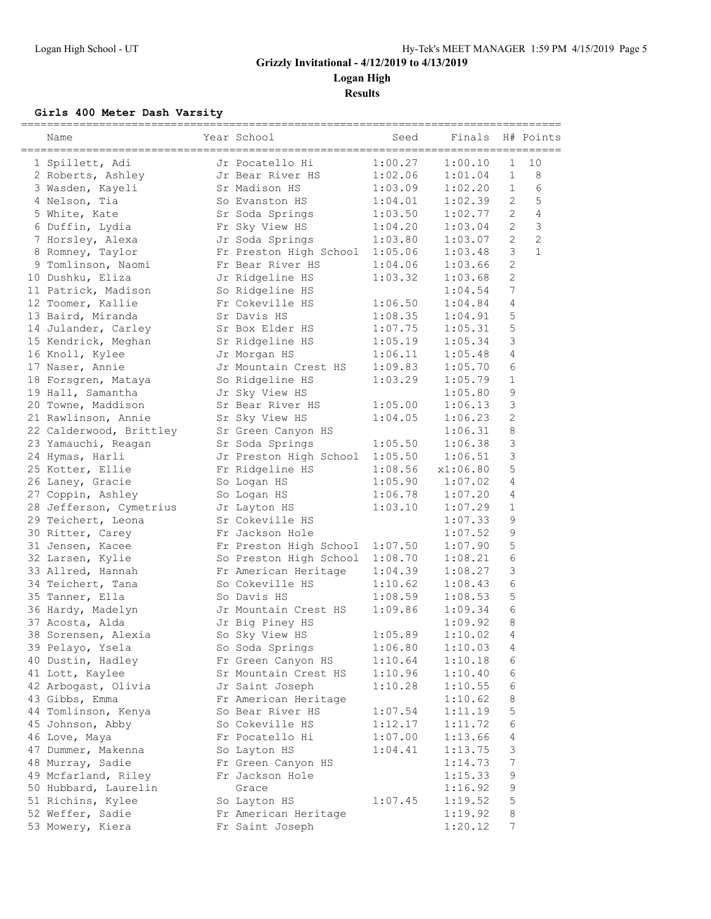# Grizzly Invitational - 4/12/2019 to 4/13/2019

## Logan High

### Results

#### Girls 400 Meter Dash Varsity

| | Name | Year | School | Seed | Finals | H# | Points |
|---|---|---|---|---|---|---|---|
| 1 | Spillett, Adi | Jr | Pocatello Hi | 1:00.27 | 1:00.10 | 1 | 10 |
| 2 | Roberts, Ashley | Jr | Bear River HS | 1:02.06 | 1:01.04 | 1 | 8 |
| 3 | Wasden, Kayeli | Sr | Madison HS | 1:03.09 | 1:02.20 | 1 | 6 |
| 4 | Nelson, Tia | So | Evanston HS | 1:04.01 | 1:02.39 | 2 | 5 |
| 5 | White, Kate | Sr | Soda Springs | 1:03.50 | 1:02.77 | 2 | 4 |
| 6 | Duffin, Lydia | Fr | Sky View HS | 1:04.20 | 1:03.04 | 2 | 3 |
| 7 | Horsley, Alexa | Jr | Soda Springs | 1:03.80 | 1:03.07 | 2 | 2 |
| 8 | Romney, Taylor | Fr | Preston High School | 1:05.06 | 1:03.48 | 3 | 1 |
| 9 | Tomlinson, Naomi | Fr | Bear River HS | 1:04.06 | 1:03.66 | 2 | |
| 10 | Dushku, Eliza | Jr | Ridgeline HS | 1:03.32 | 1:03.68 | 2 | |
| 11 | Patrick, Madison | So | Ridgeline HS | | 1:04.54 | 7 | |
| 12 | Toomer, Kallie | Fr | Cokeville HS | 1:06.50 | 1:04.84 | 4 | |
| 13 | Baird, Miranda | Sr | Davis HS | 1:08.35 | 1:04.91 | 5 | |
| 14 | Julander, Carley | Sr | Box Elder HS | 1:07.75 | 1:05.31 | 5 | |
| 15 | Kendrick, Meghan | Sr | Ridgeline HS | 1:05.19 | 1:05.34 | 3 | |
| 16 | Knoll, Kylee | Jr | Morgan HS | 1:06.11 | 1:05.48 | 4 | |
| 17 | Naser, Annie | Jr | Mountain Crest HS | 1:09.83 | 1:05.70 | 6 | |
| 18 | Forsgren, Mataya | So | Ridgeline HS | 1:03.29 | 1:05.79 | 1 | |
| 19 | Hall, Samantha | Jr | Sky View HS | | 1:05.80 | 9 | |
| 20 | Towne, Maddison | Sr | Bear River HS | 1:05.00 | 1:06.13 | 3 | |
| 21 | Rawlinson, Annie | Sr | Sky View HS | 1:04.05 | 1:06.23 | 2 | |
| 22 | Calderwood, Brittley | Sr | Green Canyon HS | | 1:06.31 | 8 | |
| 23 | Yamauchi, Reagan | Sr | Soda Springs | 1:05.50 | 1:06.38 | 3 | |
| 24 | Hymas, Harli | Jr | Preston High School | 1:05.50 | 1:06.51 | 3 | |
| 25 | Kotter, Ellie | Fr | Ridgeline HS | 1:08.56 | x1:06.80 | 5 | |
| 26 | Laney, Gracie | So | Logan HS | 1:05.90 | 1:07.02 | 4 | |
| 27 | Coppin, Ashley | So | Logan HS | 1:06.78 | 1:07.20 | 4 | |
| 28 | Jefferson, Cymetrius | Jr | Layton HS | 1:03.10 | 1:07.29 | 1 | |
| 29 | Teichert, Leona | Sr | Cokeville HS | | 1:07.33 | 9 | |
| 30 | Ritter, Carey | Fr | Jackson Hole | | 1:07.52 | 9 | |
| 31 | Jensen, Kacee | Fr | Preston High School | 1:07.50 | 1:07.90 | 5 | |
| 32 | Larsen, Kylie | So | Preston High School | 1:08.70 | 1:08.21 | 6 | |
| 33 | Allred, Hannah | Fr | American Heritage | 1:04.39 | 1:08.27 | 3 | |
| 34 | Teichert, Tana | So | Cokeville HS | 1:10.62 | 1:08.43 | 6 | |
| 35 | Tanner, Ella | So | Davis HS | 1:08.59 | 1:08.53 | 5 | |
| 36 | Hardy, Madelyn | Jr | Mountain Crest HS | 1:09.86 | 1:09.34 | 6 | |
| 37 | Acosta, Alda | Jr | Big Piney HS | | 1:09.92 | 8 | |
| 38 | Sorensen, Alexia | So | Sky View HS | 1:05.89 | 1:10.02 | 4 | |
| 39 | Pelayo, Ysela | So | Soda Springs | 1:06.80 | 1:10.03 | 4 | |
| 40 | Dustin, Hadley | Fr | Green Canyon HS | 1:10.64 | 1:10.18 | 6 | |
| 41 | Lott, Kaylee | Sr | Mountain Crest HS | 1:10.96 | 1:10.40 | 6 | |
| 42 | Arbogast, Olivia | Jr | Saint Joseph | 1:10.28 | 1:10.55 | 6 | |
| 43 | Gibbs, Emma | Fr | American Heritage | | 1:10.62 | 8 | |
| 44 | Tomlinson, Kenya | So | Bear River HS | 1:07.54 | 1:11.19 | 5 | |
| 45 | Johnson, Abby | So | Cokeville HS | 1:12.17 | 1:11.72 | 6 | |
| 46 | Love, Maya | Fr | Pocatello Hi | 1:07.00 | 1:13.66 | 4 | |
| 47 | Dummer, Makenna | So | Layton HS | 1:04.41 | 1:13.75 | 3 | |
| 48 | Murray, Sadie | Fr | Green Canyon HS | | 1:14.73 | 7 | |
| 49 | Mcfarland, Riley | Fr | Jackson Hole | | 1:15.33 | 9 | |
| 50 | Hubbard, Laurelin | | Grace | | 1:16.92 | 9 | |
| 51 | Richins, Kylee | So | Layton HS | 1:07.45 | 1:19.52 | 5 | |
| 52 | Weffer, Sadie | Fr | American Heritage | | 1:19.92 | 8 | |
| 53 | Mowery, Kiera | Fr | Saint Joseph | | 1:20.12 | 7 | |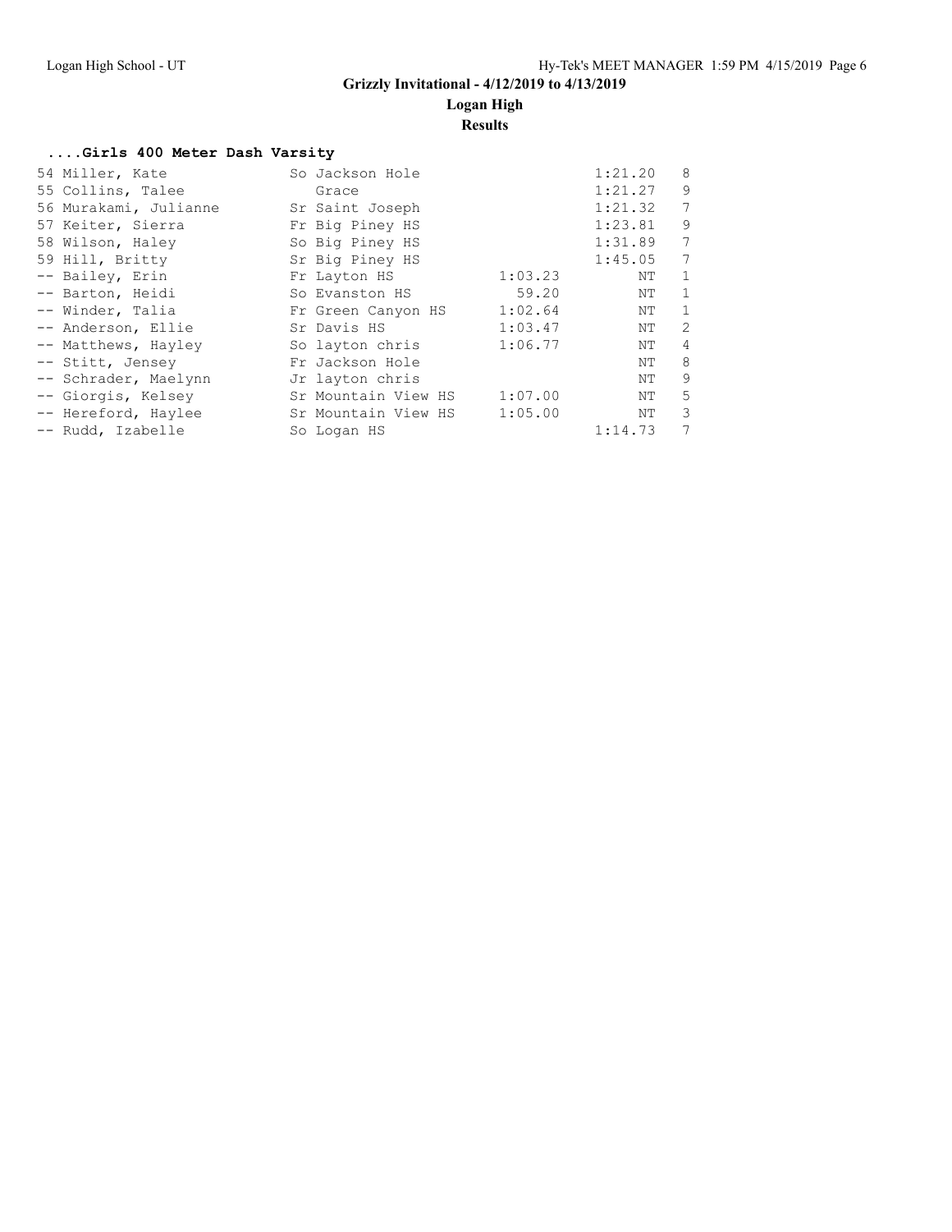# Grizzly Invitational - 4/12/2019 to 4/13/2019

## Logan High

### Results

#### ....Girls 400 Meter Dash Varsity

| Place | Name | Yr | School | Seed | Finals | H |
|---|---|---|---|---|---|---|
| 54 | Miller, Kate | So | Jackson Hole | | 1:21.20 | 8 |
| 55 | Collins, Talee | | Grace | | 1:21.27 | 9 |
| 56 | Murakami, Julianne | Sr | Saint Joseph | | 1:21.32 | 7 |
| 57 | Keiter, Sierra | Fr | Big Piney HS | | 1:23.81 | 9 |
| 58 | Wilson, Haley | So | Big Piney HS | | 1:31.89 | 7 |
| 59 | Hill, Britty | Sr | Big Piney HS | | 1:45.05 | 7 |
| -- | Bailey, Erin | Fr | Layton HS | 1:03.23 | NT | 1 |
| -- | Barton, Heidi | So | Evanston HS | 59.20 | NT | 1 |
| -- | Winder, Talia | Fr | Green Canyon HS | 1:02.64 | NT | 1 |
| -- | Anderson, Ellie | Sr | Davis HS | 1:03.47 | NT | 2 |
| -- | Matthews, Hayley | So | layton chris | 1:06.77 | NT | 4 |
| -- | Stitt, Jensey | Fr | Jackson Hole | | NT | 8 |
| -- | Schrader, Maelynn | Jr | layton chris | | NT | 9 |
| -- | Giorgis, Kelsey | Sr | Mountain View HS | 1:07.00 | NT | 5 |
| -- | Hereford, Haylee | Sr | Mountain View HS | 1:05.00 | NT | 3 |
| -- | Rudd, Izabelle | So | Logan HS | | 1:14.73 | 7 |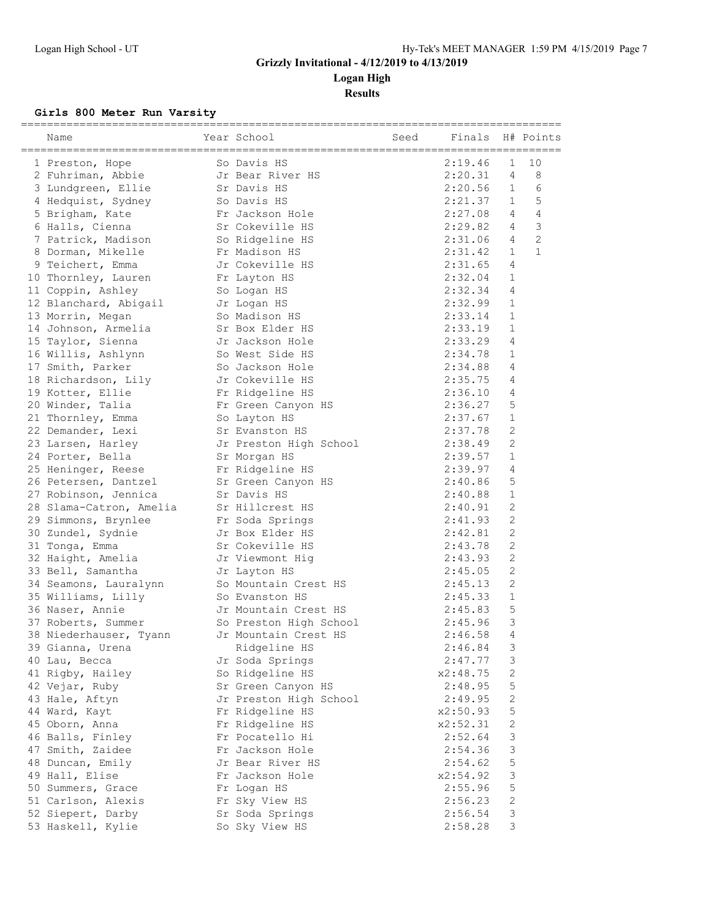# Grizzly Invitational - 4/12/2019 to 4/13/2019

## Logan High

### Results

**Girls 800 Meter Run Varsity**

| | Name | Year | School | Seed | Finals | H# | Points |
|---|---|---|---|---|---|---|---|
| 1 | Preston, Hope | So | Davis HS | | 2:19.46 | 1 | 10 |
| 2 | Fuhriman, Abbie | Jr | Bear River HS | | 2:20.31 | 4 | 8 |
| 3 | Lundgreen, Ellie | Sr | Davis HS | | 2:20.56 | 1 | 6 |
| 4 | Hedquist, Sydney | So | Davis HS | | 2:21.37 | 1 | 5 |
| 5 | Brigham, Kate | Fr | Jackson Hole | | 2:27.08 | 4 | 4 |
| 6 | Halls, Cienna | Sr | Cokeville HS | | 2:29.82 | 4 | 3 |
| 7 | Patrick, Madison | So | Ridgeline HS | | 2:31.06 | 4 | 2 |
| 8 | Dorman, Mikelle | Fr | Madison HS | | 2:31.42 | 1 | 1 |
| 9 | Teichert, Emma | Jr | Cokeville HS | | 2:31.65 | 4 | |
| 10 | Thornley, Lauren | Fr | Layton HS | | 2:32.04 | 1 | |
| 11 | Coppin, Ashley | So | Logan HS | | 2:32.34 | 4 | |
| 12 | Blanchard, Abigail | Jr | Logan HS | | 2:32.99 | 1 | |
| 13 | Morrin, Megan | So | Madison HS | | 2:33.14 | 1 | |
| 14 | Johnson, Armelia | Sr | Box Elder HS | | 2:33.19 | 1 | |
| 15 | Taylor, Sienna | Jr | Jackson Hole | | 2:33.29 | 4 | |
| 16 | Willis, Ashlynn | So | West Side HS | | 2:34.78 | 1 | |
| 17 | Smith, Parker | So | Jackson Hole | | 2:34.88 | 4 | |
| 18 | Richardson, Lily | Jr | Cokeville HS | | 2:35.75 | 4 | |
| 19 | Kotter, Ellie | Fr | Ridgeline HS | | 2:36.10 | 4 | |
| 20 | Winder, Talia | Fr | Green Canyon HS | | 2:36.27 | 5 | |
| 21 | Thornley, Emma | So | Layton HS | | 2:37.67 | 1 | |
| 22 | Demander, Lexi | Sr | Evanston HS | | 2:37.78 | 2 | |
| 23 | Larsen, Harley | Jr | Preston High School | | 2:38.49 | 2 | |
| 24 | Porter, Bella | Sr | Morgan HS | | 2:39.57 | 1 | |
| 25 | Heninger, Reese | Fr | Ridgeline HS | | 2:39.97 | 4 | |
| 26 | Petersen, Dantzel | Sr | Green Canyon HS | | 2:40.86 | 5 | |
| 27 | Robinson, Jennica | Sr | Davis HS | | 2:40.88 | 1 | |
| 28 | Slama-Catron, Amelia | Sr | Hillcrest HS | | 2:40.91 | 2 | |
| 29 | Simmons, Brynlee | Fr | Soda Springs | | 2:41.93 | 2 | |
| 30 | Zundel, Sydnie | Jr | Box Elder HS | | 2:42.81 | 2 | |
| 31 | Tonga, Emma | Sr | Cokeville HS | | 2:43.78 | 2 | |
| 32 | Haight, Amelia | Jr | Viewmont Hig | | 2:43.93 | 2 | |
| 33 | Bell, Samantha | Jr | Layton HS | | 2:45.05 | 2 | |
| 34 | Seamons, Lauralynn | So | Mountain Crest HS | | 2:45.13 | 2 | |
| 35 | Williams, Lilly | So | Evanston HS | | 2:45.33 | 1 | |
| 36 | Naser, Annie | Jr | Mountain Crest HS | | 2:45.83 | 5 | |
| 37 | Roberts, Summer | So | Preston High School | | 2:45.96 | 3 | |
| 38 | Niederhauser, Tyann | Jr | Mountain Crest HS | | 2:46.58 | 4 | |
| 39 | Gianna, Urena | | Ridgeline HS | | 2:46.84 | 3 | |
| 40 | Lau, Becca | Jr | Soda Springs | | 2:47.77 | 3 | |
| 41 | Rigby, Hailey | So | Ridgeline HS | | x2:48.75 | 2 | |
| 42 | Vejar, Ruby | Sr | Green Canyon HS | | 2:48.95 | 5 | |
| 43 | Hale, Aftyn | Jr | Preston High School | | 2:49.95 | 2 | |
| 44 | Ward, Kayt | Fr | Ridgeline HS | | x2:50.93 | 5 | |
| 45 | Oborn, Anna | Fr | Ridgeline HS | | x2:52.31 | 2 | |
| 46 | Balls, Finley | Fr | Pocatello Hi | | 2:52.64 | 3 | |
| 47 | Smith, Zaidee | Fr | Jackson Hole | | 2:54.36 | 3 | |
| 48 | Duncan, Emily | Jr | Bear River HS | | 2:54.62 | 5 | |
| 49 | Hall, Elise | Fr | Jackson Hole | | x2:54.92 | 3 | |
| 50 | Summers, Grace | Fr | Logan HS | | 2:55.96 | 5 | |
| 51 | Carlson, Alexis | Fr | Sky View HS | | 2:56.23 | 2 | |
| 52 | Siepert, Darby | Sr | Soda Springs | | 2:56.54 | 3 | |
| 53 | Haskell, Kylie | So | Sky View HS | | 2:58.28 | 3 | |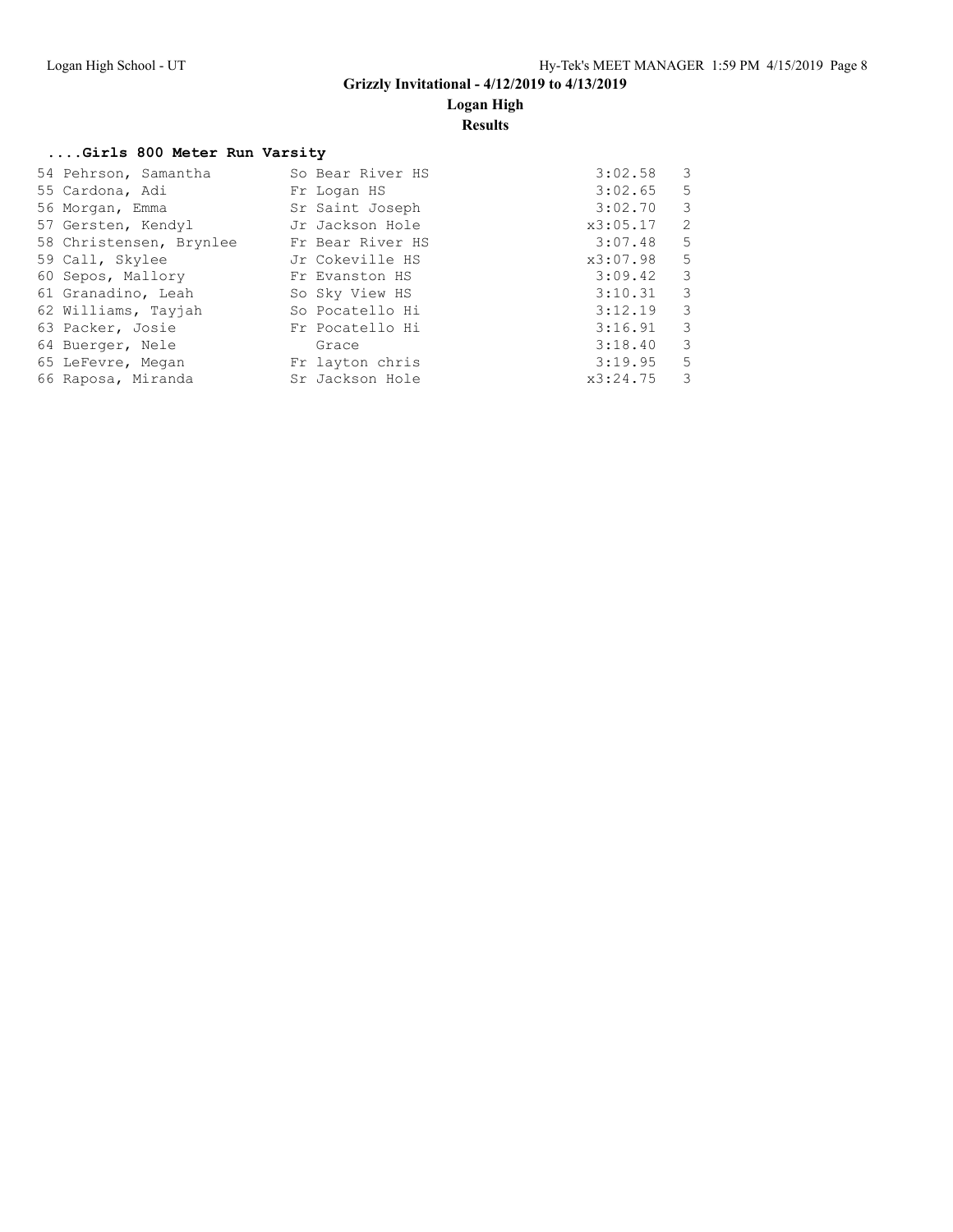# Grizzly Invitational - 4/12/2019 to 4/13/2019

## Logan High

### Results

**....Girls 800 Meter Run Varsity**

| Place | Name | Yr | School | Time | Heat |
|---|---|---|---|---|---|
| 54 | Pehrson, Samantha | So | Bear River HS | 3:02.58 | 3 |
| 55 | Cardona, Adi | Fr | Logan HS | 3:02.65 | 5 |
| 56 | Morgan, Emma | Sr | Saint Joseph | 3:02.70 | 3 |
| 57 | Gersten, Kendyl | Jr | Jackson Hole | x3:05.17 | 2 |
| 58 | Christensen, Brynlee | Fr | Bear River HS | 3:07.48 | 5 |
| 59 | Call, Skylee | Jr | Cokeville HS | x3:07.98 | 5 |
| 60 | Sepos, Mallory | Fr | Evanston HS | 3:09.42 | 3 |
| 61 | Granadino, Leah | So | Sky View HS | 3:10.31 | 3 |
| 62 | Williams, Tayjah | So | Pocatello Hi | 3:12.19 | 3 |
| 63 | Packer, Josie | Fr | Pocatello Hi | 3:16.91 | 3 |
| 64 | Buerger, Nele | | Grace | 3:18.40 | 3 |
| 65 | LeFevre, Megan | Fr | layton chris | 3:19.95 | 5 |
| 66 | Raposa, Miranda | Sr | Jackson Hole | x3:24.75 | 3 |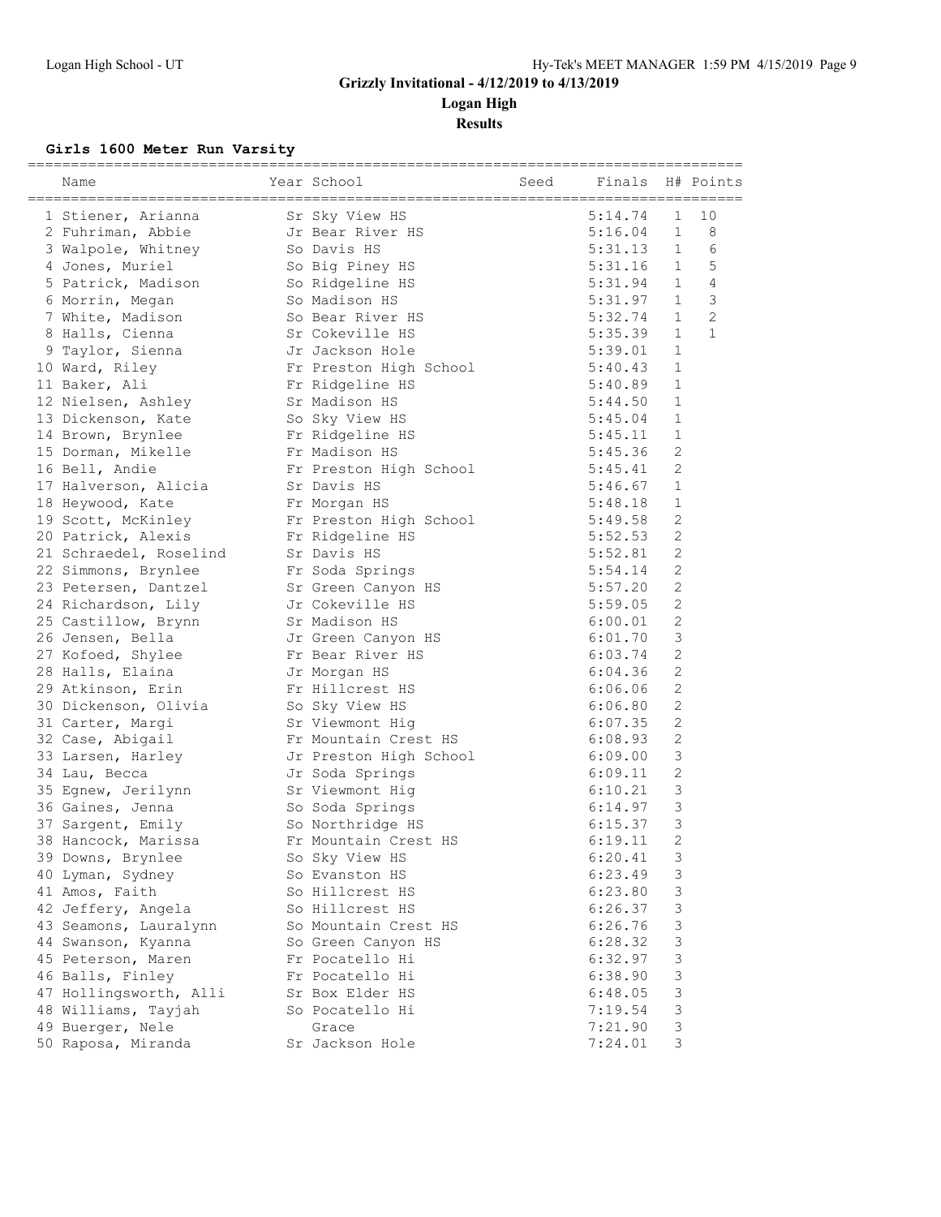# Grizzly Invitational - 4/12/2019 to 4/13/2019

## Logan High

### Results

**Girls 1600 Meter Run Varsity**

| | Name | Year | School | Seed | Finals | H# | Points |
|---|---|---|---|---|---|---|---|
| 1 | Stiener, Arianna | Sr | Sky View HS | | 5:14.74 | 1 | 10 |
| 2 | Fuhriman, Abbie | Jr | Bear River HS | | 5:16.04 | 1 | 8 |
| 3 | Walpole, Whitney | So | Davis HS | | 5:31.13 | 1 | 6 |
| 4 | Jones, Muriel | So | Big Piney HS | | 5:31.16 | 1 | 5 |
| 5 | Patrick, Madison | So | Ridgeline HS | | 5:31.94 | 1 | 4 |
| 6 | Morrin, Megan | So | Madison HS | | 5:31.97 | 1 | 3 |
| 7 | White, Madison | So | Bear River HS | | 5:32.74 | 1 | 2 |
| 8 | Halls, Cienna | Sr | Cokeville HS | | 5:35.39 | 1 | 1 |
| 9 | Taylor, Sienna | Jr | Jackson Hole | | 5:39.01 | 1 | |
| 10 | Ward, Riley | Fr | Preston High School | | 5:40.43 | 1 | |
| 11 | Baker, Ali | Fr | Ridgeline HS | | 5:40.89 | 1 | |
| 12 | Nielsen, Ashley | Sr | Madison HS | | 5:44.50 | 1 | |
| 13 | Dickenson, Kate | So | Sky View HS | | 5:45.04 | 1 | |
| 14 | Brown, Brynlee | Fr | Ridgeline HS | | 5:45.11 | 1 | |
| 15 | Dorman, Mikelle | Fr | Madison HS | | 5:45.36 | 2 | |
| 16 | Bell, Andie | Fr | Preston High School | | 5:45.41 | 2 | |
| 17 | Halverson, Alicia | Sr | Davis HS | | 5:46.67 | 1 | |
| 18 | Heywood, Kate | Fr | Morgan HS | | 5:48.18 | 1 | |
| 19 | Scott, McKinley | Fr | Preston High School | | 5:49.58 | 2 | |
| 20 | Patrick, Alexis | Fr | Ridgeline HS | | 5:52.53 | 2 | |
| 21 | Schraedel, Roselind | Sr | Davis HS | | 5:52.81 | 2 | |
| 22 | Simmons, Brynlee | Fr | Soda Springs | | 5:54.14 | 2 | |
| 23 | Petersen, Dantzel | Sr | Green Canyon HS | | 5:57.20 | 2 | |
| 24 | Richardson, Lily | Jr | Cokeville HS | | 5:59.05 | 2 | |
| 25 | Castillow, Brynn | Sr | Madison HS | | 6:00.01 | 2 | |
| 26 | Jensen, Bella | Jr | Green Canyon HS | | 6:01.70 | 3 | |
| 27 | Kofoed, Shylee | Fr | Bear River HS | | 6:03.74 | 2 | |
| 28 | Halls, Elaina | Jr | Morgan HS | | 6:04.36 | 2 | |
| 29 | Atkinson, Erin | Fr | Hillcrest HS | | 6:06.06 | 2 | |
| 30 | Dickenson, Olivia | So | Sky View HS | | 6:06.80 | 2 | |
| 31 | Carter, Margi | Sr | Viewmont Hig | | 6:07.35 | 2 | |
| 32 | Case, Abigail | Fr | Mountain Crest HS | | 6:08.93 | 2 | |
| 33 | Larsen, Harley | Jr | Preston High School | | 6:09.00 | 3 | |
| 34 | Lau, Becca | Jr | Soda Springs | | 6:09.11 | 2 | |
| 35 | Egnew, Jerilynn | Sr | Viewmont Hig | | 6:10.21 | 3 | |
| 36 | Gaines, Jenna | So | Soda Springs | | 6:14.97 | 3 | |
| 37 | Sargent, Emily | So | Northridge HS | | 6:15.37 | 3 | |
| 38 | Hancock, Marissa | Fr | Mountain Crest HS | | 6:19.11 | 2 | |
| 39 | Downs, Brynlee | So | Sky View HS | | 6:20.41 | 3 | |
| 40 | Lyman, Sydney | So | Evanston HS | | 6:23.49 | 3 | |
| 41 | Amos, Faith | So | Hillcrest HS | | 6:23.80 | 3 | |
| 42 | Jeffery, Angela | So | Hillcrest HS | | 6:26.37 | 3 | |
| 43 | Seamons, Lauralynn | So | Mountain Crest HS | | 6:26.76 | 3 | |
| 44 | Swanson, Kyanna | So | Green Canyon HS | | 6:28.32 | 3 | |
| 45 | Peterson, Maren | Fr | Pocatello Hi | | 6:32.97 | 3 | |
| 46 | Balls, Finley | Fr | Pocatello Hi | | 6:38.90 | 3 | |
| 47 | Hollingsworth, Alli | Sr | Box Elder HS | | 6:48.05 | 3 | |
| 48 | Williams, Tayjah | So | Pocatello Hi | | 7:19.54 | 3 | |
| 49 | Buerger, Nele | | Grace | | 7:21.90 | 3 | |
| 50 | Raposa, Miranda | Sr | Jackson Hole | | 7:24.01 | 3 | |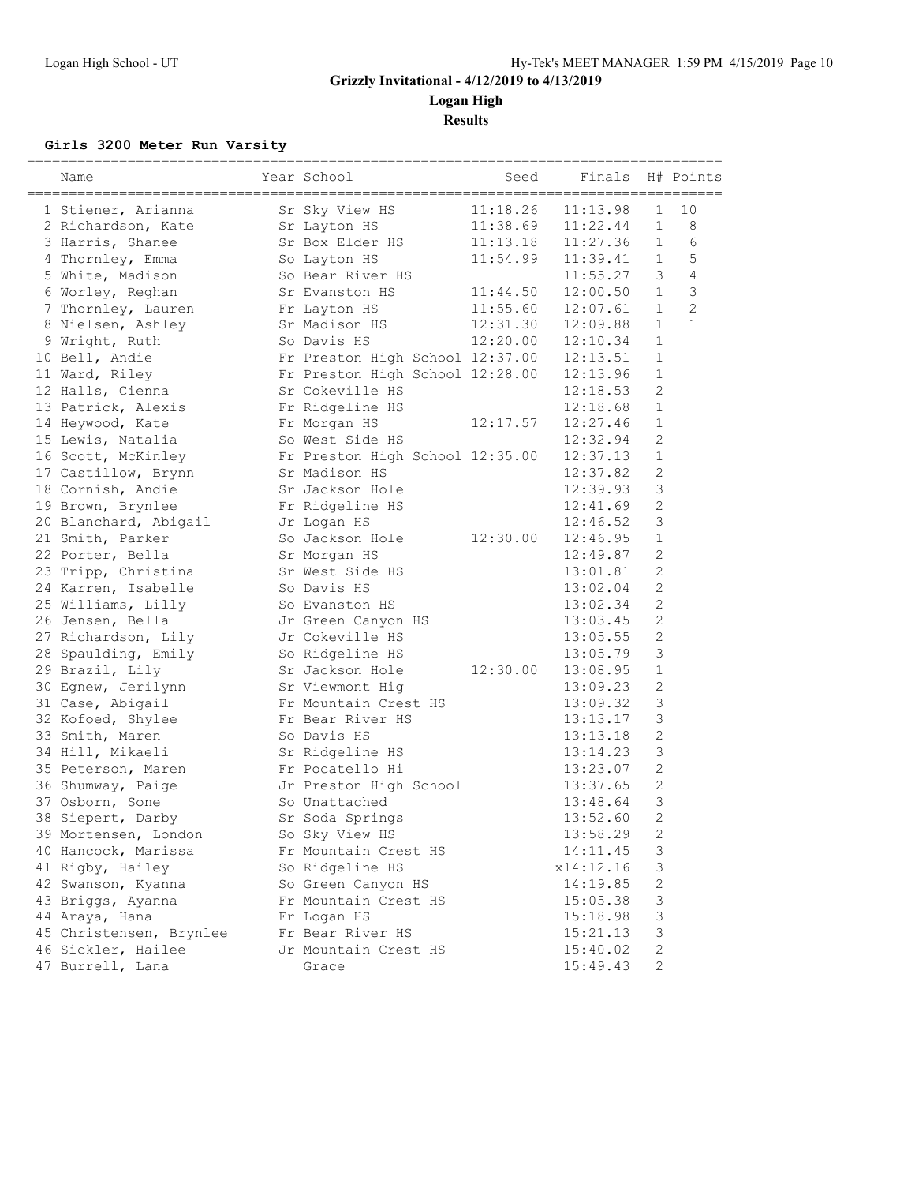# Grizzly Invitational - 4/12/2019 to 4/13/2019

## Logan High

### Results

**Girls 3200 Meter Run Varsity**

| Place | Name | Year | School | Seed | Finals | H# | Points |
|---|---|---|---|---|---|---|---|
| 1 | Stiener, Arianna | Sr | Sky View HS | 11:18.26 | 11:13.98 | 1 | 10 |
| 2 | Richardson, Kate | Sr | Layton HS | 11:38.69 | 11:22.44 | 1 | 8 |
| 3 | Harris, Shanee | Sr | Box Elder HS | 11:13.18 | 11:27.36 | 1 | 6 |
| 4 | Thornley, Emma | So | Layton HS | 11:54.99 | 11:39.41 | 1 | 5 |
| 5 | White, Madison | So | Bear River HS | | 11:55.27 | 3 | 4 |
| 6 | Worley, Reghan | Sr | Evanston HS | 11:44.50 | 12:00.50 | 1 | 3 |
| 7 | Thornley, Lauren | Fr | Layton HS | 11:55.60 | 12:07.61 | 1 | 2 |
| 8 | Nielsen, Ashley | Sr | Madison HS | 12:31.30 | 12:09.88 | 1 | 1 |
| 9 | Wright, Ruth | So | Davis HS | 12:20.00 | 12:10.34 | 1 | |
| 10 | Bell, Andie | Fr | Preston High School | 12:37.00 | 12:13.51 | 1 | |
| 11 | Ward, Riley | Fr | Preston High School | 12:28.00 | 12:13.96 | 1 | |
| 12 | Halls, Cienna | Sr | Cokeville HS | | 12:18.53 | 2 | |
| 13 | Patrick, Alexis | Fr | Ridgeline HS | | 12:18.68 | 1 | |
| 14 | Heywood, Kate | Fr | Morgan HS | 12:17.57 | 12:27.46 | 1 | |
| 15 | Lewis, Natalia | So | West Side HS | | 12:32.94 | 2 | |
| 16 | Scott, McKinley | Fr | Preston High School | 12:35.00 | 12:37.13 | 1 | |
| 17 | Castillow, Brynn | Sr | Madison HS | | 12:37.82 | 2 | |
| 18 | Cornish, Andie | Sr | Jackson Hole | | 12:39.93 | 3 | |
| 19 | Brown, Brynlee | Fr | Ridgeline HS | | 12:41.69 | 2 | |
| 20 | Blanchard, Abigail | Jr | Logan HS | | 12:46.52 | 3 | |
| 21 | Smith, Parker | So | Jackson Hole | 12:30.00 | 12:46.95 | 1 | |
| 22 | Porter, Bella | Sr | Morgan HS | | 12:49.87 | 2 | |
| 23 | Tripp, Christina | Sr | West Side HS | | 13:01.81 | 2 | |
| 24 | Karren, Isabelle | So | Davis HS | | 13:02.04 | 2 | |
| 25 | Williams, Lilly | So | Evanston HS | | 13:02.34 | 2 | |
| 26 | Jensen, Bella | Jr | Green Canyon HS | | 13:03.45 | 2 | |
| 27 | Richardson, Lily | Jr | Cokeville HS | | 13:05.55 | 2 | |
| 28 | Spaulding, Emily | So | Ridgeline HS | | 13:05.79 | 3 | |
| 29 | Brazil, Lily | Sr | Jackson Hole | 12:30.00 | 13:08.95 | 1 | |
| 30 | Egnew, Jerilynn | Sr | Viewmont Hig | | 13:09.23 | 2 | |
| 31 | Case, Abigail | Fr | Mountain Crest HS | | 13:09.32 | 3 | |
| 32 | Kofoed, Shylee | Fr | Bear River HS | | 13:13.17 | 3 | |
| 33 | Smith, Maren | So | Davis HS | | 13:13.18 | 2 | |
| 34 | Hill, Mikaeli | Sr | Ridgeline HS | | 13:14.23 | 3 | |
| 35 | Peterson, Maren | Fr | Pocatello Hi | | 13:23.07 | 2 | |
| 36 | Shumway, Paige | Jr | Preston High School | | 13:37.65 | 2 | |
| 37 | Osborn, Sone | So | Unattached | | 13:48.64 | 3 | |
| 38 | Siepert, Darby | Sr | Soda Springs | | 13:52.60 | 2 | |
| 39 | Mortensen, London | So | Sky View HS | | 13:58.29 | 2 | |
| 40 | Hancock, Marissa | Fr | Mountain Crest HS | | 14:11.45 | 3 | |
| 41 | Rigby, Hailey | So | Ridgeline HS | | x14:12.16 | 3 | |
| 42 | Swanson, Kyanna | So | Green Canyon HS | | 14:19.85 | 2 | |
| 43 | Briggs, Ayanna | Fr | Mountain Crest HS | | 15:05.38 | 3 | |
| 44 | Araya, Hana | Fr | Logan HS | | 15:18.98 | 3 | |
| 45 | Christensen, Brynlee | Fr | Bear River HS | | 15:21.13 | 3 | |
| 46 | Sickler, Hailee | Jr | Mountain Crest HS | | 15:40.02 | 2 | |
| 47 | Burrell, Lana | | Grace | | 15:49.43 | 2 | |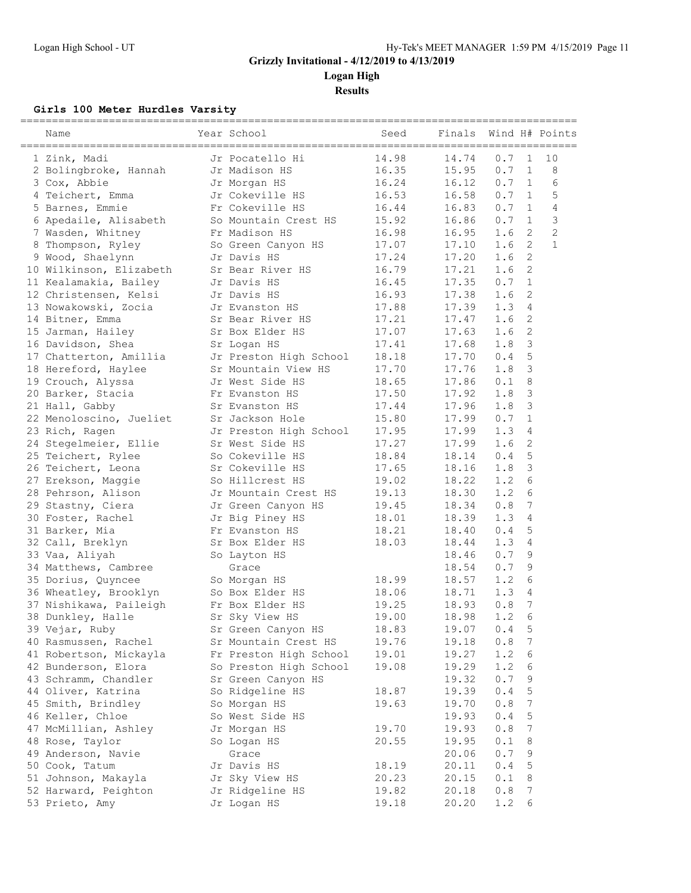# Grizzly Invitational - 4/12/2019 to 4/13/2019

## Logan High

### Results

**Girls 100 Meter Hurdles Varsity**

| Name | Year | School | Seed | Finals | Wind | H# | Points |
|---|---|---|---|---|---|---|---|
| 1 Zink, Madi | Jr | Pocatello Hi | 14.98 | 14.74 | 0.7 | 1 | 10 |
| 2 Bolingbroke, Hannah | Jr | Madison HS | 16.35 | 15.95 | 0.7 | 1 | 8 |
| 3 Cox, Abbie | Jr | Morgan HS | 16.24 | 16.12 | 0.7 | 1 | 6 |
| 4 Teichert, Emma | Jr | Cokeville HS | 16.53 | 16.58 | 0.7 | 1 | 5 |
| 5 Barnes, Emmie | Fr | Cokeville HS | 16.44 | 16.83 | 0.7 | 1 | 4 |
| 6 Apedaile, Alisabeth | So | Mountain Crest HS | 15.92 | 16.86 | 0.7 | 1 | 3 |
| 7 Wasden, Whitney | Fr | Madison HS | 16.98 | 16.95 | 1.6 | 2 | 2 |
| 8 Thompson, Ryley | So | Green Canyon HS | 17.07 | 17.10 | 1.6 | 2 | 1 |
| 9 Wood, Shaelynn | Jr | Davis HS | 17.24 | 17.20 | 1.6 | 2 | |
| 10 Wilkinson, Elizabeth | Sr | Bear River HS | 16.79 | 17.21 | 1.6 | 2 | |
| 11 Kealamakia, Bailey | Jr | Davis HS | 16.45 | 17.35 | 0.7 | 1 | |
| 12 Christensen, Kelsi | Jr | Davis HS | 16.93 | 17.38 | 1.6 | 2 | |
| 13 Nowakowski, Zocia | Jr | Evanston HS | 17.88 | 17.39 | 1.3 | 4 | |
| 14 Bitner, Emma | Sr | Bear River HS | 17.21 | 17.47 | 1.6 | 2 | |
| 15 Jarman, Hailey | Sr | Box Elder HS | 17.07 | 17.63 | 1.6 | 2 | |
| 16 Davidson, Shea | Sr | Logan HS | 17.41 | 17.68 | 1.8 | 3 | |
| 17 Chatterton, Amillia | Jr | Preston High School | 18.18 | 17.70 | 0.4 | 5 | |
| 18 Hereford, Haylee | Sr | Mountain View HS | 17.70 | 17.76 | 1.8 | 3 | |
| 19 Crouch, Alyssa | Jr | West Side HS | 18.65 | 17.86 | 0.1 | 8 | |
| 20 Barker, Stacia | Fr | Evanston HS | 17.50 | 17.92 | 1.8 | 3 | |
| 21 Hall, Gabby | Sr | Evanston HS | 17.44 | 17.96 | 1.8 | 3 | |
| 22 Menoloscino, Jueliet | Sr | Jackson Hole | 15.80 | 17.99 | 0.7 | 1 | |
| 23 Rich, Ragen | Jr | Preston High School | 17.95 | 17.99 | 1.3 | 4 | |
| 24 Stegelmeier, Ellie | Sr | West Side HS | 17.27 | 17.99 | 1.6 | 2 | |
| 25 Teichert, Rylee | So | Cokeville HS | 18.84 | 18.14 | 0.4 | 5 | |
| 26 Teichert, Leona | Sr | Cokeville HS | 17.65 | 18.16 | 1.8 | 3 | |
| 27 Erekson, Maggie | So | Hillcrest HS | 19.02 | 18.22 | 1.2 | 6 | |
| 28 Pehrson, Alison | Jr | Mountain Crest HS | 19.13 | 18.30 | 1.2 | 6 | |
| 29 Stastny, Ciera | Jr | Green Canyon HS | 19.45 | 18.34 | 0.8 | 7 | |
| 30 Foster, Rachel | Jr | Big Piney HS | 18.01 | 18.39 | 1.3 | 4 | |
| 31 Barker, Mia | Fr | Evanston HS | 18.21 | 18.40 | 0.4 | 5 | |
| 32 Call, Breklyn | Sr | Box Elder HS | 18.03 | 18.44 | 1.3 | 4 | |
| 33 Vaa, Aliyah | So | Layton HS | | 18.46 | 0.7 | 9 | |
| 34 Matthews, Cambree | | Grace | | 18.54 | 0.7 | 9 | |
| 35 Dorius, Quyncee | So | Morgan HS | 18.99 | 18.57 | 1.2 | 6 | |
| 36 Wheatley, Brooklyn | So | Box Elder HS | 18.06 | 18.71 | 1.3 | 4 | |
| 37 Nishikawa, Paileigh | Fr | Box Elder HS | 19.25 | 18.93 | 0.8 | 7 | |
| 38 Dunkley, Halle | Sr | Sky View HS | 19.00 | 18.98 | 1.2 | 6 | |
| 39 Vejar, Ruby | Sr | Green Canyon HS | 18.83 | 19.07 | 0.4 | 5 | |
| 40 Rasmussen, Rachel | Sr | Mountain Crest HS | 19.76 | 19.18 | 0.8 | 7 | |
| 41 Robertson, Mickayla | Fr | Preston High School | 19.01 | 19.27 | 1.2 | 6 | |
| 42 Bunderson, Elora | So | Preston High School | 19.08 | 19.29 | 1.2 | 6 | |
| 43 Schramm, Chandler | Sr | Green Canyon HS | | 19.32 | 0.7 | 9 | |
| 44 Oliver, Katrina | So | Ridgeline HS | 18.87 | 19.39 | 0.4 | 5 | |
| 45 Smith, Brindley | So | Morgan HS | 19.63 | 19.70 | 0.8 | 7 | |
| 46 Keller, Chloe | So | West Side HS | | 19.93 | 0.4 | 5 | |
| 47 McMillian, Ashley | Jr | Morgan HS | 19.70 | 19.93 | 0.8 | 7 | |
| 48 Rose, Taylor | So | Logan HS | 20.55 | 19.95 | 0.1 | 8 | |
| 49 Anderson, Navie | | Grace | | 20.06 | 0.7 | 9 | |
| 50 Cook, Tatum | Jr | Davis HS | 18.19 | 20.11 | 0.4 | 5 | |
| 51 Johnson, Makayla | Jr | Sky View HS | 20.23 | 20.15 | 0.1 | 8 | |
| 52 Harward, Peighton | Jr | Ridgeline HS | 19.82 | 20.18 | 0.8 | 7 | |
| 53 Prieto, Amy | Jr | Logan HS | 19.18 | 20.20 | 1.2 | 6 | |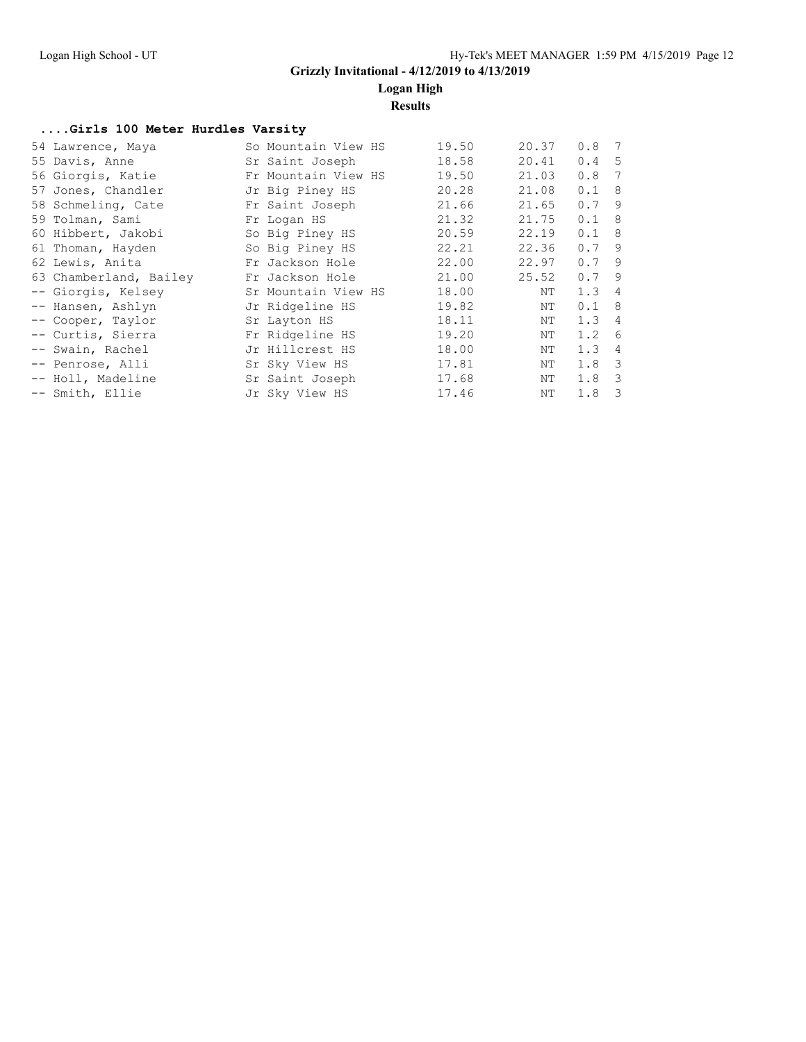# Grizzly Invitational - 4/12/2019 to 4/13/2019

## Logan High

### Results

#### ....Girls 100 Meter Hurdles Varsity

| Place | Name | Yr | School | Seed | Finals | Wind | H# |
|---|---|---|---|---|---|---|---|
| 54 | Lawrence, Maya | So | Mountain View HS | 19.50 | 20.37 | 0.8 | 7 |
| 55 | Davis, Anne | Sr | Saint Joseph | 18.58 | 20.41 | 0.4 | 5 |
| 56 | Giorgis, Katie | Fr | Mountain View HS | 19.50 | 21.03 | 0.8 | 7 |
| 57 | Jones, Chandler | Jr | Big Piney HS | 20.28 | 21.08 | 0.1 | 8 |
| 58 | Schmeling, Cate | Fr | Saint Joseph | 21.66 | 21.65 | 0.7 | 9 |
| 59 | Tolman, Sami | Fr | Logan HS | 21.32 | 21.75 | 0.1 | 8 |
| 60 | Hibbert, Jakobi | So | Big Piney HS | 20.59 | 22.19 | 0.1 | 8 |
| 61 | Thoman, Hayden | So | Big Piney HS | 22.21 | 22.36 | 0.7 | 9 |
| 62 | Lewis, Anita | Fr | Jackson Hole | 22.00 | 22.97 | 0.7 | 9 |
| 63 | Chamberland, Bailey | Fr | Jackson Hole | 21.00 | 25.52 | 0.7 | 9 |
| -- | Giorgis, Kelsey | Sr | Mountain View HS | 18.00 | NT | 1.3 | 4 |
| -- | Hansen, Ashlyn | Jr | Ridgeline HS | 19.82 | NT | 0.1 | 8 |
| -- | Cooper, Taylor | Sr | Layton HS | 18.11 | NT | 1.3 | 4 |
| -- | Curtis, Sierra | Fr | Ridgeline HS | 19.20 | NT | 1.2 | 6 |
| -- | Swain, Rachel | Jr | Hillcrest HS | 18.00 | NT | 1.3 | 4 |
| -- | Penrose, Alli | Sr | Sky View HS | 17.81 | NT | 1.8 | 3 |
| -- | Holl, Madeline | Sr | Saint Joseph | 17.68 | NT | 1.8 | 3 |
| -- | Smith, Ellie | Jr | Sky View HS | 17.46 | NT | 1.8 | 3 |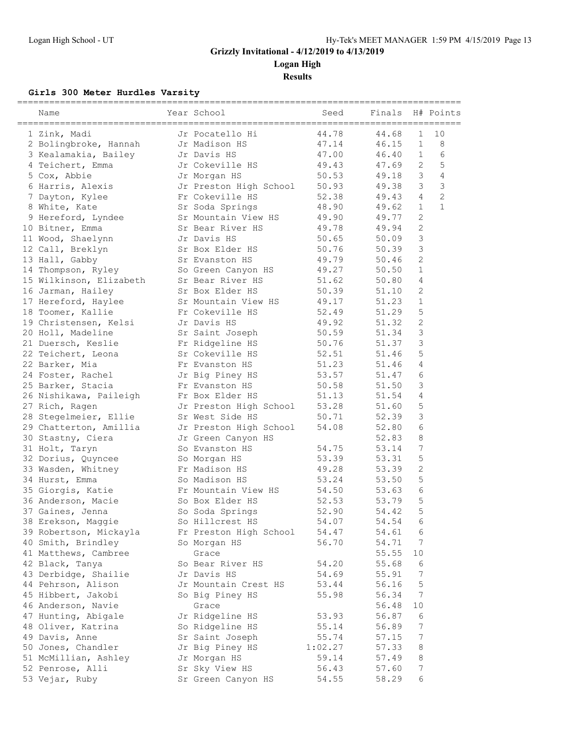# Grizzly Invitational - 4/12/2019 to 4/13/2019

## Logan High

### Results

**Girls 300 Meter Hurdles Varsity**

| Name | Year | School | Seed | Finals | H# | Points |
|---|---|---|---|---|---|---|
| 1 Zink, Madi | Jr | Pocatello Hi | 44.78 | 44.68 | 1 | 10 |
| 2 Bolingbroke, Hannah | Jr | Madison HS | 47.14 | 46.15 | 1 | 8 |
| 3 Kealamakia, Bailey | Jr | Davis HS | 47.00 | 46.40 | 1 | 6 |
| 4 Teichert, Emma | Jr | Cokeville HS | 49.43 | 47.69 | 2 | 5 |
| 5 Cox, Abbie | Jr | Morgan HS | 50.53 | 49.18 | 3 | 4 |
| 6 Harris, Alexis | Jr | Preston High School | 50.93 | 49.38 | 3 | 3 |
| 7 Dayton, Kylee | Fr | Cokeville HS | 52.38 | 49.43 | 4 | 2 |
| 8 White, Kate | Sr | Soda Springs | 48.90 | 49.62 | 1 | 1 |
| 9 Hereford, Lyndee | Sr | Mountain View HS | 49.90 | 49.77 | 2 | |
| 10 Bitner, Emma | Sr | Bear River HS | 49.78 | 49.94 | 2 | |
| 11 Wood, Shaelynn | Jr | Davis HS | 50.65 | 50.09 | 3 | |
| 12 Call, Breklyn | Sr | Box Elder HS | 50.76 | 50.39 | 3 | |
| 13 Hall, Gabby | Sr | Evanston HS | 49.79 | 50.46 | 2 | |
| 14 Thompson, Ryley | So | Green Canyon HS | 49.27 | 50.50 | 1 | |
| 15 Wilkinson, Elizabeth | Sr | Bear River HS | 51.62 | 50.80 | 4 | |
| 16 Jarman, Hailey | Sr | Box Elder HS | 50.39 | 51.10 | 2 | |
| 17 Hereford, Haylee | Sr | Mountain View HS | 49.17 | 51.23 | 1 | |
| 18 Toomer, Kallie | Fr | Cokeville HS | 52.49 | 51.29 | 5 | |
| 19 Christensen, Kelsi | Jr | Davis HS | 49.92 | 51.32 | 2 | |
| 20 Holl, Madeline | Sr | Saint Joseph | 50.59 | 51.34 | 3 | |
| 21 Duersch, Keslie | Fr | Ridgeline HS | 50.76 | 51.37 | 3 | |
| 22 Teichert, Leona | Sr | Cokeville HS | 52.51 | 51.46 | 5 | |
| 22 Barker, Mia | Fr | Evanston HS | 51.23 | 51.46 | 4 | |
| 24 Foster, Rachel | Jr | Big Piney HS | 53.57 | 51.47 | 6 | |
| 25 Barker, Stacia | Fr | Evanston HS | 50.58 | 51.50 | 3 | |
| 26 Nishikawa, Paileigh | Fr | Box Elder HS | 51.13 | 51.54 | 4 | |
| 27 Rich, Ragen | Jr | Preston High School | 53.28 | 51.60 | 5 | |
| 28 Stegelmeier, Ellie | Sr | West Side HS | 50.71 | 52.39 | 3 | |
| 29 Chatterton, Amillia | Jr | Preston High School | 54.08 | 52.80 | 6 | |
| 30 Stastny, Ciera | Jr | Green Canyon HS | | 52.83 | 8 | |
| 31 Holt, Taryn | So | Evanston HS | 54.75 | 53.14 | 7 | |
| 32 Dorius, Quyncee | So | Morgan HS | 53.39 | 53.31 | 5 | |
| 33 Wasden, Whitney | Fr | Madison HS | 49.28 | 53.39 | 2 | |
| 34 Hurst, Emma | So | Madison HS | 53.24 | 53.50 | 5 | |
| 35 Giorgis, Katie | Fr | Mountain View HS | 54.50 | 53.63 | 6 | |
| 36 Anderson, Macie | So | Box Elder HS | 52.53 | 53.79 | 5 | |
| 37 Gaines, Jenna | So | Soda Springs | 52.90 | 54.42 | 5 | |
| 38 Erekson, Maggie | So | Hillcrest HS | 54.07 | 54.54 | 6 | |
| 39 Robertson, Mickayla | Fr | Preston High School | 54.47 | 54.61 | 6 | |
| 40 Smith, Brindley | So | Morgan HS | 56.70 | 54.71 | 7 | |
| 41 Matthews, Cambree | | Grace | | 55.55 | 10 | |
| 42 Black, Tanya | So | Bear River HS | 54.20 | 55.68 | 6 | |
| 43 Derbidge, Shailie | Jr | Davis HS | 54.69 | 55.91 | 7 | |
| 44 Pehrson, Alison | Jr | Mountain Crest HS | 53.44 | 56.16 | 5 | |
| 45 Hibbert, Jakobi | So | Big Piney HS | 55.98 | 56.34 | 7 | |
| 46 Anderson, Navie | | Grace | | 56.48 | 10 | |
| 47 Hunting, Abigale | Jr | Ridgeline HS | 53.93 | 56.87 | 6 | |
| 48 Oliver, Katrina | So | Ridgeline HS | 55.14 | 56.89 | 7 | |
| 49 Davis, Anne | Sr | Saint Joseph | 55.74 | 57.15 | 7 | |
| 50 Jones, Chandler | Jr | Big Piney HS | 1:02.27 | 57.33 | 8 | |
| 51 McMillian, Ashley | Jr | Morgan HS | 59.14 | 57.49 | 8 | |
| 52 Penrose, Alli | Sr | Sky View HS | 56.43 | 57.60 | 7 | |
| 53 Vejar, Ruby | Sr | Green Canyon HS | 54.55 | 58.29 | 6 | |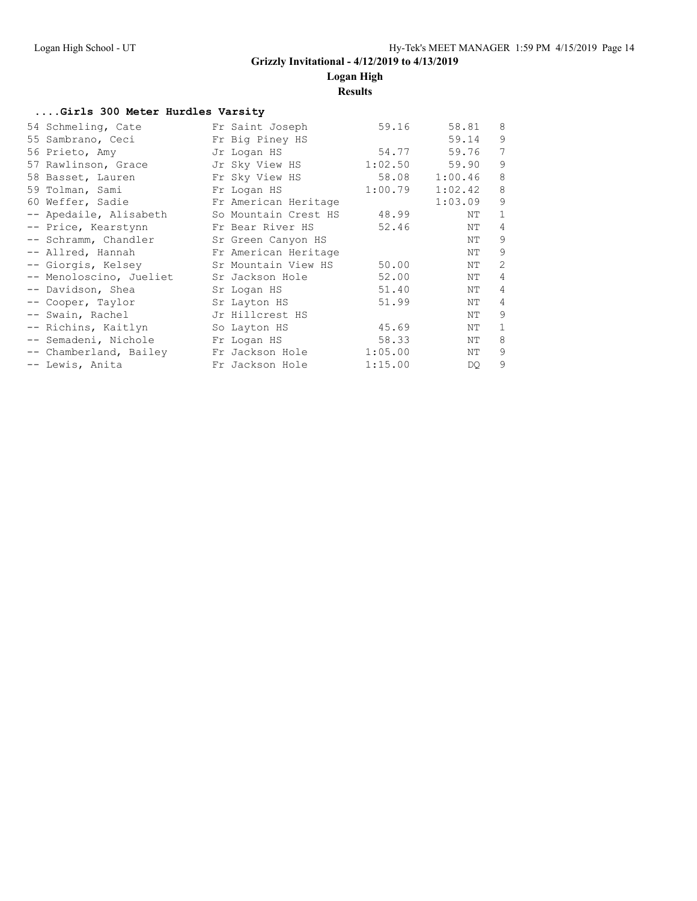Grizzly Invitational - 4/12/2019 to 4/13/2019

**Logan High**

**Results**

### ....Girls 300 Meter Hurdles Varsity

| Place | Name | Yr | School | Seed | Finals | H# |
|---|---|---|---|---|---|---|
| 54 | Schmeling, Cate | Fr | Saint Joseph | 59.16 | 58.81 | 8 |
| 55 | Sambrano, Ceci | Fr | Big Piney HS | | 59.14 | 9 |
| 56 | Prieto, Amy | Jr | Logan HS | 54.77 | 59.76 | 7 |
| 57 | Rawlinson, Grace | Jr | Sky View HS | 1:02.50 | 59.90 | 9 |
| 58 | Basset, Lauren | Fr | Sky View HS | 58.08 | 1:00.46 | 8 |
| 59 | Tolman, Sami | Fr | Logan HS | 1:00.79 | 1:02.42 | 8 |
| 60 | Weffer, Sadie | Fr | American Heritage | | 1:03.09 | 9 |
| -- | Apedaile, Alisabeth | So | Mountain Crest HS | 48.99 | NT | 1 |
| -- | Price, Kearstynn | Fr | Bear River HS | 52.46 | NT | 4 |
| -- | Schramm, Chandler | Sr | Green Canyon HS | | NT | 9 |
| -- | Allred, Hannah | Fr | American Heritage | | NT | 9 |
| -- | Giorgis, Kelsey | Sr | Mountain View HS | 50.00 | NT | 2 |
| -- | Menoloscino, Jueliet | Sr | Jackson Hole | 52.00 | NT | 4 |
| -- | Davidson, Shea | Sr | Logan HS | 51.40 | NT | 4 |
| -- | Cooper, Taylor | Sr | Layton HS | 51.99 | NT | 4 |
| -- | Swain, Rachel | Jr | Hillcrest HS | | NT | 9 |
| -- | Richins, Kaitlyn | So | Layton HS | 45.69 | NT | 1 |
| -- | Semadeni, Nichole | Fr | Logan HS | 58.33 | NT | 8 |
| -- | Chamberland, Bailey | Fr | Jackson Hole | 1:05.00 | NT | 9 |
| -- | Lewis, Anita | Fr | Jackson Hole | 1:15.00 | DQ | 9 |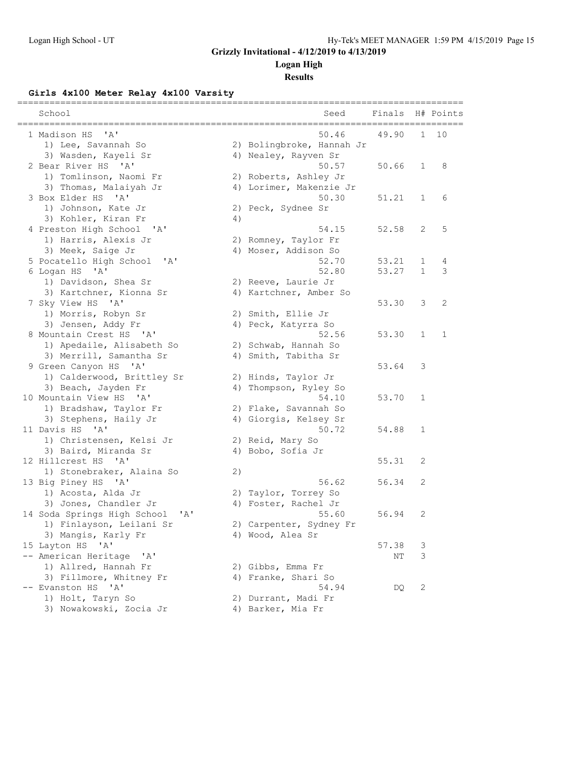## Grizzly Invitational - 4/12/2019 to 4/13/2019

### Logan High

### Results

#### Girls 4x100 Meter Relay 4x100 Varsity

| Place | School | Seed | Finals | H# | Points |
|---|---|---|---|---|---|
| 1 | Madison HS 'A' | 50.46 | 49.90 | 1 | 10 |
| | 1) Lee, Savannah So; 2) Bolingbroke, Hannah Jr; 3) Wasden, Kayeli Sr; 4) Nealey, Rayven Sr | | | | |
| 2 | Bear River HS 'A' | 50.57 | 50.66 | 1 | 8 |
| | 1) Tomlinson, Naomi Fr; 2) Roberts, Ashley Jr; 3) Thomas, Malaiyah Jr; 4) Lorimer, Makenzie Jr | | | | |
| 3 | Box Elder HS 'A' | 50.30 | 51.21 | 1 | 6 |
| | 1) Johnson, Kate Jr; 2) Peck, Sydnee Sr; 3) Kohler, Kiran Fr; 4) | | | | |
| 4 | Preston High School 'A' | 54.15 | 52.58 | 2 | 5 |
| | 1) Harris, Alexis Jr; 2) Romney, Taylor Fr; 3) Meek, Saige Jr; 4) Moser, Addison So | | | | |
| 5 | Pocatello High School 'A' | 52.70 | 53.21 | 1 | 4 |
| 6 | Logan HS 'A' | 52.80 | 53.27 | 1 | 3 |
| | 1) Davidson, Shea Sr; 2) Reeve, Laurie Jr; 3) Kartchner, Kionna Sr; 4) Kartchner, Amber So | | | | |
| 7 | Sky View HS 'A' | | 53.30 | 3 | 2 |
| | 1) Morris, Robyn Sr; 2) Smith, Ellie Jr; 3) Jensen, Addy Fr; 4) Peck, Katyrra So | | | | |
| 8 | Mountain Crest HS 'A' | 52.56 | 53.30 | 1 | 1 |
| | 1) Apedaile, Alisabeth So; 2) Schwab, Hannah So; 3) Merrill, Samantha Sr; 4) Smith, Tabitha Sr | | | | |
| 9 | Green Canyon HS 'A' | | 53.64 | 3 | |
| | 1) Calderwood, Brittley Sr; 2) Hinds, Taylor Jr; 3) Beach, Jayden Fr; 4) Thompson, Ryley So | | | | |
| 10 | Mountain View HS 'A' | 54.10 | 53.70 | 1 | |
| | 1) Bradshaw, Taylor Fr; 2) Flake, Savannah So; 3) Stephens, Haily Jr; 4) Giorgis, Kelsey Sr | | | | |
| 11 | Davis HS 'A' | 50.72 | 54.88 | 1 | |
| | 1) Christensen, Kelsi Jr; 2) Reid, Mary So; 3) Baird, Miranda Sr; 4) Bobo, Sofia Jr | | | | |
| 12 | Hillcrest HS 'A' | | 55.31 | 2 | |
| | 1) Stonebraker, Alaina So; 2) | | | | |
| 13 | Big Piney HS 'A' | 56.62 | 56.34 | 2 | |
| | 1) Acosta, Alda Jr; 2) Taylor, Torrey So; 3) Jones, Chandler Jr; 4) Foster, Rachel Jr | | | | |
| 14 | Soda Springs High School 'A' | 55.60 | 56.94 | 2 | |
| | 1) Finlayson, Leilani Sr; 2) Carpenter, Sydney Fr; 3) Mangis, Karly Fr; 4) Wood, Alea Sr | | | | |
| 15 | Layton HS 'A' | | 57.38 | 3 | |
| -- | American Heritage 'A' | | NT | 3 | |
| | 1) Allred, Hannah Fr; 2) Gibbs, Emma Fr; 3) Fillmore, Whitney Fr; 4) Franke, Shari So | | | | |
| -- | Evanston HS 'A' | 54.94 | DQ | 2 | |
| | 1) Holt, Taryn So; 2) Durrant, Madi Fr; 3) Nowakowski, Zocia Jr; 4) Barker, Mia Fr | | | | |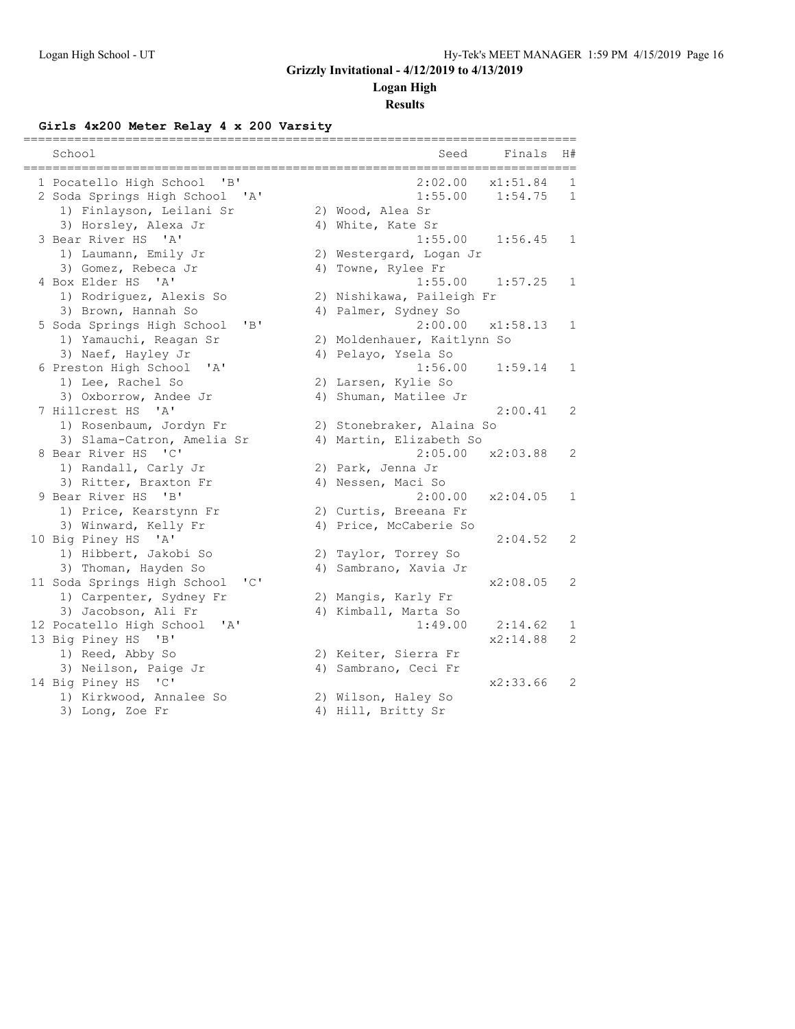# Grizzly Invitational - 4/12/2019 to 4/13/2019

## Logan High

### Results

**Girls 4x200 Meter Relay 4 x 200 Varsity**

| | School | Seed | Finals | H# |
|---|---|---|---|---|
| 1 | Pocatello High School 'B' | 2:02.00 | x1:51.84 | 1 |
| 2 | Soda Springs High School 'A' | 1:55.00 | 1:54.75 | 1 |
| | 1) Finlayson, Leilani Sr; 2) Wood, Alea Sr; 3) Horsley, Alexa Jr; 4) White, Kate Sr | | | |
| 3 | Bear River HS 'A' | 1:55.00 | 1:56.45 | 1 |
| | 1) Laumann, Emily Jr; 2) Westergard, Logan Jr; 3) Gomez, Rebeca Jr; 4) Towne, Rylee Fr | | | |
| 4 | Box Elder HS 'A' | 1:55.00 | 1:57.25 | 1 |
| | 1) Rodriguez, Alexis So; 2) Nishikawa, Paileigh Fr; 3) Brown, Hannah So; 4) Palmer, Sydney So | | | |
| 5 | Soda Springs High School 'B' | 2:00.00 | x1:58.13 | 1 |
| | 1) Yamauchi, Reagan Sr; 2) Moldenhauer, Kaitlynn So; 3) Naef, Hayley Jr; 4) Pelayo, Ysela So | | | |
| 6 | Preston High School 'A' | 1:56.00 | 1:59.14 | 1 |
| | 1) Lee, Rachel So; 2) Larsen, Kylie So; 3) Oxborrow, Andee Jr; 4) Shuman, Matilee Jr | | | |
| 7 | Hillcrest HS 'A' | | 2:00.41 | 2 |
| | 1) Rosenbaum, Jordyn Fr; 2) Stonebraker, Alaina So; 3) Slama-Catron, Amelia Sr; 4) Martin, Elizabeth So | | | |
| 8 | Bear River HS 'C' | 2:05.00 | x2:03.88 | 2 |
| | 1) Randall, Carly Jr; 2) Park, Jenna Jr; 3) Ritter, Braxton Fr; 4) Nessen, Maci So | | | |
| 9 | Bear River HS 'B' | 2:00.00 | x2:04.05 | 1 |
| | 1) Price, Kearstynn Fr; 2) Curtis, Breeana Fr; 3) Winward, Kelly Fr; 4) Price, McCaberie So | | | |
| 10 | Big Piney HS 'A' | | 2:04.52 | 2 |
| | 1) Hibbert, Jakobi So; 2) Taylor, Torrey So; 3) Thoman, Hayden So; 4) Sambrano, Xavia Jr | | | |
| 11 | Soda Springs High School 'C' | | x2:08.05 | 2 |
| | 1) Carpenter, Sydney Fr; 2) Mangis, Karly Fr; 3) Jacobson, Ali Fr; 4) Kimball, Marta So | | | |
| 12 | Pocatello High School 'A' | 1:49.00 | 2:14.62 | 1 |
| 13 | Big Piney HS 'B' | | x2:14.88 | 2 |
| | 1) Reed, Abby So; 2) Keiter, Sierra Fr; 3) Neilson, Paige Jr; 4) Sambrano, Ceci Fr | | | |
| 14 | Big Piney HS 'C' | | x2:33.66 | 2 |
| | 1) Kirkwood, Annalee So; 2) Wilson, Haley So; 3) Long, Zoe Fr; 4) Hill, Britty Sr | | | |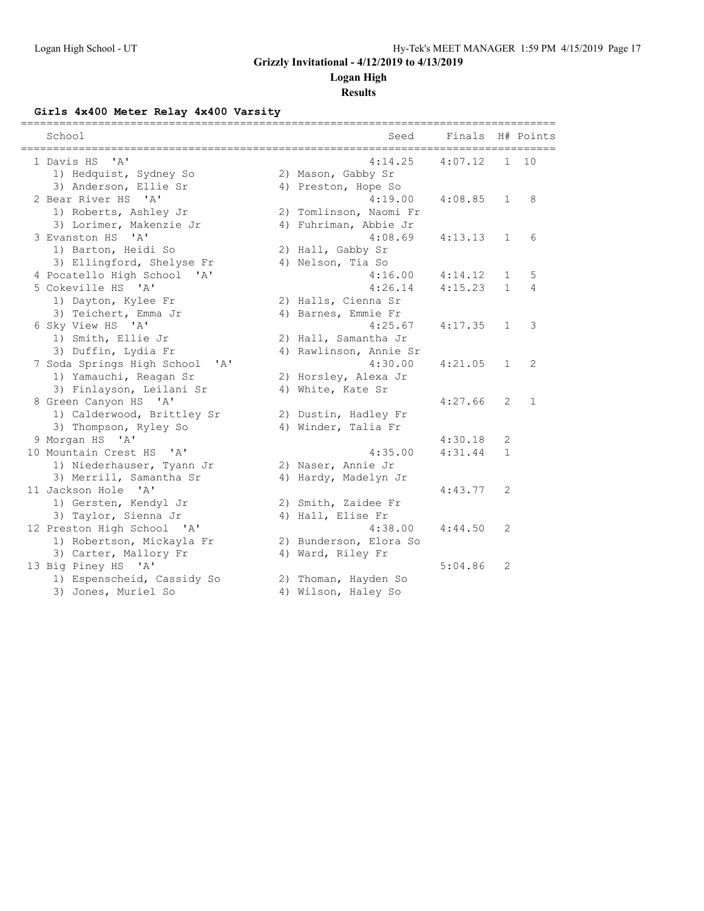# Grizzly Invitational - 4/12/2019 to 4/13/2019

## Logan High

### Results

**Girls 4x400 Meter Relay 4x400 Varsity**

| | School | Seed | Finals | H# | Points |
|---|---|---|---|---|---|
| 1 | Davis HS 'A' | 4:14.25 | 4:07.12 | 1 | 10 |
| | 1) Hedquist, Sydney So; 2) Mason, Gabby Sr; 3) Anderson, Ellie Sr; 4) Preston, Hope So | | | | |
| 2 | Bear River HS 'A' | 4:19.00 | 4:08.85 | 1 | 8 |
| | 1) Roberts, Ashley Jr; 2) Tomlinson, Naomi Fr; 3) Lorimer, Makenzie Jr; 4) Fuhriman, Abbie Jr | | | | |
| 3 | Evanston HS 'A' | 4:08.69 | 4:13.13 | 1 | 6 |
| | 1) Barton, Heidi So; 2) Hall, Gabby Sr; 3) Ellingford, Shelyse Fr; 4) Nelson, Tia So | | | | |
| 4 | Pocatello High School 'A' | 4:16.00 | 4:14.12 | 1 | 5 |
| 5 | Cokeville HS 'A' | 4:26.14 | 4:15.23 | 1 | 4 |
| | 1) Dayton, Kylee Fr; 2) Halls, Cienna Sr; 3) Teichert, Emma Jr; 4) Barnes, Emmie Fr | | | | |
| 6 | Sky View HS 'A' | 4:25.67 | 4:17.35 | 1 | 3 |
| | 1) Smith, Ellie Jr; 2) Hall, Samantha Jr; 3) Duffin, Lydia Fr; 4) Rawlinson, Annie Sr | | | | |
| 7 | Soda Springs High School 'A' | 4:30.00 | 4:21.05 | 1 | 2 |
| | 1) Yamauchi, Reagan Sr; 2) Horsley, Alexa Jr; 3) Finlayson, Leilani Sr; 4) White, Kate Sr | | | | |
| 8 | Green Canyon HS 'A' | | 4:27.66 | 2 | 1 |
| | 1) Calderwood, Brittley Sr; 2) Dustin, Hadley Fr; 3) Thompson, Ryley So; 4) Winder, Talia Fr | | | | |
| 9 | Morgan HS 'A' | | 4:30.18 | 2 | |
| 10 | Mountain Crest HS 'A' | 4:35.00 | 4:31.44 | 1 | |
| | 1) Niederhauser, Tyann Jr; 2) Naser, Annie Jr; 3) Merrill, Samantha Sr; 4) Hardy, Madelyn Jr | | | | |
| 11 | Jackson Hole 'A' | | 4:43.77 | 2 | |
| | 1) Gersten, Kendyl Jr; 2) Smith, Zaidee Fr; 3) Taylor, Sienna Jr; 4) Hall, Elise Fr | | | | |
| 12 | Preston High School 'A' | 4:38.00 | 4:44.50 | 2 | |
| | 1) Robertson, Mickayla Fr; 2) Bunderson, Elora So; 3) Carter, Mallory Fr; 4) Ward, Riley Fr | | | | |
| 13 | Big Piney HS 'A' | | 5:04.86 | 2 | |
| | 1) Espenscheid, Cassidy So; 2) Thoman, Hayden So; 3) Jones, Muriel So; 4) Wilson, Haley So | | | | |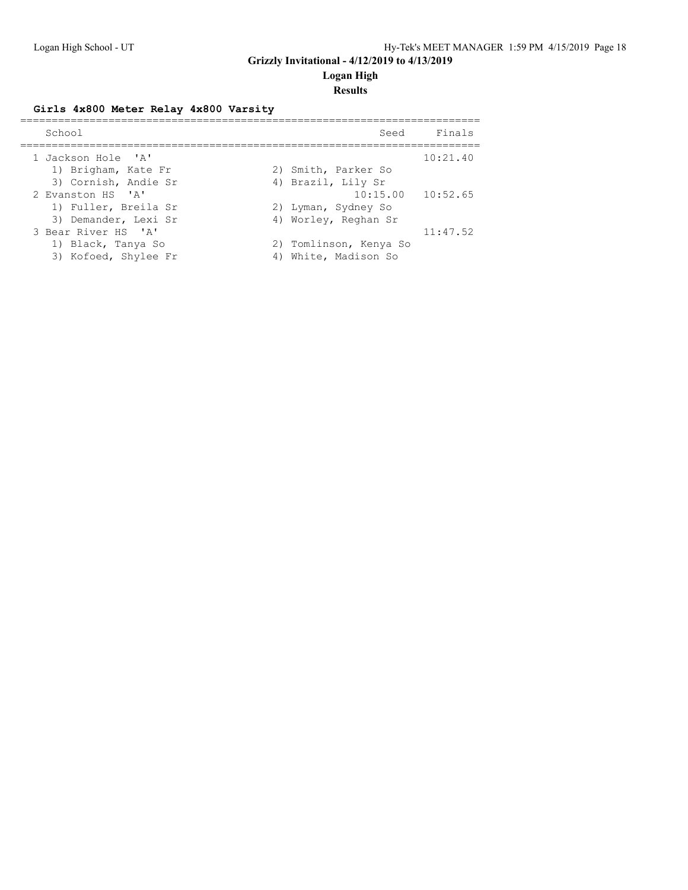# Grizzly Invitational - 4/12/2019 to 4/13/2019

## Logan High

### Results

**Girls 4x800 Meter Relay 4x800 Varsity**

| | School | Seed | Finals |
|---|---|---|---|
| 1 | Jackson Hole 'A' | | 10:21.40 |
| | 1) Brigham, Kate Fr; 2) Smith, Parker So; 3) Cornish, Andie Sr; 4) Brazil, Lily Sr | | |
| 2 | Evanston HS 'A' | 10:15.00 | 10:52.65 |
| | 1) Fuller, Breila Sr; 2) Lyman, Sydney So; 3) Demander, Lexi Sr; 4) Worley, Reghan Sr | | |
| 3 | Bear River HS 'A' | | 11:47.52 |
| | 1) Black, Tanya So; 2) Tomlinson, Kenya So; 3) Kofoed, Shylee Fr; 4) White, Madison So | | |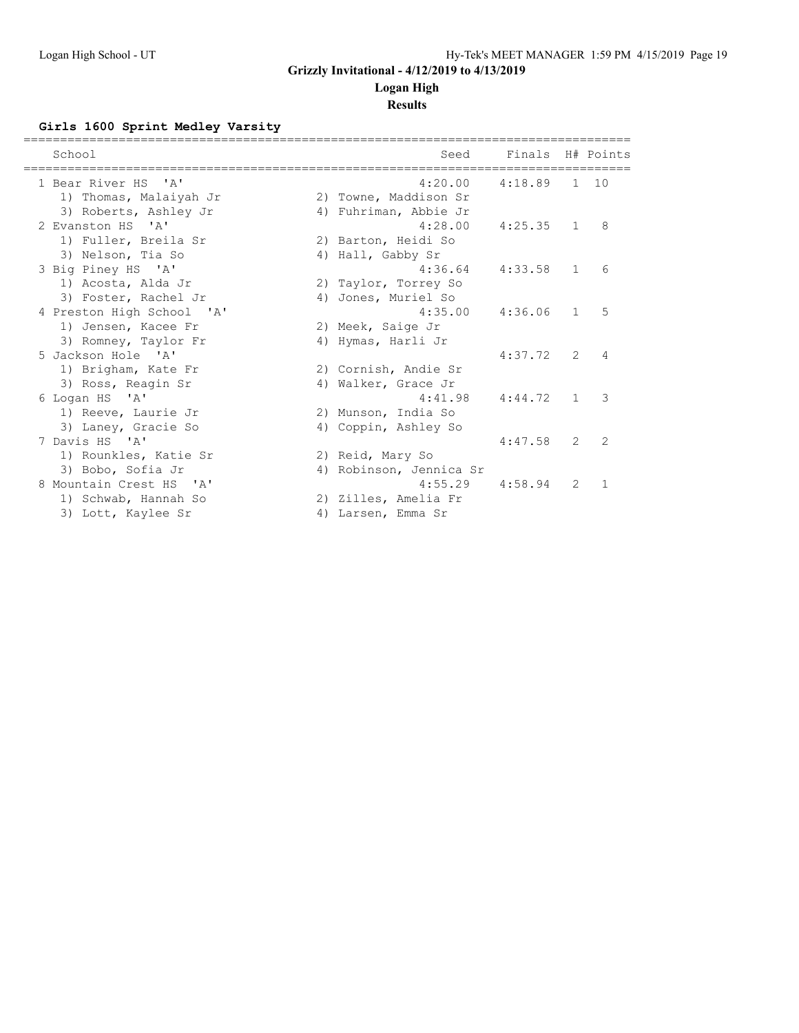# Grizzly Invitational - 4/12/2019 to 4/13/2019

## Logan High

### Results

**Girls 1600 Sprint Medley Varsity**

| Place | School | Seed | Finals | H# | Points |
|---|---|---|---|---|---|
| 1 | Bear River HS 'A' | 4:20.00 | 4:18.89 | 1 | 10 |
| | 1) Thomas, Malaiyah Jr; 2) Towne, Maddison Sr; 3) Roberts, Ashley Jr; 4) Fuhriman, Abbie Jr | | | | |
| 2 | Evanston HS 'A' | 4:28.00 | 4:25.35 | 1 | 8 |
| | 1) Fuller, Breila Sr; 2) Barton, Heidi So; 3) Nelson, Tia So; 4) Hall, Gabby Sr | | | | |
| 3 | Big Piney HS 'A' | 4:36.64 | 4:33.58 | 1 | 6 |
| | 1) Acosta, Alda Jr; 2) Taylor, Torrey So; 3) Foster, Rachel Jr; 4) Jones, Muriel So | | | | |
| 4 | Preston High School 'A' | 4:35.00 | 4:36.06 | 1 | 5 |
| | 1) Jensen, Kacee Fr; 2) Meek, Saige Jr; 3) Romney, Taylor Fr; 4) Hymas, Harli Jr | | | | |
| 5 | Jackson Hole 'A' | | 4:37.72 | 2 | 4 |
| | 1) Brigham, Kate Fr; 2) Cornish, Andie Sr; 3) Ross, Reagin Sr; 4) Walker, Grace Jr | | | | |
| 6 | Logan HS 'A' | 4:41.98 | 4:44.72 | 1 | 3 |
| | 1) Reeve, Laurie Jr; 2) Munson, India So; 3) Laney, Gracie So; 4) Coppin, Ashley So | | | | |
| 7 | Davis HS 'A' | | 4:47.58 | 2 | 2 |
| | 1) Rounkles, Katie Sr; 2) Reid, Mary So; 3) Bobo, Sofia Jr; 4) Robinson, Jennica Sr | | | | |
| 8 | Mountain Crest HS 'A' | 4:55.29 | 4:58.94 | 2 | 1 |
| | 1) Schwab, Hannah So; 2) Zilles, Amelia Fr; 3) Lott, Kaylee Sr; 4) Larsen, Emma Sr | | | | |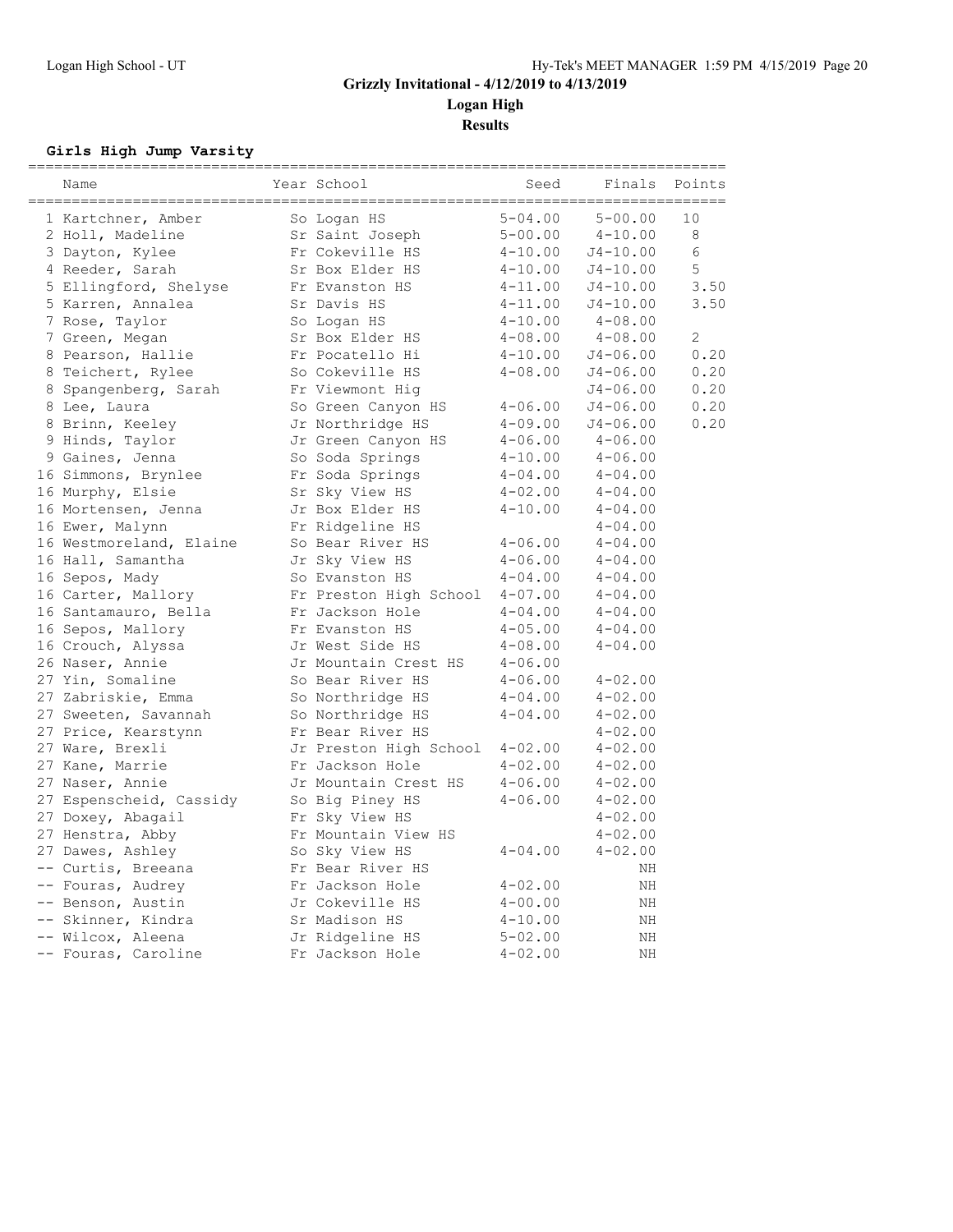# Grizzly Invitational - 4/12/2019 to 4/13/2019

**Logan High**

**Results**

### Girls High Jump Varsity

| | Name | Year | School | Seed | Finals | Points |
|---|---|---|---|---|---|---|
| 1 | Kartchner, Amber | So | Logan HS | 5-04.00 | 5-00.00 | 10 |
| 2 | Holl, Madeline | Sr | Saint Joseph | 5-00.00 | 4-10.00 | 8 |
| 3 | Dayton, Kylee | Fr | Cokeville HS | 4-10.00 | J4-10.00 | 6 |
| 4 | Reeder, Sarah | Sr | Box Elder HS | 4-10.00 | J4-10.00 | 5 |
| 5 | Ellingford, Shelyse | Fr | Evanston HS | 4-11.00 | J4-10.00 | 3.50 |
| 5 | Karren, Annalea | Sr | Davis HS | 4-11.00 | J4-10.00 | 3.50 |
| 7 | Rose, Taylor | So | Logan HS | 4-10.00 | 4-08.00 | |
| 7 | Green, Megan | Sr | Box Elder HS | 4-08.00 | 4-08.00 | 2 |
| 8 | Pearson, Hallie | Fr | Pocatello Hi | 4-10.00 | J4-06.00 | 0.20 |
| 8 | Teichert, Rylee | So | Cokeville HS | 4-08.00 | J4-06.00 | 0.20 |
| 8 | Spangenberg, Sarah | Fr | Viewmont Hig | | J4-06.00 | 0.20 |
| 8 | Lee, Laura | So | Green Canyon HS | 4-06.00 | J4-06.00 | 0.20 |
| 8 | Brinn, Keeley | Jr | Northridge HS | 4-09.00 | J4-06.00 | 0.20 |
| 9 | Hinds, Taylor | Jr | Green Canyon HS | 4-06.00 | 4-06.00 | |
| 9 | Gaines, Jenna | So | Soda Springs | 4-10.00 | 4-06.00 | |
| 16 | Simmons, Brynlee | Fr | Soda Springs | 4-04.00 | 4-04.00 | |
| 16 | Murphy, Elsie | Sr | Sky View HS | 4-02.00 | 4-04.00 | |
| 16 | Mortensen, Jenna | Jr | Box Elder HS | 4-10.00 | 4-04.00 | |
| 16 | Ewer, Malynn | Fr | Ridgeline HS | | 4-04.00 | |
| 16 | Westmoreland, Elaine | So | Bear River HS | 4-06.00 | 4-04.00 | |
| 16 | Hall, Samantha | Jr | Sky View HS | 4-06.00 | 4-04.00 | |
| 16 | Sepos, Mady | So | Evanston HS | 4-04.00 | 4-04.00 | |
| 16 | Carter, Mallory | Fr | Preston High School | 4-07.00 | 4-04.00 | |
| 16 | Santamauro, Bella | Fr | Jackson Hole | 4-04.00 | 4-04.00 | |
| 16 | Sepos, Mallory | Fr | Evanston HS | 4-05.00 | 4-04.00 | |
| 16 | Crouch, Alyssa | Jr | West Side HS | 4-08.00 | 4-04.00 | |
| 26 | Naser, Annie | Jr | Mountain Crest HS | 4-06.00 | | |
| 27 | Yin, Somaline | So | Bear River HS | 4-06.00 | 4-02.00 | |
| 27 | Zabriskie, Emma | So | Northridge HS | 4-04.00 | 4-02.00 | |
| 27 | Sweeten, Savannah | So | Northridge HS | 4-04.00 | 4-02.00 | |
| 27 | Price, Kearstynn | Fr | Bear River HS | | 4-02.00 | |
| 27 | Ware, Brexli | Jr | Preston High School | 4-02.00 | 4-02.00 | |
| 27 | Kane, Marrie | Fr | Jackson Hole | 4-02.00 | 4-02.00 | |
| 27 | Naser, Annie | Jr | Mountain Crest HS | 4-06.00 | 4-02.00 | |
| 27 | Espenscheid, Cassidy | So | Big Piney HS | 4-06.00 | 4-02.00 | |
| 27 | Doxey, Abagail | Fr | Sky View HS | | 4-02.00 | |
| 27 | Henstra, Abby | Fr | Mountain View HS | | 4-02.00 | |
| 27 | Dawes, Ashley | So | Sky View HS | 4-04.00 | 4-02.00 | |
| -- | Curtis, Breeana | Fr | Bear River HS | | NH | |
| -- | Fouras, Audrey | Fr | Jackson Hole | 4-02.00 | NH | |
| -- | Benson, Austin | Jr | Cokeville HS | 4-00.00 | NH | |
| -- | Skinner, Kindra | Sr | Madison HS | 4-10.00 | NH | |
| -- | Wilcox, Aleena | Jr | Ridgeline HS | 5-02.00 | NH | |
| -- | Fouras, Caroline | Fr | Jackson Hole | 4-02.00 | NH | |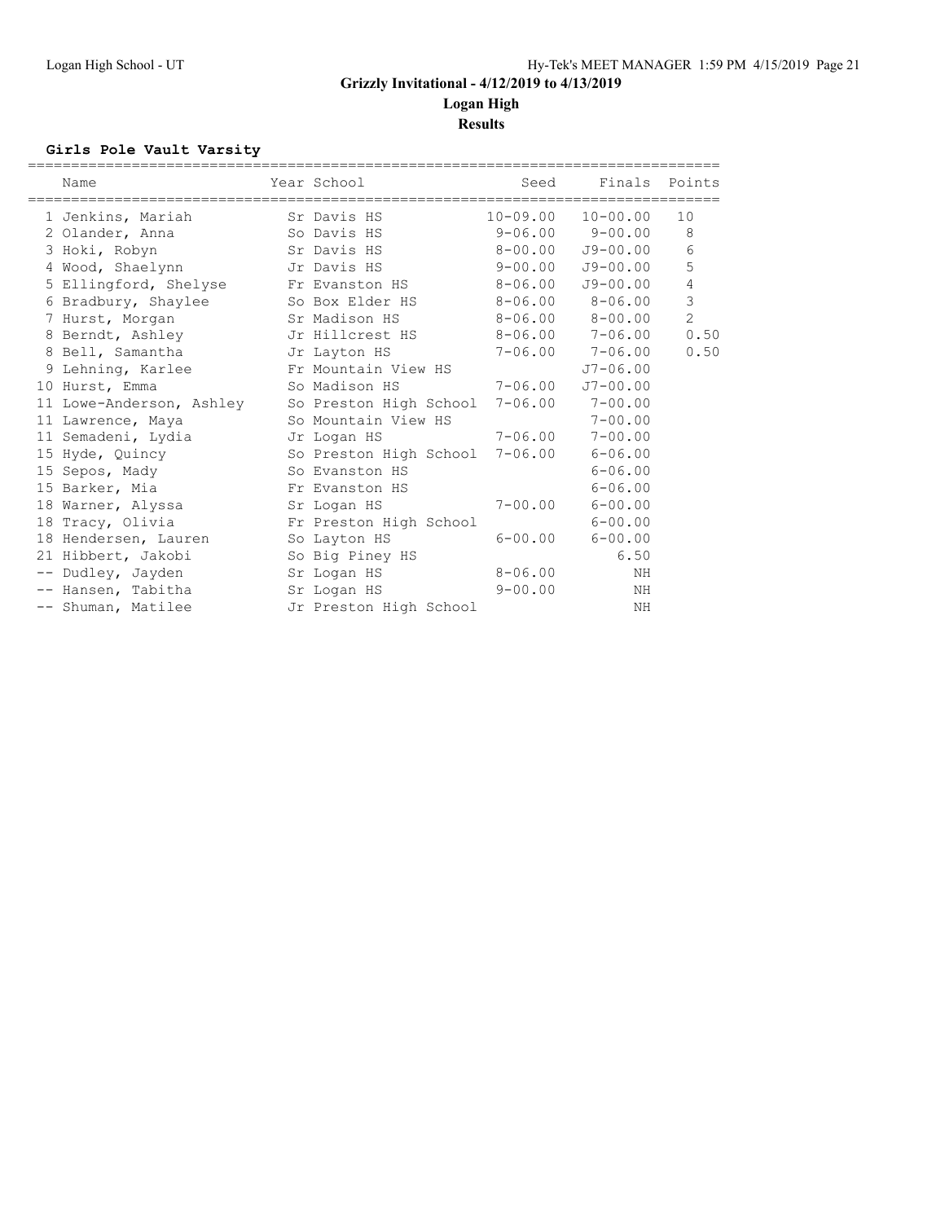# Grizzly Invitational - 4/12/2019 to 4/13/2019

## Logan High

### Results

**Girls Pole Vault Varsity**

| | Name | Year | School | Seed | Finals | Points |
|---|---|---|---|---|---|---|
| 1 | Jenkins, Mariah | Sr | Davis HS | 10-09.00 | 10-00.00 | 10 |
| 2 | Olander, Anna | So | Davis HS | 9-06.00 | 9-00.00 | 8 |
| 3 | Hoki, Robyn | Sr | Davis HS | 8-00.00 | J9-00.00 | 6 |
| 4 | Wood, Shaelynn | Jr | Davis HS | 9-00.00 | J9-00.00 | 5 |
| 5 | Ellingford, Shelyse | Fr | Evanston HS | 8-06.00 | J9-00.00 | 4 |
| 6 | Bradbury, Shaylee | So | Box Elder HS | 8-06.00 | 8-06.00 | 3 |
| 7 | Hurst, Morgan | Sr | Madison HS | 8-06.00 | 8-00.00 | 2 |
| 8 | Berndt, Ashley | Jr | Hillcrest HS | 8-06.00 | 7-06.00 | 0.50 |
| 8 | Bell, Samantha | Jr | Layton HS | 7-06.00 | 7-06.00 | 0.50 |
| 9 | Lehning, Karlee | Fr | Mountain View HS | | J7-06.00 | |
| 10 | Hurst, Emma | So | Madison HS | 7-06.00 | J7-00.00 | |
| 11 | Lowe-Anderson, Ashley | So | Preston High School | 7-06.00 | 7-00.00 | |
| 11 | Lawrence, Maya | So | Mountain View HS | | 7-00.00 | |
| 11 | Semadeni, Lydia | Jr | Logan HS | 7-06.00 | 7-00.00 | |
| 15 | Hyde, Quincy | So | Preston High School | 7-06.00 | 6-06.00 | |
| 15 | Sepos, Mady | So | Evanston HS | | 6-06.00 | |
| 15 | Barker, Mia | Fr | Evanston HS | | 6-06.00 | |
| 18 | Warner, Alyssa | Sr | Logan HS | 7-00.00 | 6-00.00 | |
| 18 | Tracy, Olivia | Fr | Preston High School | | 6-00.00 | |
| 18 | Hendersen, Lauren | So | Layton HS | 6-00.00 | 6-00.00 | |
| 21 | Hibbert, Jakobi | So | Big Piney HS | | 6.50 | |
| -- | Dudley, Jayden | Sr | Logan HS | 8-06.00 | NH | |
| -- | Hansen, Tabitha | Sr | Logan HS | 9-00.00 | NH | |
| -- | Shuman, Matilee | Jr | Preston High School | | NH | |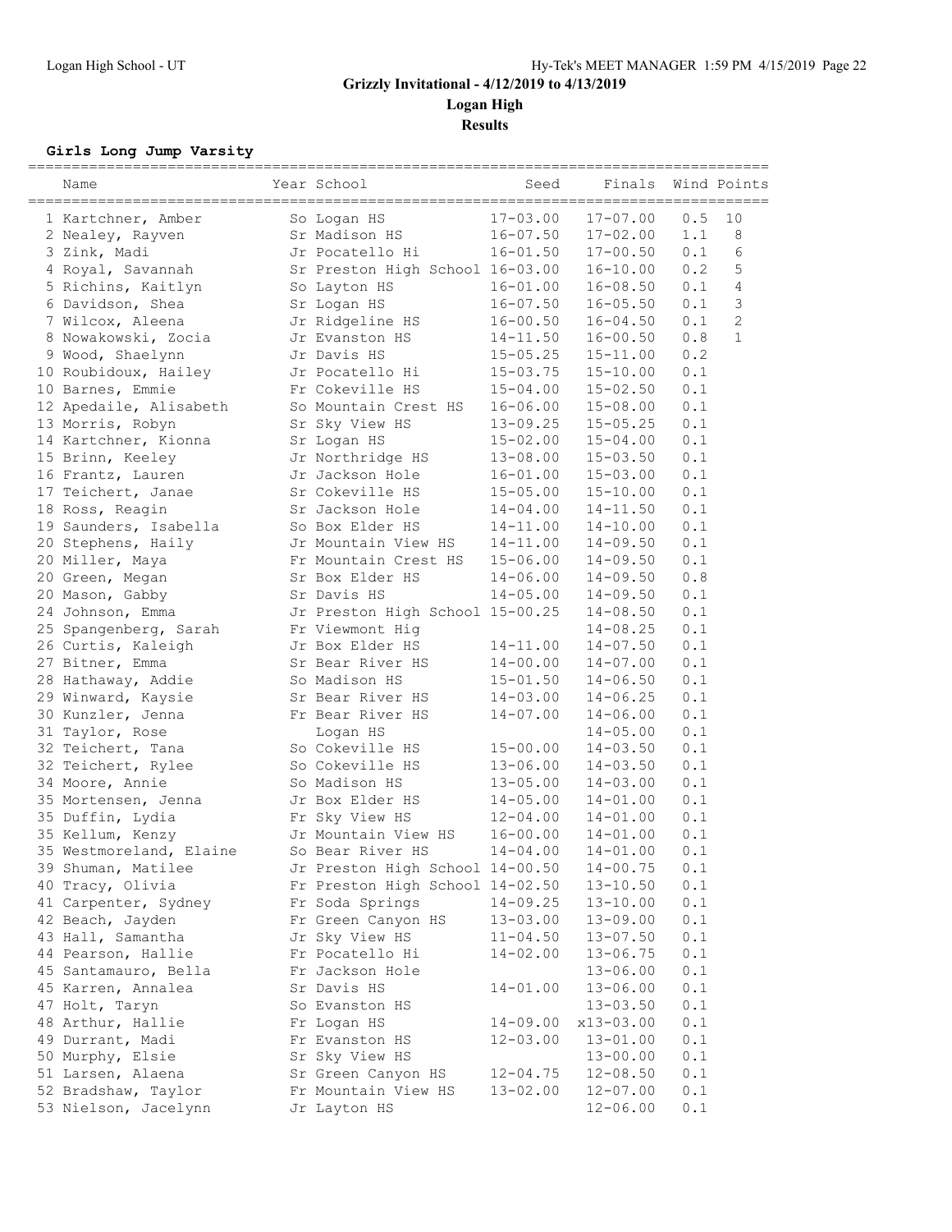Logan High School - UT

Hy-Tek's MEET MANAGER 1:59 PM 4/15/2019

## Grizzly Invitational - 4/12/2019 to 4/13/2019

**Logan High**

**Results**

### Girls Long Jump Varsity

| | Name | Year | School | Seed | Finals | Wind | Points |
|---|---|---|---|---|---|---|---|
| 1 | Kartchner, Amber | So | Logan HS | 17-03.00 | 17-07.00 | 0.5 | 10 |
| 2 | Nealey, Rayven | Sr | Madison HS | 16-07.50 | 17-02.00 | 1.1 | 8 |
| 3 | Zink, Madi | Jr | Pocatello Hi | 16-01.50 | 17-00.50 | 0.1 | 6 |
| 4 | Royal, Savannah | Sr | Preston High School | 16-03.00 | 16-10.00 | 0.2 | 5 |
| 5 | Richins, Kaitlyn | So | Layton HS | 16-01.00 | 16-08.50 | 0.1 | 4 |
| 6 | Davidson, Shea | Sr | Logan HS | 16-07.50 | 16-05.50 | 0.1 | 3 |
| 7 | Wilcox, Aleena | Jr | Ridgeline HS | 16-00.50 | 16-04.50 | 0.1 | 2 |
| 8 | Nowakowski, Zocia | Jr | Evanston HS | 14-11.50 | 16-00.50 | 0.8 | 1 |
| 9 | Wood, Shaelynn | Jr | Davis HS | 15-05.25 | 15-11.00 | 0.2 | |
| 10 | Roubidoux, Hailey | Jr | Pocatello Hi | 15-03.75 | 15-10.00 | 0.1 | |
| 10 | Barnes, Emmie | Fr | Cokeville HS | 15-04.00 | 15-02.50 | 0.1 | |
| 12 | Apedaile, Alisabeth | So | Mountain Crest HS | 16-06.00 | 15-08.00 | 0.1 | |
| 13 | Morris, Robyn | Sr | Sky View HS | 13-09.25 | 15-05.25 | 0.1 | |
| 14 | Kartchner, Kionna | Sr | Logan HS | 15-02.00 | 15-04.00 | 0.1 | |
| 15 | Brinn, Keeley | Jr | Northridge HS | 13-08.00 | 15-03.50 | 0.1 | |
| 16 | Frantz, Lauren | Jr | Jackson Hole | 16-01.00 | 15-03.00 | 0.1 | |
| 17 | Teichert, Janae | Sr | Cokeville HS | 15-05.00 | 15-10.00 | 0.1 | |
| 18 | Ross, Reagin | Sr | Jackson Hole | 14-04.00 | 14-11.50 | 0.1 | |
| 19 | Saunders, Isabella | So | Box Elder HS | 14-11.00 | 14-10.00 | 0.1 | |
| 20 | Stephens, Haily | Jr | Mountain View HS | 14-11.00 | 14-09.50 | 0.1 | |
| 20 | Miller, Maya | Fr | Mountain Crest HS | 15-06.00 | 14-09.50 | 0.1 | |
| 20 | Green, Megan | Sr | Box Elder HS | 14-06.00 | 14-09.50 | 0.8 | |
| 20 | Mason, Gabby | Sr | Davis HS | 14-05.00 | 14-09.50 | 0.1 | |
| 24 | Johnson, Emma | Jr | Preston High School | 15-00.25 | 14-08.50 | 0.1 | |
| 25 | Spangenberg, Sarah | Fr | Viewmont Hig | | 14-08.25 | 0.1 | |
| 26 | Curtis, Kaleigh | Jr | Box Elder HS | 14-11.00 | 14-07.50 | 0.1 | |
| 27 | Bitner, Emma | Sr | Bear River HS | 14-00.00 | 14-07.00 | 0.1 | |
| 28 | Hathaway, Addie | So | Madison HS | 15-01.50 | 14-06.50 | 0.1 | |
| 29 | Winward, Kaysie | Sr | Bear River HS | 14-03.00 | 14-06.25 | 0.1 | |
| 30 | Kunzler, Jenna | Fr | Bear River HS | 14-07.00 | 14-06.00 | 0.1 | |
| 31 | Taylor, Rose | | Logan HS | | 14-05.00 | 0.1 | |
| 32 | Teichert, Tana | So | Cokeville HS | 15-00.00 | 14-03.50 | 0.1 | |
| 32 | Teichert, Rylee | So | Cokeville HS | 13-06.00 | 14-03.50 | 0.1 | |
| 34 | Moore, Annie | So | Madison HS | 13-05.00 | 14-03.00 | 0.1 | |
| 35 | Mortensen, Jenna | Jr | Box Elder HS | 14-05.00 | 14-01.00 | 0.1 | |
| 35 | Duffin, Lydia | Fr | Sky View HS | 12-04.00 | 14-01.00 | 0.1 | |
| 35 | Kellum, Kenzy | Jr | Mountain View HS | 16-00.00 | 14-01.00 | 0.1 | |
| 35 | Westmoreland, Elaine | So | Bear River HS | 14-04.00 | 14-01.00 | 0.1 | |
| 39 | Shuman, Matilee | Jr | Preston High School | 14-00.50 | 14-00.75 | 0.1 | |
| 40 | Tracy, Olivia | Fr | Preston High School | 14-02.50 | 13-10.50 | 0.1 | |
| 41 | Carpenter, Sydney | Fr | Soda Springs | 14-09.25 | 13-10.00 | 0.1 | |
| 42 | Beach, Jayden | Fr | Green Canyon HS | 13-03.00 | 13-09.00 | 0.1 | |
| 43 | Hall, Samantha | Jr | Sky View HS | 11-04.50 | 13-07.50 | 0.1 | |
| 44 | Pearson, Hallie | Fr | Pocatello Hi | 14-02.00 | 13-06.75 | 0.1 | |
| 45 | Santamauro, Bella | Fr | Jackson Hole | | 13-06.00 | 0.1 | |
| 45 | Karren, Annalea | Sr | Davis HS | 14-01.00 | 13-06.00 | 0.1 | |
| 47 | Holt, Taryn | So | Evanston HS | | 13-03.50 | 0.1 | |
| 48 | Arthur, Hallie | Fr | Logan HS | 14-09.00 | x13-03.00 | 0.1 | |
| 49 | Durrant, Madi | Fr | Evanston HS | 12-03.00 | 13-01.00 | 0.1 | |
| 50 | Murphy, Elsie | Sr | Sky View HS | | 13-00.00 | 0.1 | |
| 51 | Larsen, Alaena | Sr | Green Canyon HS | 12-04.75 | 12-08.50 | 0.1 | |
| 52 | Bradshaw, Taylor | Fr | Mountain View HS | 13-02.00 | 12-07.00 | 0.1 | |
| 53 | Nielson, Jacelynn | Jr | Layton HS | | 12-06.00 | 0.1 | |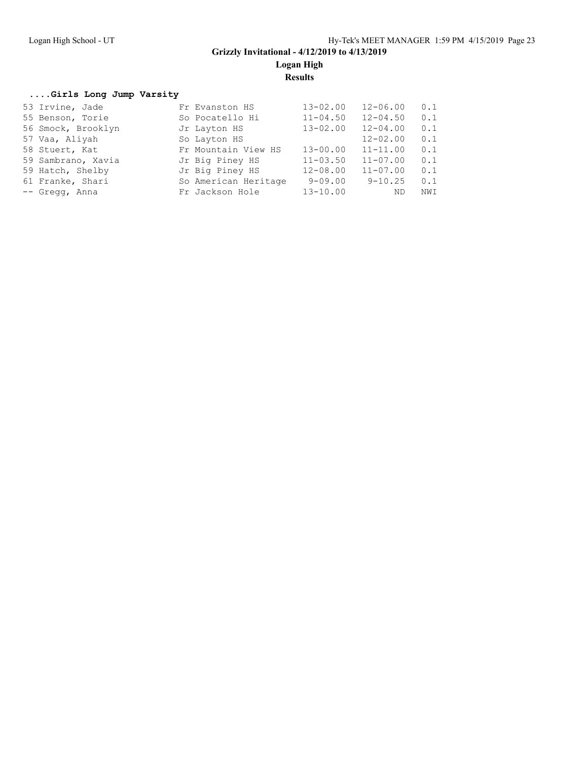Grizzly Invitational - 4/12/2019 to 4/13/2019

Logan High

Results

### ....Girls Long Jump Varsity

| Place | Name | Yr | School | Seed | Finals | Wind |
|---|---|---|---|---|---|---|
| 53 | Irvine, Jade | Fr | Evanston HS | 13-02.00 | 12-06.00 | 0.1 |
| 55 | Benson, Torie | So | Pocatello Hi | 11-04.50 | 12-04.50 | 0.1 |
| 56 | Smock, Brooklyn | Jr | Layton HS | 13-02.00 | 12-04.00 | 0.1 |
| 57 | Vaa, Aliyah | So | Layton HS | | 12-02.00 | 0.1 |
| 58 | Stuert, Kat | Fr | Mountain View HS | 13-00.00 | 11-11.00 | 0.1 |
| 59 | Sambrano, Xavia | Jr | Big Piney HS | 11-03.50 | 11-07.00 | 0.1 |
| 59 | Hatch, Shelby | Jr | Big Piney HS | 12-08.00 | 11-07.00 | 0.1 |
| 61 | Franke, Shari | So | American Heritage | 9-09.00 | 9-10.25 | 0.1 |
| -- | Gregg, Anna | Fr | Jackson Hole | 13-10.00 | ND | NWI |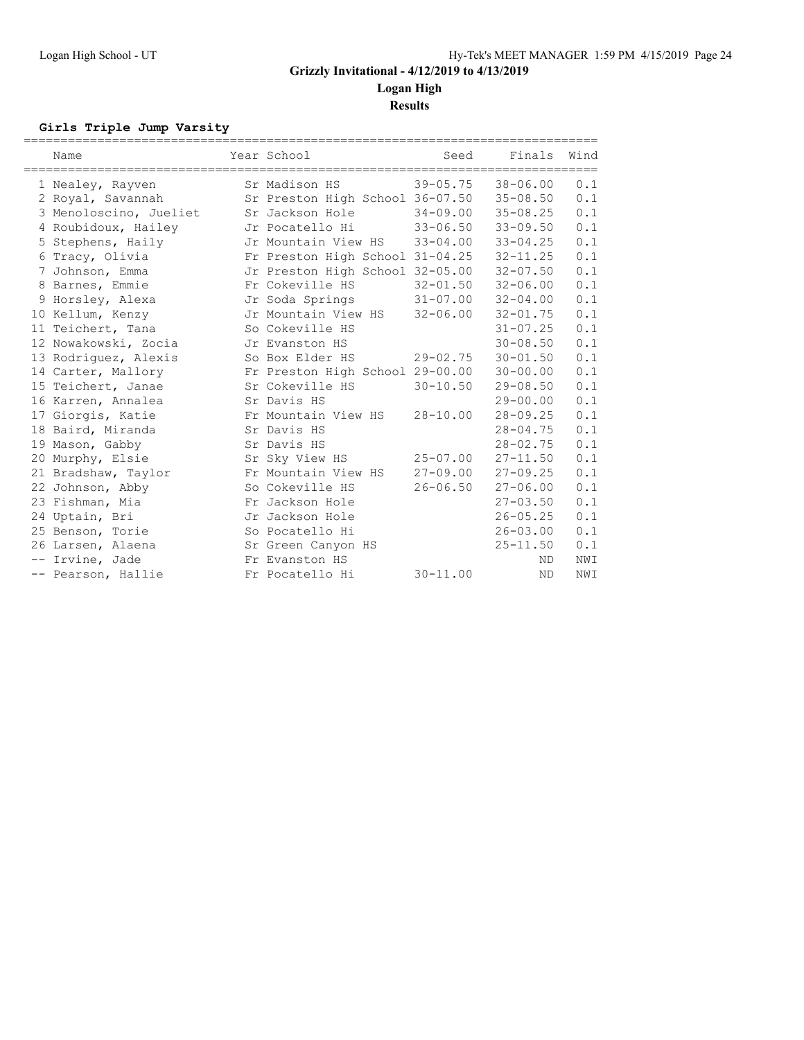# Grizzly Invitational - 4/12/2019 to 4/13/2019

## Logan High

### Results

**Girls Triple Jump Varsity**

| | Name | Year | School | Seed | Finals | Wind |
|---|---|---|---|---|---|---|
| 1 | Nealey, Rayven | Sr | Madison HS | 39-05.75 | 38-06.00 | 0.1 |
| 2 | Royal, Savannah | Sr | Preston High School | 36-07.50 | 35-08.50 | 0.1 |
| 3 | Menoloscino, Jueliet | Sr | Jackson Hole | 34-09.00 | 35-08.25 | 0.1 |
| 4 | Roubidoux, Hailey | Jr | Pocatello Hi | 33-06.50 | 33-09.50 | 0.1 |
| 5 | Stephens, Haily | Jr | Mountain View HS | 33-04.00 | 33-04.25 | 0.1 |
| 6 | Tracy, Olivia | Fr | Preston High School | 31-04.25 | 32-11.25 | 0.1 |
| 7 | Johnson, Emma | Jr | Preston High School | 32-05.00 | 32-07.50 | 0.1 |
| 8 | Barnes, Emmie | Fr | Cokeville HS | 32-01.50 | 32-06.00 | 0.1 |
| 9 | Horsley, Alexa | Jr | Soda Springs | 31-07.00 | 32-04.00 | 0.1 |
| 10 | Kellum, Kenzy | Jr | Mountain View HS | 32-06.00 | 32-01.75 | 0.1 |
| 11 | Teichert, Tana | So | Cokeville HS | | 31-07.25 | 0.1 |
| 12 | Nowakowski, Zocia | Jr | Evanston HS | | 30-08.50 | 0.1 |
| 13 | Rodriguez, Alexis | So | Box Elder HS | 29-02.75 | 30-01.50 | 0.1 |
| 14 | Carter, Mallory | Fr | Preston High School | 29-00.00 | 30-00.00 | 0.1 |
| 15 | Teichert, Janae | Sr | Cokeville HS | 30-10.50 | 29-08.50 | 0.1 |
| 16 | Karren, Annalea | Sr | Davis HS | | 29-00.00 | 0.1 |
| 17 | Giorgis, Katie | Fr | Mountain View HS | 28-10.00 | 28-09.25 | 0.1 |
| 18 | Baird, Miranda | Sr | Davis HS | | 28-04.75 | 0.1 |
| 19 | Mason, Gabby | Sr | Davis HS | | 28-02.75 | 0.1 |
| 20 | Murphy, Elsie | Sr | Sky View HS | 25-07.00 | 27-11.50 | 0.1 |
| 21 | Bradshaw, Taylor | Fr | Mountain View HS | 27-09.00 | 27-09.25 | 0.1 |
| 22 | Johnson, Abby | So | Cokeville HS | 26-06.50 | 27-06.00 | 0.1 |
| 23 | Fishman, Mia | Fr | Jackson Hole | | 27-03.50 | 0.1 |
| 24 | Uptain, Bri | Jr | Jackson Hole | | 26-05.25 | 0.1 |
| 25 | Benson, Torie | So | Pocatello Hi | | 26-03.00 | 0.1 |
| 26 | Larsen, Alaena | Sr | Green Canyon HS | | 25-11.50 | 0.1 |
| -- | Irvine, Jade | Fr | Evanston HS | | ND | NWI |
| -- | Pearson, Hallie | Fr | Pocatello Hi | 30-11.00 | ND | NWI |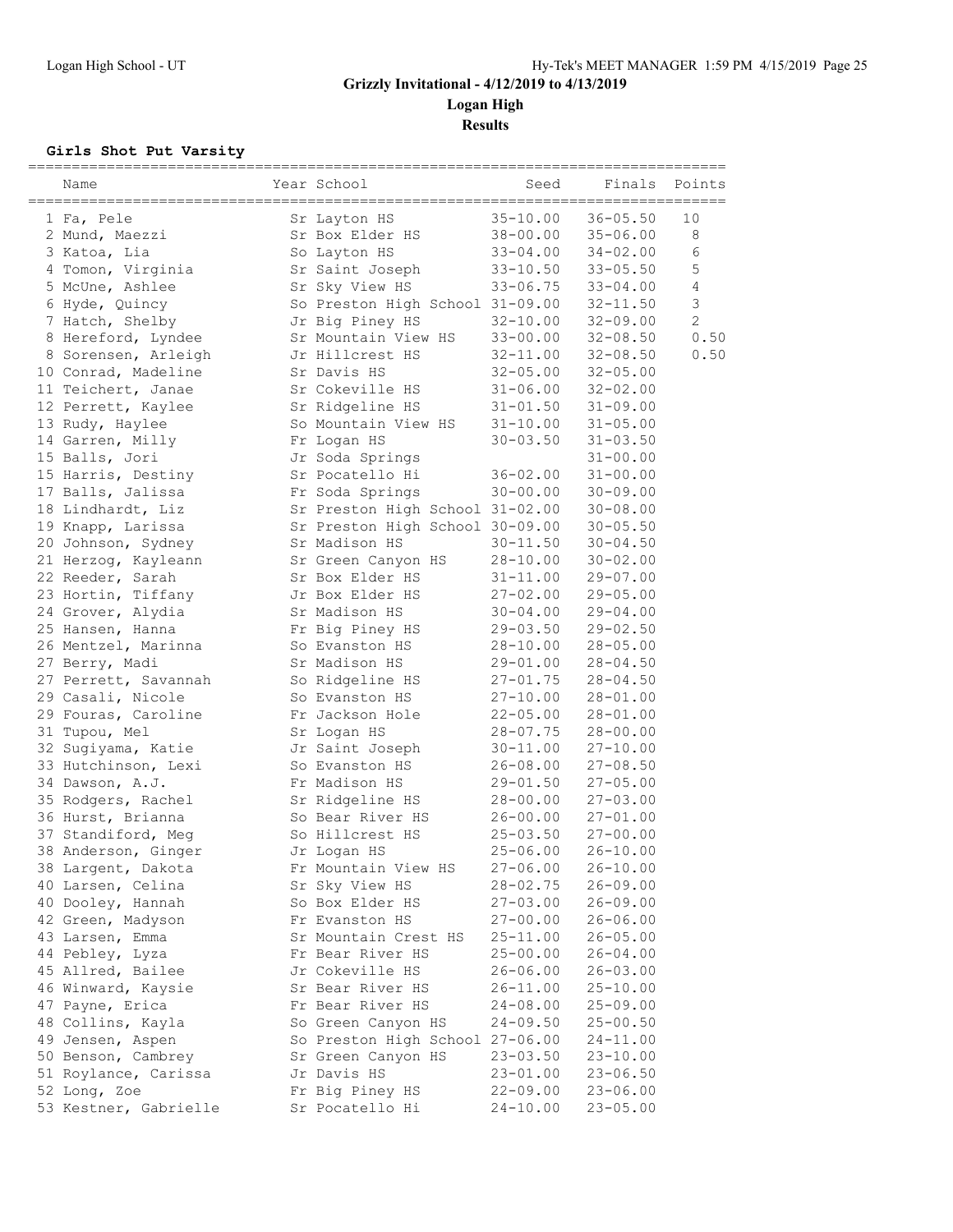# Grizzly Invitational - 4/12/2019 to 4/13/2019

## Logan High

## Results

### Girls Shot Put Varsity

| Name | Year | School | Seed | Finals | Points |
|---|---|---|---|---|---|
| 1 Fa, Pele | Sr | Layton HS | 35-10.00 | 36-05.50 | 10 |
| 2 Mund, Maezzi | Sr | Box Elder HS | 38-00.00 | 35-06.00 | 8 |
| 3 Katoa, Lia | So | Layton HS | 33-04.00 | 34-02.00 | 6 |
| 4 Tomon, Virginia | Sr | Saint Joseph | 33-10.50 | 33-05.50 | 5 |
| 5 McUne, Ashlee | Sr | Sky View HS | 33-06.75 | 33-04.00 | 4 |
| 6 Hyde, Quincy | So | Preston High School | 31-09.00 | 32-11.50 | 3 |
| 7 Hatch, Shelby | Jr | Big Piney HS | 32-10.00 | 32-09.00 | 2 |
| 8 Hereford, Lyndee | Sr | Mountain View HS | 33-00.00 | 32-08.50 | 0.50 |
| 8 Sorensen, Arleigh | Jr | Hillcrest HS | 32-11.00 | 32-08.50 | 0.50 |
| 10 Conrad, Madeline | Sr | Davis HS | 32-05.00 | 32-05.00 | |
| 11 Teichert, Janae | Sr | Cokeville HS | 31-06.00 | 32-02.00 | |
| 12 Perrett, Kaylee | Sr | Ridgeline HS | 31-01.50 | 31-09.00 | |
| 13 Rudy, Haylee | So | Mountain View HS | 31-10.00 | 31-05.00 | |
| 14 Garren, Milly | Fr | Logan HS | 30-03.50 | 31-03.50 | |
| 15 Balls, Jori | Jr | Soda Springs | | 31-00.00 | |
| 15 Harris, Destiny | Sr | Pocatello Hi | 36-02.00 | 31-00.00 | |
| 17 Balls, Jalissa | Fr | Soda Springs | 30-00.00 | 30-09.00 | |
| 18 Lindhardt, Liz | Sr | Preston High School | 31-02.00 | 30-08.00 | |
| 19 Knapp, Larissa | Sr | Preston High School | 30-09.00 | 30-05.50 | |
| 20 Johnson, Sydney | Sr | Madison HS | 30-11.50 | 30-04.50 | |
| 21 Herzog, Kayleann | Sr | Green Canyon HS | 28-10.00 | 30-02.00 | |
| 22 Reeder, Sarah | Sr | Box Elder HS | 31-11.00 | 29-07.00 | |
| 23 Hortin, Tiffany | Jr | Box Elder HS | 27-02.00 | 29-05.00 | |
| 24 Grover, Alydia | Sr | Madison HS | 30-04.00 | 29-04.00 | |
| 25 Hansen, Hanna | Fr | Big Piney HS | 29-03.50 | 29-02.50 | |
| 26 Mentzel, Marinna | So | Evanston HS | 28-10.00 | 28-05.00 | |
| 27 Berry, Madi | Sr | Madison HS | 29-01.00 | 28-04.50 | |
| 27 Perrett, Savannah | So | Ridgeline HS | 27-01.75 | 28-04.50 | |
| 29 Casali, Nicole | So | Evanston HS | 27-10.00 | 28-01.00 | |
| 29 Fouras, Caroline | Fr | Jackson Hole | 22-05.00 | 28-01.00 | |
| 31 Tupou, Mel | Sr | Logan HS | 28-07.75 | 28-00.00 | |
| 32 Sugiyama, Katie | Jr | Saint Joseph | 30-11.00 | 27-10.00 | |
| 33 Hutchinson, Lexi | So | Evanston HS | 26-08.00 | 27-08.50 | |
| 34 Dawson, A.J. | Fr | Madison HS | 29-01.50 | 27-05.00 | |
| 35 Rodgers, Rachel | Sr | Ridgeline HS | 28-00.00 | 27-03.00 | |
| 36 Hurst, Brianna | So | Bear River HS | 26-00.00 | 27-01.00 | |
| 37 Standiford, Meg | So | Hillcrest HS | 25-03.50 | 27-00.00 | |
| 38 Anderson, Ginger | Jr | Logan HS | 25-06.00 | 26-10.00 | |
| 38 Largent, Dakota | Fr | Mountain View HS | 27-06.00 | 26-10.00 | |
| 40 Larsen, Celina | Sr | Sky View HS | 28-02.75 | 26-09.00 | |
| 40 Dooley, Hannah | So | Box Elder HS | 27-03.00 | 26-09.00 | |
| 42 Green, Madyson | Fr | Evanston HS | 27-00.00 | 26-06.00 | |
| 43 Larsen, Emma | Sr | Mountain Crest HS | 25-11.00 | 26-05.00 | |
| 44 Pebley, Lyza | Fr | Bear River HS | 25-00.00 | 26-04.00 | |
| 45 Allred, Bailee | Jr | Cokeville HS | 26-06.00 | 26-03.00 | |
| 46 Winward, Kaysie | Sr | Bear River HS | 26-11.00 | 25-10.00 | |
| 47 Payne, Erica | Fr | Bear River HS | 24-08.00 | 25-09.00 | |
| 48 Collins, Kayla | So | Green Canyon HS | 24-09.50 | 25-00.50 | |
| 49 Jensen, Aspen | So | Preston High School | 27-06.00 | 24-11.00 | |
| 50 Benson, Cambrey | Sr | Green Canyon HS | 23-03.50 | 23-10.00 | |
| 51 Roylance, Carissa | Jr | Davis HS | 23-01.00 | 23-06.50 | |
| 52 Long, Zoe | Fr | Big Piney HS | 22-09.00 | 23-06.00 | |
| 53 Kestner, Gabrielle | Sr | Pocatello Hi | 24-10.00 | 23-05.00 | |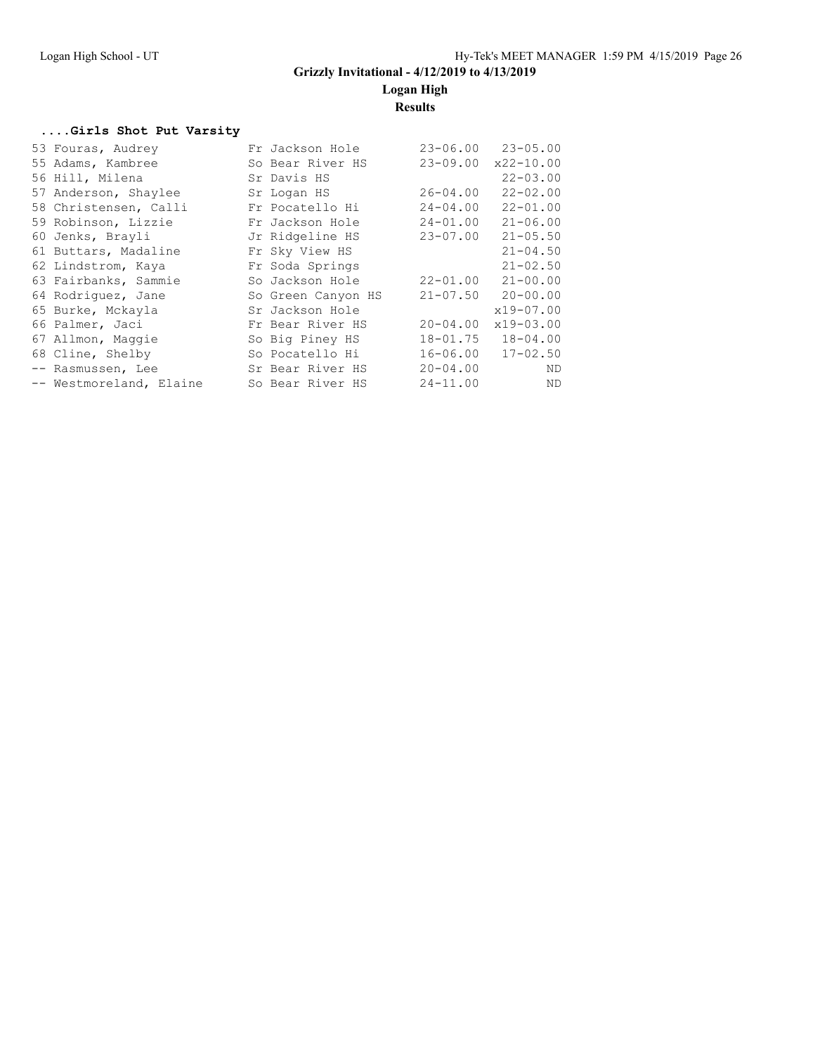**Grizzly Invitational - 4/12/2019 to 4/13/2019**

**Logan High**

**Results**

### ....Girls Shot Put Varsity

| Place | Name | Year | School | Seed | Mark |
|---|---|---|---|---|---|
| 53 | Fouras, Audrey | Fr | Jackson Hole | 23-06.00 | 23-05.00 |
| 55 | Adams, Kambree | So | Bear River HS | 23-09.00 | x22-10.00 |
| 56 | Hill, Milena | Sr | Davis HS | | 22-03.00 |
| 57 | Anderson, Shaylee | Sr | Logan HS | 26-04.00 | 22-02.00 |
| 58 | Christensen, Calli | Fr | Pocatello Hi | 24-04.00 | 22-01.00 |
| 59 | Robinson, Lizzie | Fr | Jackson Hole | 24-01.00 | 21-06.00 |
| 60 | Jenks, Brayli | Jr | Ridgeline HS | 23-07.00 | 21-05.50 |
| 61 | Buttars, Madaline | Fr | Sky View HS | | 21-04.50 |
| 62 | Lindstrom, Kaya | Fr | Soda Springs | | 21-02.50 |
| 63 | Fairbanks, Sammie | So | Jackson Hole | 22-01.00 | 21-00.00 |
| 64 | Rodriguez, Jane | So | Green Canyon HS | 21-07.50 | 20-00.00 |
| 65 | Burke, Mckayla | Sr | Jackson Hole | | x19-07.00 |
| 66 | Palmer, Jaci | Fr | Bear River HS | 20-04.00 | x19-03.00 |
| 67 | Allmon, Maggie | So | Big Piney HS | 18-01.75 | 18-04.00 |
| 68 | Cline, Shelby | So | Pocatello Hi | 16-06.00 | 17-02.50 |
| -- | Rasmussen, Lee | Sr | Bear River HS | 20-04.00 | ND |
| -- | Westmoreland, Elaine | So | Bear River HS | 24-11.00 | ND |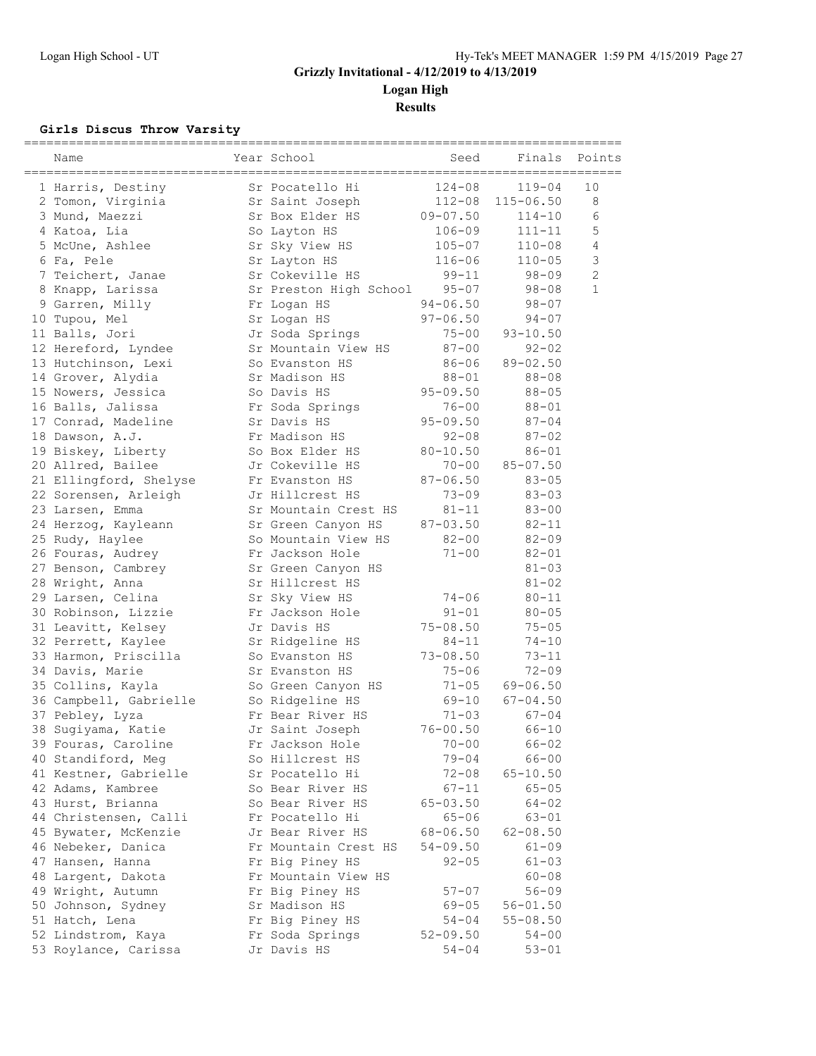# Grizzly Invitational - 4/12/2019 to 4/13/2019

## Logan High

### Results

**Girls Discus Throw Varsity**

| | Name | Year | School | Seed | Finals | Points |
|---|---|---|---|---|---|---|
| 1 | Harris, Destiny | Sr | Pocatello Hi | 124-08 | 119-04 | 10 |
| 2 | Tomon, Virginia | Sr | Saint Joseph | 112-08 | 115-06.50 | 8 |
| 3 | Mund, Maezzi | Sr | Box Elder HS | 09-07.50 | 114-10 | 6 |
| 4 | Katoa, Lia | So | Layton HS | 106-09 | 111-11 | 5 |
| 5 | McUne, Ashlee | Sr | Sky View HS | 105-07 | 110-08 | 4 |
| 6 | Fa, Pele | Sr | Layton HS | 116-06 | 110-05 | 3 |
| 7 | Teichert, Janae | Sr | Cokeville HS | 99-11 | 98-09 | 2 |
| 8 | Knapp, Larissa | Sr | Preston High School | 95-07 | 98-08 | 1 |
| 9 | Garren, Milly | Fr | Logan HS | 94-06.50 | 98-07 | |
| 10 | Tupou, Mel | Sr | Logan HS | 97-06.50 | 94-07 | |
| 11 | Balls, Jori | Jr | Soda Springs | 75-00 | 93-10.50 | |
| 12 | Hereford, Lyndee | Sr | Mountain View HS | 87-00 | 92-02 | |
| 13 | Hutchinson, Lexi | So | Evanston HS | 86-06 | 89-02.50 | |
| 14 | Grover, Alydia | Sr | Madison HS | 88-01 | 88-08 | |
| 15 | Nowers, Jessica | So | Davis HS | 95-09.50 | 88-05 | |
| 16 | Balls, Jalissa | Fr | Soda Springs | 76-00 | 88-01 | |
| 17 | Conrad, Madeline | Sr | Davis HS | 95-09.50 | 87-04 | |
| 18 | Dawson, A.J. | Fr | Madison HS | 92-08 | 87-02 | |
| 19 | Biskey, Liberty | So | Box Elder HS | 80-10.50 | 86-01 | |
| 20 | Allred, Bailee | Jr | Cokeville HS | 70-00 | 85-07.50 | |
| 21 | Ellingford, Shelyse | Fr | Evanston HS | 87-06.50 | 83-05 | |
| 22 | Sorensen, Arleigh | Jr | Hillcrest HS | 73-09 | 83-03 | |
| 23 | Larsen, Emma | Sr | Mountain Crest HS | 81-11 | 83-00 | |
| 24 | Herzog, Kayleann | Sr | Green Canyon HS | 87-03.50 | 82-11 | |
| 25 | Rudy, Haylee | So | Mountain View HS | 82-00 | 82-09 | |
| 26 | Fouras, Audrey | Fr | Jackson Hole | 71-00 | 82-01 | |
| 27 | Benson, Cambrey | Sr | Green Canyon HS | | 81-03 | |
| 28 | Wright, Anna | Sr | Hillcrest HS | | 81-02 | |
| 29 | Larsen, Celina | Sr | Sky View HS | 74-06 | 80-11 | |
| 30 | Robinson, Lizzie | Fr | Jackson Hole | 91-01 | 80-05 | |
| 31 | Leavitt, Kelsey | Jr | Davis HS | 75-08.50 | 75-05 | |
| 32 | Perrett, Kaylee | Sr | Ridgeline HS | 84-11 | 74-10 | |
| 33 | Harmon, Priscilla | So | Evanston HS | 73-08.50 | 73-11 | |
| 34 | Davis, Marie | Sr | Evanston HS | 75-06 | 72-09 | |
| 35 | Collins, Kayla | So | Green Canyon HS | 71-05 | 69-06.50 | |
| 36 | Campbell, Gabrielle | So | Ridgeline HS | 69-10 | 67-04.50 | |
| 37 | Pebley, Lyza | Fr | Bear River HS | 71-03 | 67-04 | |
| 38 | Sugiyama, Katie | Jr | Saint Joseph | 76-00.50 | 66-10 | |
| 39 | Fouras, Caroline | Fr | Jackson Hole | 70-00 | 66-02 | |
| 40 | Standiford, Meg | So | Hillcrest HS | 79-04 | 66-00 | |
| 41 | Kestner, Gabrielle | Sr | Pocatello Hi | 72-08 | 65-10.50 | |
| 42 | Adams, Kambree | So | Bear River HS | 67-11 | 65-05 | |
| 43 | Hurst, Brianna | So | Bear River HS | 65-03.50 | 64-02 | |
| 44 | Christensen, Calli | Fr | Pocatello Hi | 65-06 | 63-01 | |
| 45 | Bywater, McKenzie | Jr | Bear River HS | 68-06.50 | 62-08.50 | |
| 46 | Nebeker, Danica | Fr | Mountain Crest HS | 54-09.50 | 61-09 | |
| 47 | Hansen, Hanna | Fr | Big Piney HS | 92-05 | 61-03 | |
| 48 | Largent, Dakota | Fr | Mountain View HS | | 60-08 | |
| 49 | Wright, Autumn | Fr | Big Piney HS | 57-07 | 56-09 | |
| 50 | Johnson, Sydney | Sr | Madison HS | 69-05 | 56-01.50 | |
| 51 | Hatch, Lena | Fr | Big Piney HS | 54-04 | 55-08.50 | |
| 52 | Lindstrom, Kaya | Fr | Soda Springs | 52-09.50 | 54-00 | |
| 53 | Roylance, Carissa | Jr | Davis HS | 54-04 | 53-01 | |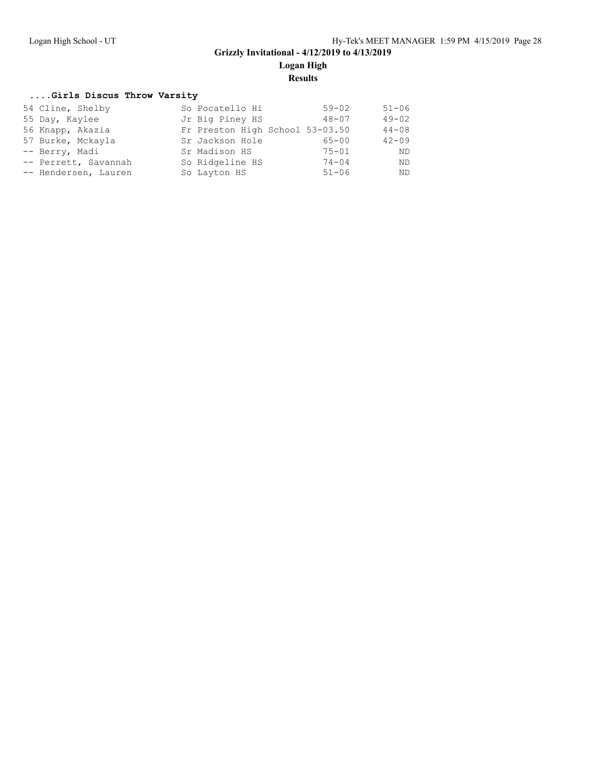## ....Girls Discus Throw Varsity

| Place | Name | Year | School | Seed | Mark |
|---|---|---|---|---|---|
| 54 | Cline, Shelby | So | Pocatello Hi | 59-02 | 51-06 |
| 55 | Day, Kaylee | Jr | Big Piney HS | 48-07 | 49-02 |
| 56 | Knapp, Akazia | Fr | Preston High School | 53-03.50 | 44-08 |
| 57 | Burke, Mckayla | Sr | Jackson Hole | 65-00 | 42-09 |
| -- | Berry, Madi | Sr | Madison HS | 75-01 | ND |
| -- | Perrett, Savannah | So | Ridgeline HS | 74-04 | ND |
| -- | Hendersen, Lauren | So | Layton HS | 51-06 | ND |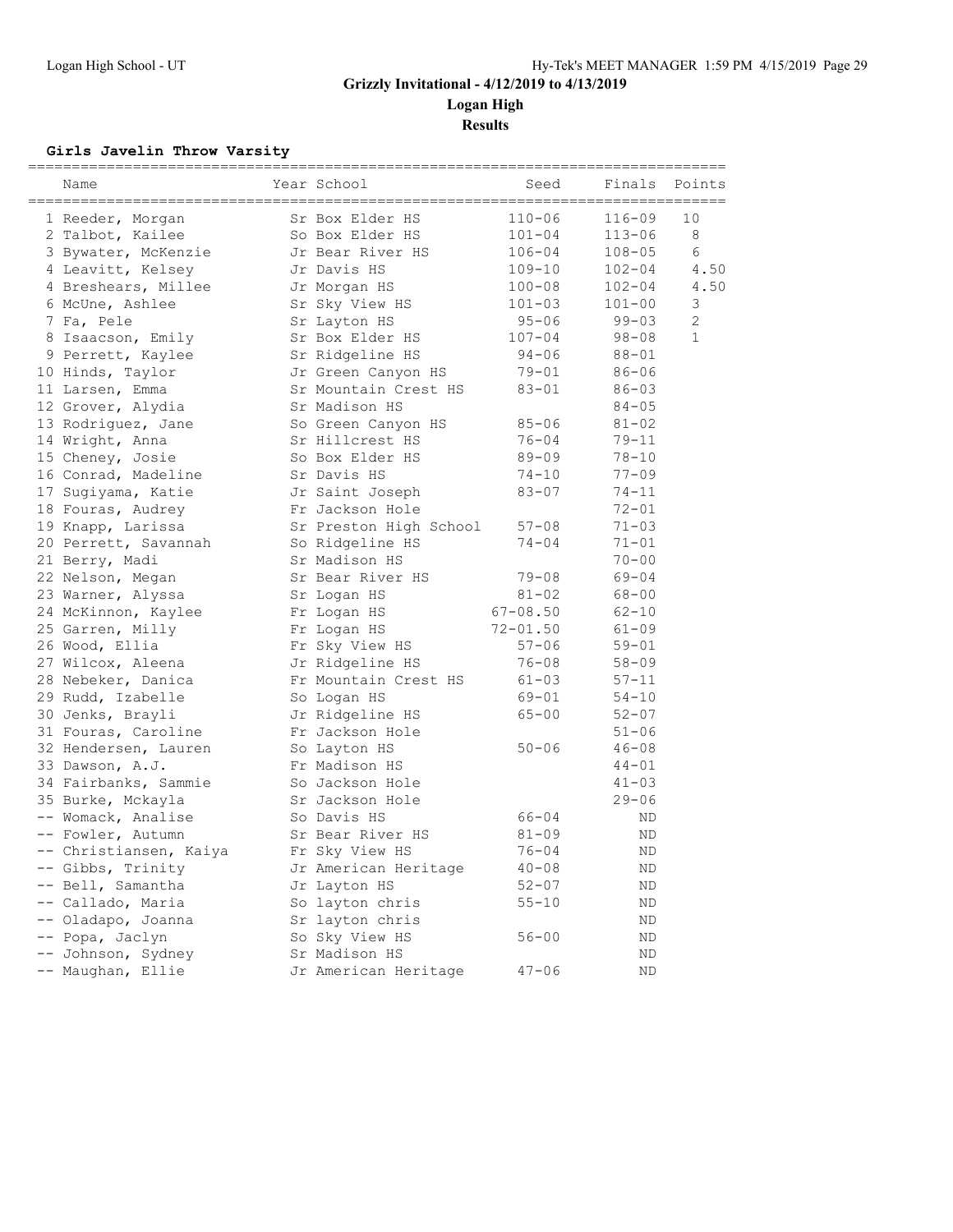# Grizzly Invitational - 4/12/2019 to 4/13/2019

## Logan High

### Results

**Girls Javelin Throw Varsity**

| | Name | Year | School | Seed | Finals | Points |
|---|---|---|---|---|---|---|
| 1 | Reeder, Morgan | Sr | Box Elder HS | 110-06 | 116-09 | 10 |
| 2 | Talbot, Kailee | So | Box Elder HS | 101-04 | 113-06 | 8 |
| 3 | Bywater, McKenzie | Jr | Bear River HS | 106-04 | 108-05 | 6 |
| 4 | Leavitt, Kelsey | Jr | Davis HS | 109-10 | 102-04 | 4.50 |
| 4 | Breshears, Millee | Jr | Morgan HS | 100-08 | 102-04 | 4.50 |
| 6 | McUne, Ashlee | Sr | Sky View HS | 101-03 | 101-00 | 3 |
| 7 | Fa, Pele | Sr | Layton HS | 95-06 | 99-03 | 2 |
| 8 | Isaacson, Emily | Sr | Box Elder HS | 107-04 | 98-08 | 1 |
| 9 | Perrett, Kaylee | Sr | Ridgeline HS | 94-06 | 88-01 | |
| 10 | Hinds, Taylor | Jr | Green Canyon HS | 79-01 | 86-06 | |
| 11 | Larsen, Emma | Sr | Mountain Crest HS | 83-01 | 86-03 | |
| 12 | Grover, Alydia | Sr | Madison HS | | 84-05 | |
| 13 | Rodriguez, Jane | So | Green Canyon HS | 85-06 | 81-02 | |
| 14 | Wright, Anna | Sr | Hillcrest HS | 76-04 | 79-11 | |
| 15 | Cheney, Josie | So | Box Elder HS | 89-09 | 78-10 | |
| 16 | Conrad, Madeline | Sr | Davis HS | 74-10 | 77-09 | |
| 17 | Sugiyama, Katie | Jr | Saint Joseph | 83-07 | 74-11 | |
| 18 | Fouras, Audrey | Fr | Jackson Hole | | 72-01 | |
| 19 | Knapp, Larissa | Sr | Preston High School | 57-08 | 71-03 | |
| 20 | Perrett, Savannah | So | Ridgeline HS | 74-04 | 71-01 | |
| 21 | Berry, Madi | Sr | Madison HS | | 70-00 | |
| 22 | Nelson, Megan | Sr | Bear River HS | 79-08 | 69-04 | |
| 23 | Warner, Alyssa | Sr | Logan HS | 81-02 | 68-00 | |
| 24 | McKinnon, Kaylee | Fr | Logan HS | 67-08.50 | 62-10 | |
| 25 | Garren, Milly | Fr | Logan HS | 72-01.50 | 61-09 | |
| 26 | Wood, Ellia | Fr | Sky View HS | 57-06 | 59-01 | |
| 27 | Wilcox, Aleena | Jr | Ridgeline HS | 76-08 | 58-09 | |
| 28 | Nebeker, Danica | Fr | Mountain Crest HS | 61-03 | 57-11 | |
| 29 | Rudd, Izabelle | So | Logan HS | 69-01 | 54-10 | |
| 30 | Jenks, Brayli | Jr | Ridgeline HS | 65-00 | 52-07 | |
| 31 | Fouras, Caroline | Fr | Jackson Hole | | 51-06 | |
| 32 | Hendersen, Lauren | So | Layton HS | 50-06 | 46-08 | |
| 33 | Dawson, A.J. | Fr | Madison HS | | 44-01 | |
| 34 | Fairbanks, Sammie | So | Jackson Hole | | 41-03 | |
| 35 | Burke, Mckayla | Sr | Jackson Hole | | 29-06 | |
| -- | Womack, Analise | So | Davis HS | 66-04 | ND | |
| -- | Fowler, Autumn | Sr | Bear River HS | 81-09 | ND | |
| -- | Christiansen, Kaiya | Fr | Sky View HS | 76-04 | ND | |
| -- | Gibbs, Trinity | Jr | American Heritage | 40-08 | ND | |
| -- | Bell, Samantha | Jr | Layton HS | 52-07 | ND | |
| -- | Callado, Maria | So | layton chris | 55-10 | ND | |
| -- | Oladapo, Joanna | Sr | layton chris | | ND | |
| -- | Popa, Jaclyn | So | Sky View HS | 56-00 | ND | |
| -- | Johnson, Sydney | Sr | Madison HS | | ND | |
| -- | Maughan, Ellie | Jr | American Heritage | 47-06 | ND | |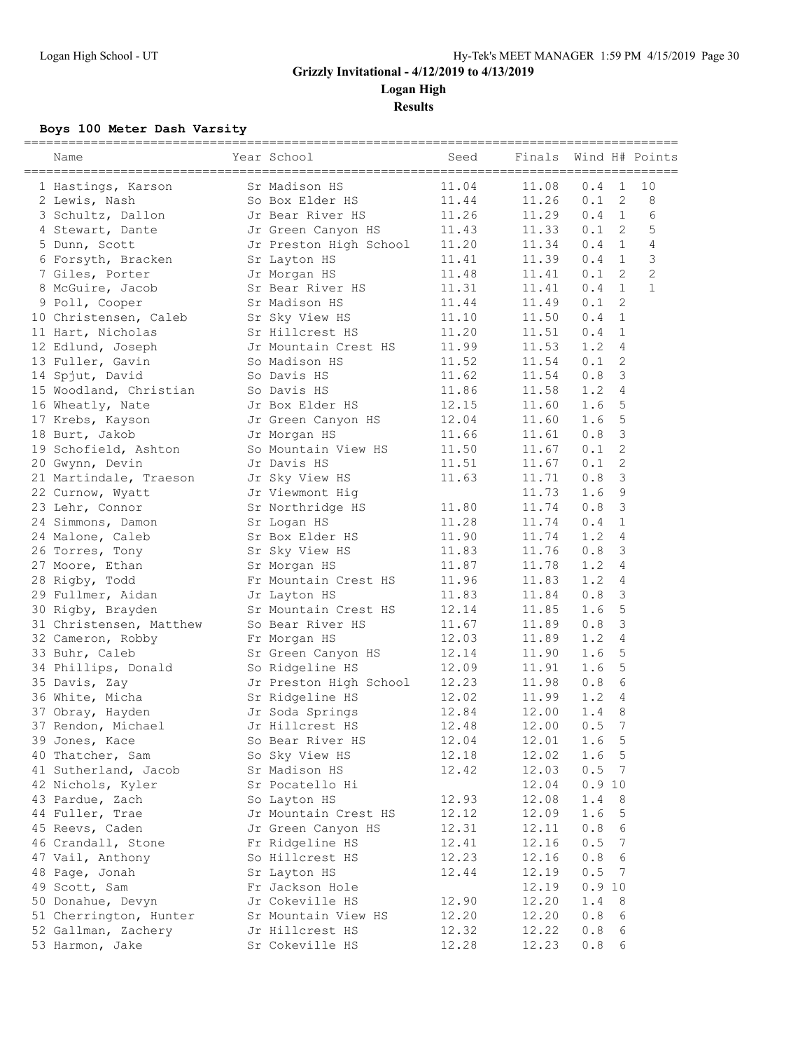# Grizzly Invitational - 4/12/2019 to 4/13/2019

## Logan High

### Results

**Boys 100 Meter Dash Varsity**

| | Name | Year | School | Seed | Finals | Wind | H# | Points |
|---|---|---|---|---|---|---|---|---|
| 1 | Hastings, Karson | Sr | Madison HS | 11.04 | 11.08 | 0.4 | 1 | 10 |
| 2 | Lewis, Nash | So | Box Elder HS | 11.44 | 11.26 | 0.1 | 2 | 8 |
| 3 | Schultz, Dallon | Jr | Bear River HS | 11.26 | 11.29 | 0.4 | 1 | 6 |
| 4 | Stewart, Dante | Jr | Green Canyon HS | 11.43 | 11.33 | 0.1 | 2 | 5 |
| 5 | Dunn, Scott | Jr | Preston High School | 11.20 | 11.34 | 0.4 | 1 | 4 |
| 6 | Forsyth, Bracken | Sr | Layton HS | 11.41 | 11.39 | 0.4 | 1 | 3 |
| 7 | Giles, Porter | Jr | Morgan HS | 11.48 | 11.41 | 0.1 | 2 | 2 |
| 8 | McGuire, Jacob | Sr | Bear River HS | 11.31 | 11.41 | 0.4 | 1 | 1 |
| 9 | Poll, Cooper | Sr | Madison HS | 11.44 | 11.49 | 0.1 | 2 | |
| 10 | Christensen, Caleb | Sr | Sky View HS | 11.10 | 11.50 | 0.4 | 1 | |
| 11 | Hart, Nicholas | Sr | Hillcrest HS | 11.20 | 11.51 | 0.4 | 1 | |
| 12 | Edlund, Joseph | Jr | Mountain Crest HS | 11.99 | 11.53 | 1.2 | 4 | |
| 13 | Fuller, Gavin | So | Madison HS | 11.52 | 11.54 | 0.1 | 2 | |
| 14 | Spjut, David | So | Davis HS | 11.62 | 11.54 | 0.8 | 3 | |
| 15 | Woodland, Christian | So | Davis HS | 11.86 | 11.58 | 1.2 | 4 | |
| 16 | Wheatly, Nate | Jr | Box Elder HS | 12.15 | 11.60 | 1.6 | 5 | |
| 17 | Krebs, Kayson | Jr | Green Canyon HS | 12.04 | 11.60 | 1.6 | 5 | |
| 18 | Burt, Jakob | Jr | Morgan HS | 11.66 | 11.61 | 0.8 | 3 | |
| 19 | Schofield, Ashton | So | Mountain View HS | 11.50 | 11.67 | 0.1 | 2 | |
| 20 | Gwynn, Devin | Jr | Davis HS | 11.51 | 11.67 | 0.1 | 2 | |
| 21 | Martindale, Traeson | Jr | Sky View HS | 11.63 | 11.71 | 0.8 | 3 | |
| 22 | Curnow, Wyatt | Jr | Viewmont Hig | | 11.73 | 1.6 | 9 | |
| 23 | Lehr, Connor | Sr | Northridge HS | 11.80 | 11.74 | 0.8 | 3 | |
| 24 | Simmons, Damon | Sr | Logan HS | 11.28 | 11.74 | 0.4 | 1 | |
| 24 | Malone, Caleb | Sr | Box Elder HS | 11.90 | 11.74 | 1.2 | 4 | |
| 26 | Torres, Tony | Sr | Sky View HS | 11.83 | 11.76 | 0.8 | 3 | |
| 27 | Moore, Ethan | Sr | Morgan HS | 11.87 | 11.78 | 1.2 | 4 | |
| 28 | Rigby, Todd | Fr | Mountain Crest HS | 11.96 | 11.83 | 1.2 | 4 | |
| 29 | Fullmer, Aidan | Jr | Layton HS | 11.83 | 11.84 | 0.8 | 3 | |
| 30 | Rigby, Brayden | Sr | Mountain Crest HS | 12.14 | 11.85 | 1.6 | 5 | |
| 31 | Christensen, Matthew | So | Bear River HS | 11.67 | 11.89 | 0.8 | 3 | |
| 32 | Cameron, Robby | Fr | Morgan HS | 12.03 | 11.89 | 1.2 | 4 | |
| 33 | Buhr, Caleb | Sr | Green Canyon HS | 12.14 | 11.90 | 1.6 | 5 | |
| 34 | Phillips, Donald | So | Ridgeline HS | 12.09 | 11.91 | 1.6 | 5 | |
| 35 | Davis, Zay | Jr | Preston High School | 12.23 | 11.98 | 0.8 | 6 | |
| 36 | White, Micha | Sr | Ridgeline HS | 12.02 | 11.99 | 1.2 | 4 | |
| 37 | Obray, Hayden | Jr | Soda Springs | 12.84 | 12.00 | 1.4 | 8 | |
| 37 | Rendon, Michael | Jr | Hillcrest HS | 12.48 | 12.00 | 0.5 | 7 | |
| 39 | Jones, Kace | So | Bear River HS | 12.04 | 12.01 | 1.6 | 5 | |
| 40 | Thatcher, Sam | So | Sky View HS | 12.18 | 12.02 | 1.6 | 5 | |
| 41 | Sutherland, Jacob | Sr | Madison HS | 12.42 | 12.03 | 0.5 | 7 | |
| 42 | Nichols, Kyler | Sr | Pocatello Hi | | 12.04 | 0.9 | 10 | |
| 43 | Pardue, Zach | So | Layton HS | 12.93 | 12.08 | 1.4 | 8 | |
| 44 | Fuller, Trae | Jr | Mountain Crest HS | 12.12 | 12.09 | 1.6 | 5 | |
| 45 | Reevs, Caden | Jr | Green Canyon HS | 12.31 | 12.11 | 0.8 | 6 | |
| 46 | Crandall, Stone | Fr | Ridgeline HS | 12.41 | 12.16 | 0.5 | 7 | |
| 47 | Vail, Anthony | So | Hillcrest HS | 12.23 | 12.16 | 0.8 | 6 | |
| 48 | Page, Jonah | Sr | Layton HS | 12.44 | 12.19 | 0.5 | 7 | |
| 49 | Scott, Sam | Fr | Jackson Hole | | 12.19 | 0.9 | 10 | |
| 50 | Donahue, Devyn | Jr | Cokeville HS | 12.90 | 12.20 | 1.4 | 8 | |
| 51 | Cherrington, Hunter | Sr | Mountain View HS | 12.20 | 12.20 | 0.8 | 6 | |
| 52 | Gallman, Zachery | Jr | Hillcrest HS | 12.32 | 12.22 | 0.8 | 6 | |
| 53 | Harmon, Jake | Sr | Cokeville HS | 12.28 | 12.23 | 0.8 | 6 | |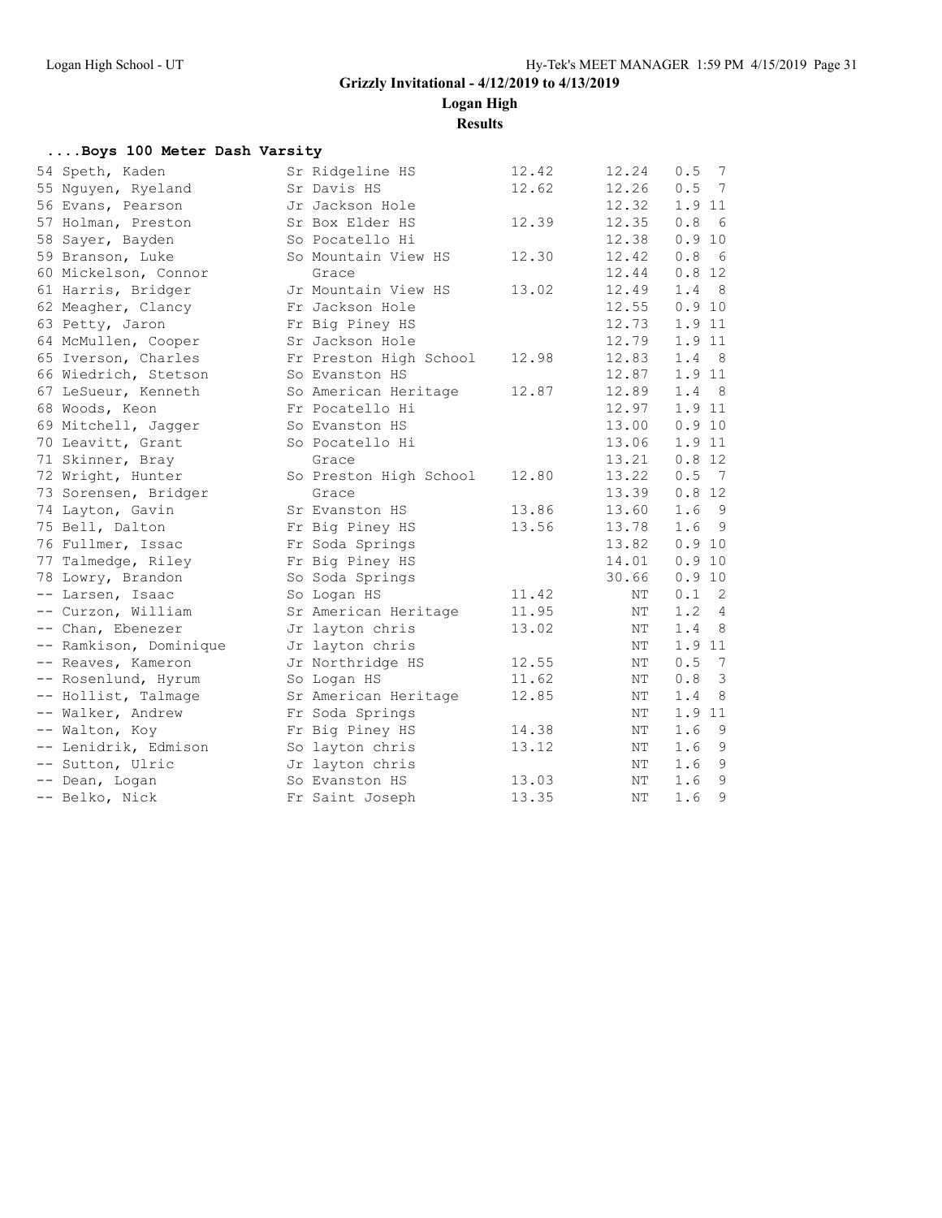Grizzly Invitational - 4/12/2019 to 4/13/2019

**Logan High**

**Results**

### ....Boys 100 Meter Dash Varsity

| Place | Name | Yr | School | Seed | Finals | Wind | H# |
|---|---|---|---|---|---|---|---|
| 54 | Speth, Kaden | Sr | Ridgeline HS | 12.42 | 12.24 | 0.5 | 7 |
| 55 | Nguyen, Ryeland | Sr | Davis HS | 12.62 | 12.26 | 0.5 | 7 |
| 56 | Evans, Pearson | Jr | Jackson Hole | | 12.32 | 1.9 | 11 |
| 57 | Holman, Preston | Sr | Box Elder HS | 12.39 | 12.35 | 0.8 | 6 |
| 58 | Sayer, Bayden | So | Pocatello Hi | | 12.38 | 0.9 | 10 |
| 59 | Branson, Luke | So | Mountain View HS | 12.30 | 12.42 | 0.8 | 6 |
| 60 | Mickelson, Connor | | Grace | | 12.44 | 0.8 | 12 |
| 61 | Harris, Bridger | Jr | Mountain View HS | 13.02 | 12.49 | 1.4 | 8 |
| 62 | Meagher, Clancy | Fr | Jackson Hole | | 12.55 | 0.9 | 10 |
| 63 | Petty, Jaron | Fr | Big Piney HS | | 12.73 | 1.9 | 11 |
| 64 | McMullen, Cooper | Sr | Jackson Hole | | 12.79 | 1.9 | 11 |
| 65 | Iverson, Charles | Fr | Preston High School | 12.98 | 12.83 | 1.4 | 8 |
| 66 | Wiedrich, Stetson | So | Evanston HS | | 12.87 | 1.9 | 11 |
| 67 | LeSueur, Kenneth | So | American Heritage | 12.87 | 12.89 | 1.4 | 8 |
| 68 | Woods, Keon | Fr | Pocatello Hi | | 12.97 | 1.9 | 11 |
| 69 | Mitchell, Jagger | So | Evanston HS | | 13.00 | 0.9 | 10 |
| 70 | Leavitt, Grant | So | Pocatello Hi | | 13.06 | 1.9 | 11 |
| 71 | Skinner, Bray | | Grace | | 13.21 | 0.8 | 12 |
| 72 | Wright, Hunter | So | Preston High School | 12.80 | 13.22 | 0.5 | 7 |
| 73 | Sorensen, Bridger | | Grace | | 13.39 | 0.8 | 12 |
| 74 | Layton, Gavin | Sr | Evanston HS | 13.86 | 13.60 | 1.6 | 9 |
| 75 | Bell, Dalton | Fr | Big Piney HS | 13.56 | 13.78 | 1.6 | 9 |
| 76 | Fullmer, Issac | Fr | Soda Springs | | 13.82 | 0.9 | 10 |
| 77 | Talmedge, Riley | Fr | Big Piney HS | | 14.01 | 0.9 | 10 |
| 78 | Lowry, Brandon | So | Soda Springs | | 30.66 | 0.9 | 10 |
| -- | Larsen, Isaac | So | Logan HS | 11.42 | NT | 0.1 | 2 |
| -- | Curzon, William | Sr | American Heritage | 11.95 | NT | 1.2 | 4 |
| -- | Chan, Ebenezer | Jr | layton chris | 13.02 | NT | 1.4 | 8 |
| -- | Ramkison, Dominique | Jr | layton chris | | NT | 1.9 | 11 |
| -- | Reaves, Kameron | Jr | Northridge HS | 12.55 | NT | 0.5 | 7 |
| -- | Rosenlund, Hyrum | So | Logan HS | 11.62 | NT | 0.8 | 3 |
| -- | Hollist, Talmage | Sr | American Heritage | 12.85 | NT | 1.4 | 8 |
| -- | Walker, Andrew | Fr | Soda Springs | | NT | 1.9 | 11 |
| -- | Walton, Koy | Fr | Big Piney HS | 14.38 | NT | 1.6 | 9 |
| -- | Lenidrik, Edmison | So | layton chris | 13.12 | NT | 1.6 | 9 |
| -- | Sutton, Ulric | Jr | layton chris | | NT | 1.6 | 9 |
| -- | Dean, Logan | So | Evanston HS | 13.03 | NT | 1.6 | 9 |
| -- | Belko, Nick | Fr | Saint Joseph | 13.35 | NT | 1.6 | 9 |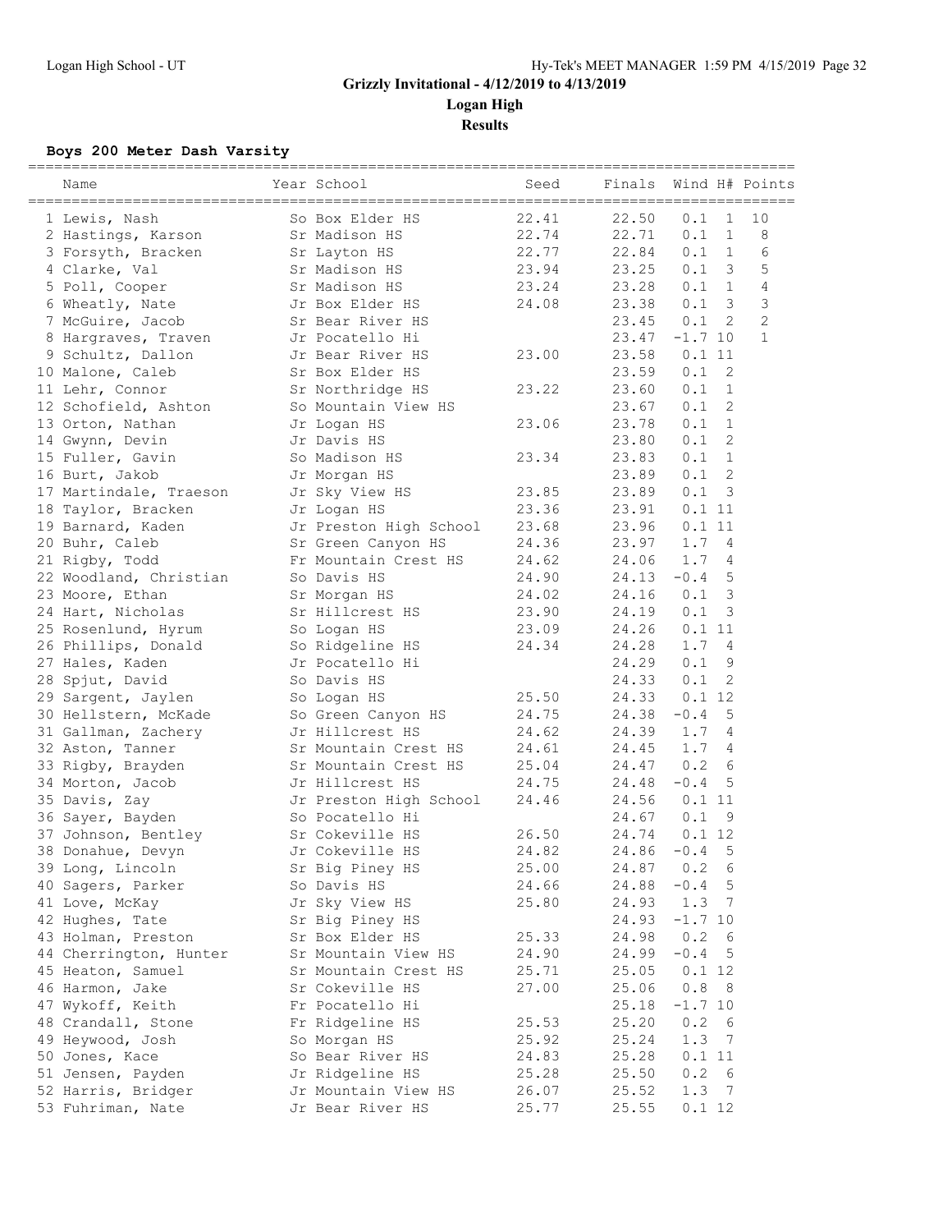# Grizzly Invitational - 4/12/2019 to 4/13/2019

## Logan High

### Results

**Boys 200 Meter Dash Varsity**

| | Name | Year | School | Seed | Finals | Wind | H# | Points |
|---|---|---|---|---|---|---|---|---|
| 1 | Lewis, Nash | So | Box Elder HS | 22.41 | 22.50 | 0.1 | 1 | 10 |
| 2 | Hastings, Karson | Sr | Madison HS | 22.74 | 22.71 | 0.1 | 1 | 8 |
| 3 | Forsyth, Bracken | Sr | Layton HS | 22.77 | 22.84 | 0.1 | 1 | 6 |
| 4 | Clarke, Val | Sr | Madison HS | 23.94 | 23.25 | 0.1 | 3 | 5 |
| 5 | Poll, Cooper | Sr | Madison HS | 23.24 | 23.28 | 0.1 | 1 | 4 |
| 6 | Wheatly, Nate | Jr | Box Elder HS | 24.08 | 23.38 | 0.1 | 3 | 3 |
| 7 | McGuire, Jacob | Sr | Bear River HS | | 23.45 | 0.1 | 2 | 2 |
| 8 | Hargraves, Traven | Jr | Pocatello Hi | | 23.47 | -1.7 | 10 | 1 |
| 9 | Schultz, Dallon | Jr | Bear River HS | 23.00 | 23.58 | 0.1 | 11 | |
| 10 | Malone, Caleb | Sr | Box Elder HS | | 23.59 | 0.1 | 2 | |
| 11 | Lehr, Connor | Sr | Northridge HS | 23.22 | 23.60 | 0.1 | 1 | |
| 12 | Schofield, Ashton | So | Mountain View HS | | 23.67 | 0.1 | 2 | |
| 13 | Orton, Nathan | Jr | Logan HS | 23.06 | 23.78 | 0.1 | 1 | |
| 14 | Gwynn, Devin | Jr | Davis HS | | 23.80 | 0.1 | 2 | |
| 15 | Fuller, Gavin | So | Madison HS | 23.34 | 23.83 | 0.1 | 1 | |
| 16 | Burt, Jakob | Jr | Morgan HS | | 23.89 | 0.1 | 2 | |
| 17 | Martindale, Traeson | Jr | Sky View HS | 23.85 | 23.89 | 0.1 | 3 | |
| 18 | Taylor, Bracken | Jr | Logan HS | 23.36 | 23.91 | 0.1 | 11 | |
| 19 | Barnard, Kaden | Jr | Preston High School | 23.68 | 23.96 | 0.1 | 11 | |
| 20 | Buhr, Caleb | Sr | Green Canyon HS | 24.36 | 23.97 | 1.7 | 4 | |
| 21 | Rigby, Todd | Fr | Mountain Crest HS | 24.62 | 24.06 | 1.7 | 4 | |
| 22 | Woodland, Christian | So | Davis HS | 24.90 | 24.13 | -0.4 | 5 | |
| 23 | Moore, Ethan | Sr | Morgan HS | 24.02 | 24.16 | 0.1 | 3 | |
| 24 | Hart, Nicholas | Sr | Hillcrest HS | 23.90 | 24.19 | 0.1 | 3 | |
| 25 | Rosenlund, Hyrum | So | Logan HS | 23.09 | 24.26 | 0.1 | 11 | |
| 26 | Phillips, Donald | So | Ridgeline HS | 24.34 | 24.28 | 1.7 | 4 | |
| 27 | Hales, Kaden | Jr | Pocatello Hi | | 24.29 | 0.1 | 9 | |
| 28 | Spjut, David | So | Davis HS | | 24.33 | 0.1 | 2 | |
| 29 | Sargent, Jaylen | So | Logan HS | 25.50 | 24.33 | 0.1 | 12 | |
| 30 | Hellstern, McKade | So | Green Canyon HS | 24.75 | 24.38 | -0.4 | 5 | |
| 31 | Gallman, Zachery | Jr | Hillcrest HS | 24.62 | 24.39 | 1.7 | 4 | |
| 32 | Aston, Tanner | Sr | Mountain Crest HS | 24.61 | 24.45 | 1.7 | 4 | |
| 33 | Rigby, Brayden | Sr | Mountain Crest HS | 25.04 | 24.47 | 0.2 | 6 | |
| 34 | Morton, Jacob | Jr | Hillcrest HS | 24.75 | 24.48 | -0.4 | 5 | |
| 35 | Davis, Zay | Jr | Preston High School | 24.46 | 24.56 | 0.1 | 11 | |
| 36 | Sayer, Bayden | So | Pocatello Hi | | 24.67 | 0.1 | 9 | |
| 37 | Johnson, Bentley | Sr | Cokeville HS | 26.50 | 24.74 | 0.1 | 12 | |
| 38 | Donahue, Devyn | Jr | Cokeville HS | 24.82 | 24.86 | -0.4 | 5 | |
| 39 | Long, Lincoln | Sr | Big Piney HS | 25.00 | 24.87 | 0.2 | 6 | |
| 40 | Sagers, Parker | So | Davis HS | 24.66 | 24.88 | -0.4 | 5 | |
| 41 | Love, McKay | Jr | Sky View HS | 25.80 | 24.93 | 1.3 | 7 | |
| 42 | Hughes, Tate | Sr | Big Piney HS | | 24.93 | -1.7 | 10 | |
| 43 | Holman, Preston | Sr | Box Elder HS | 25.33 | 24.98 | 0.2 | 6 | |
| 44 | Cherrington, Hunter | Sr | Mountain View HS | 24.90 | 24.99 | -0.4 | 5 | |
| 45 | Heaton, Samuel | Sr | Mountain Crest HS | 25.71 | 25.05 | 0.1 | 12 | |
| 46 | Harmon, Jake | Sr | Cokeville HS | 27.00 | 25.06 | 0.8 | 8 | |
| 47 | Wykoff, Keith | Fr | Pocatello Hi | | 25.18 | -1.7 | 10 | |
| 48 | Crandall, Stone | Fr | Ridgeline HS | 25.53 | 25.20 | 0.2 | 6 | |
| 49 | Heywood, Josh | So | Morgan HS | 25.92 | 25.24 | 1.3 | 7 | |
| 50 | Jones, Kace | So | Bear River HS | 24.83 | 25.28 | 0.1 | 11 | |
| 51 | Jensen, Payden | Jr | Ridgeline HS | 25.28 | 25.50 | 0.2 | 6 | |
| 52 | Harris, Bridger | Jr | Mountain View HS | 26.07 | 25.52 | 1.3 | 7 | |
| 53 | Fuhriman, Nate | Jr | Bear River HS | 25.77 | 25.55 | 0.1 | 12 | |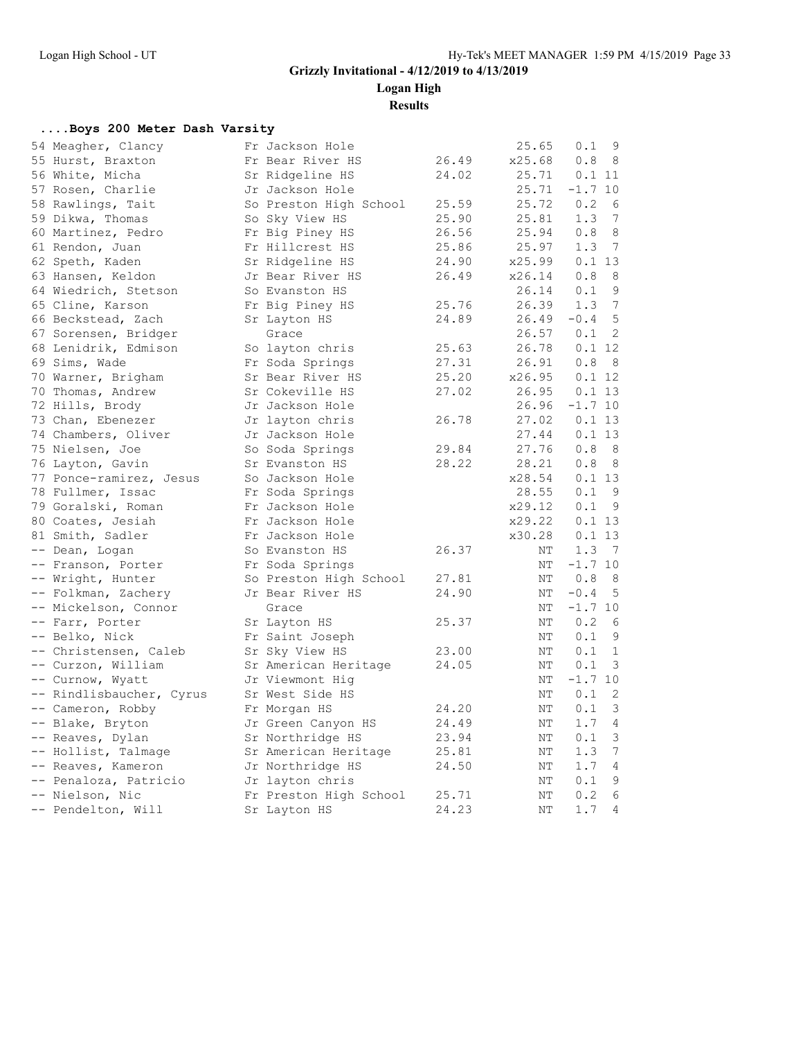# Grizzly Invitational - 4/12/2019 to 4/13/2019

## Logan High

### Results

#### ....Boys 200 Meter Dash Varsity

| Place | Name | Yr | School | Seed | Finals | Wind | H# |
|---|---|---|---|---|---|---|---|
| 54 | Meagher, Clancy | Fr | Jackson Hole | | 25.65 | 0.1 | 9 |
| 55 | Hurst, Braxton | Fr | Bear River HS | 26.49 | x25.68 | 0.8 | 8 |
| 56 | White, Micha | Sr | Ridgeline HS | 24.02 | 25.71 | 0.1 | 11 |
| 57 | Rosen, Charlie | Jr | Jackson Hole | | 25.71 | -1.7 | 10 |
| 58 | Rawlings, Tait | So | Preston High School | 25.59 | 25.72 | 0.2 | 6 |
| 59 | Dikwa, Thomas | So | Sky View HS | 25.90 | 25.81 | 1.3 | 7 |
| 60 | Martinez, Pedro | Fr | Big Piney HS | 26.56 | 25.94 | 0.8 | 8 |
| 61 | Rendon, Juan | Fr | Hillcrest HS | 25.86 | 25.97 | 1.3 | 7 |
| 62 | Speth, Kaden | Sr | Ridgeline HS | 24.90 | x25.99 | 0.1 | 13 |
| 63 | Hansen, Keldon | Jr | Bear River HS | 26.49 | x26.14 | 0.8 | 8 |
| 64 | Wiedrich, Stetson | So | Evanston HS | | 26.14 | 0.1 | 9 |
| 65 | Cline, Karson | Fr | Big Piney HS | 25.76 | 26.39 | 1.3 | 7 |
| 66 | Beckstead, Zach | Sr | Layton HS | 24.89 | 26.49 | -0.4 | 5 |
| 67 | Sorensen, Bridger | | Grace | | 26.57 | 0.1 | 2 |
| 68 | Lenidrik, Edmison | So | layton chris | 25.63 | 26.78 | 0.1 | 12 |
| 69 | Sims, Wade | Fr | Soda Springs | 27.31 | 26.91 | 0.8 | 8 |
| 70 | Warner, Brigham | Sr | Bear River HS | 25.20 | x26.95 | 0.1 | 12 |
| 70 | Thomas, Andrew | Sr | Cokeville HS | 27.02 | 26.95 | 0.1 | 13 |
| 72 | Hills, Brody | Jr | Jackson Hole | | 26.96 | -1.7 | 10 |
| 73 | Chan, Ebenezer | Jr | layton chris | 26.78 | 27.02 | 0.1 | 13 |
| 74 | Chambers, Oliver | Jr | Jackson Hole | | 27.44 | 0.1 | 13 |
| 75 | Nielsen, Joe | So | Soda Springs | 29.84 | 27.76 | 0.8 | 8 |
| 76 | Layton, Gavin | Sr | Evanston HS | 28.22 | 28.21 | 0.8 | 8 |
| 77 | Ponce-ramirez, Jesus | So | Jackson Hole | | x28.54 | 0.1 | 13 |
| 78 | Fullmer, Issac | Fr | Soda Springs | | 28.55 | 0.1 | 9 |
| 79 | Goralski, Roman | Fr | Jackson Hole | | x29.12 | 0.1 | 9 |
| 80 | Coates, Jesiah | Fr | Jackson Hole | | x29.22 | 0.1 | 13 |
| 81 | Smith, Sadler | Fr | Jackson Hole | | x30.28 | 0.1 | 13 |
| -- | Dean, Logan | So | Evanston HS | 26.37 | NT | 1.3 | 7 |
| -- | Franson, Porter | Fr | Soda Springs | | NT | -1.7 | 10 |
| -- | Wright, Hunter | So | Preston High School | 27.81 | NT | 0.8 | 8 |
| -- | Folkman, Zachery | Jr | Bear River HS | 24.90 | NT | -0.4 | 5 |
| -- | Mickelson, Connor | | Grace | | NT | -1.7 | 10 |
| -- | Farr, Porter | Sr | Layton HS | 25.37 | NT | 0.2 | 6 |
| -- | Belko, Nick | Fr | Saint Joseph | | NT | 0.1 | 9 |
| -- | Christensen, Caleb | Sr | Sky View HS | 23.00 | NT | 0.1 | 1 |
| -- | Curzon, William | Sr | American Heritage | 24.05 | NT | 0.1 | 3 |
| -- | Curnow, Wyatt | Jr | Viewmont Hig | | NT | -1.7 | 10 |
| -- | Rindlisbaucher, Cyrus | Sr | West Side HS | | NT | 0.1 | 2 |
| -- | Cameron, Robby | Fr | Morgan HS | 24.20 | NT | 0.1 | 3 |
| -- | Blake, Bryton | Jr | Green Canyon HS | 24.49 | NT | 1.7 | 4 |
| -- | Reaves, Dylan | Sr | Northridge HS | 23.94 | NT | 0.1 | 3 |
| -- | Hollist, Talmage | Sr | American Heritage | 25.81 | NT | 1.3 | 7 |
| -- | Reaves, Kameron | Jr | Northridge HS | 24.50 | NT | 1.7 | 4 |
| -- | Penaloza, Patricio | Jr | layton chris | | NT | 0.1 | 9 |
| -- | Nielson, Nic | Fr | Preston High School | 25.71 | NT | 0.2 | 6 |
| -- | Pendelton, Will | Sr | Layton HS | 24.23 | NT | 1.7 | 4 |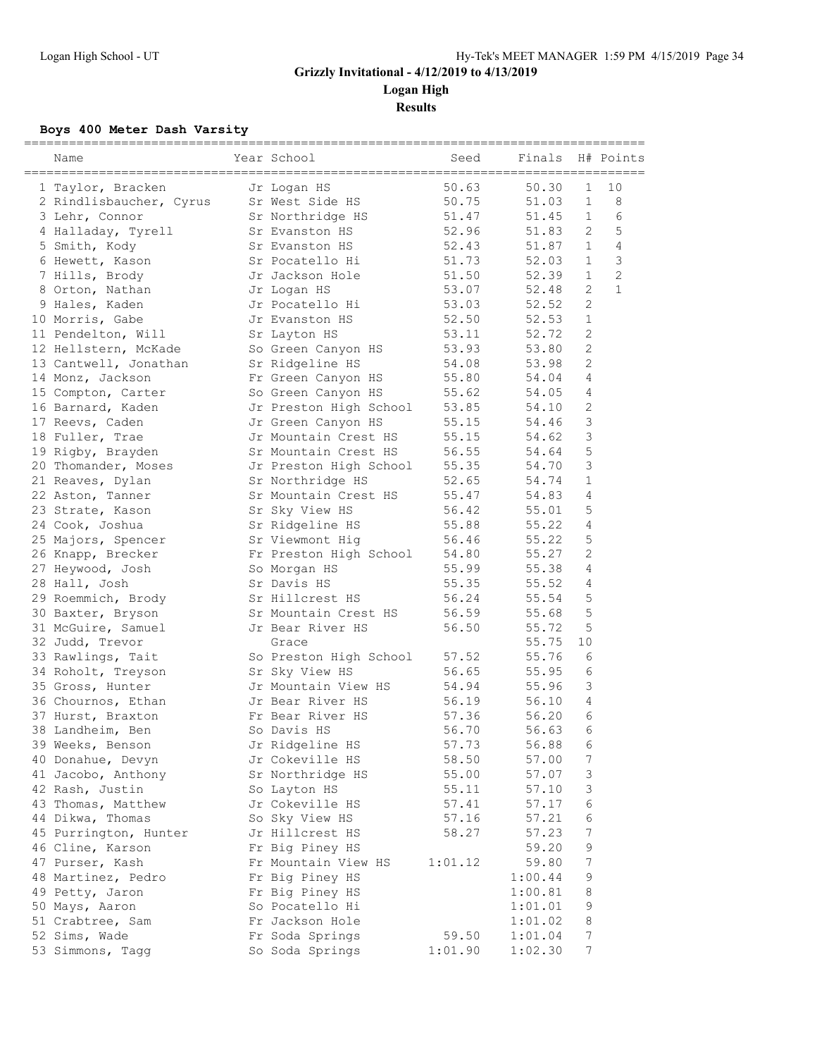## Grizzly Invitational - 4/12/2019 to 4/13/2019

**Logan High**

**Results**

### Boys 400 Meter Dash Varsity

| | Name | Year | School | Seed | Finals | H# | Points |
|---|---|---|---|---|---|---|---|
| 1 | Taylor, Bracken | Jr | Logan HS | 50.63 | 50.30 | 1 | 10 |
| 2 | Rindlisbaucher, Cyrus | Sr | West Side HS | 50.75 | 51.03 | 1 | 8 |
| 3 | Lehr, Connor | Sr | Northridge HS | 51.47 | 51.45 | 1 | 6 |
| 4 | Halladay, Tyrell | Sr | Evanston HS | 52.96 | 51.83 | 2 | 5 |
| 5 | Smith, Kody | Sr | Evanston HS | 52.43 | 51.87 | 1 | 4 |
| 6 | Hewett, Kason | Sr | Pocatello Hi | 51.73 | 52.03 | 1 | 3 |
| 7 | Hills, Brody | Jr | Jackson Hole | 51.50 | 52.39 | 1 | 2 |
| 8 | Orton, Nathan | Jr | Logan HS | 53.07 | 52.48 | 2 | 1 |
| 9 | Hales, Kaden | Jr | Pocatello Hi | 53.03 | 52.52 | 2 | |
| 10 | Morris, Gabe | Jr | Evanston HS | 52.50 | 52.53 | 1 | |
| 11 | Pendelton, Will | Sr | Layton HS | 53.11 | 52.72 | 2 | |
| 12 | Hellstern, McKade | So | Green Canyon HS | 53.93 | 53.80 | 2 | |
| 13 | Cantwell, Jonathan | Sr | Ridgeline HS | 54.08 | 53.98 | 2 | |
| 14 | Monz, Jackson | Fr | Green Canyon HS | 55.80 | 54.04 | 4 | |
| 15 | Compton, Carter | So | Green Canyon HS | 55.62 | 54.05 | 4 | |
| 16 | Barnard, Kaden | Jr | Preston High School | 53.85 | 54.10 | 2 | |
| 17 | Reevs, Caden | Jr | Green Canyon HS | 55.15 | 54.46 | 3 | |
| 18 | Fuller, Trae | Jr | Mountain Crest HS | 55.15 | 54.62 | 3 | |
| 19 | Rigby, Brayden | Sr | Mountain Crest HS | 56.55 | 54.64 | 5 | |
| 20 | Thomander, Moses | Jr | Preston High School | 55.35 | 54.70 | 3 | |
| 21 | Reaves, Dylan | Sr | Northridge HS | 52.65 | 54.74 | 1 | |
| 22 | Aston, Tanner | Sr | Mountain Crest HS | 55.47 | 54.83 | 4 | |
| 23 | Strate, Kason | Sr | Sky View HS | 56.42 | 55.01 | 5 | |
| 24 | Cook, Joshua | Sr | Ridgeline HS | 55.88 | 55.22 | 4 | |
| 25 | Majors, Spencer | Sr | Viewmont Hig | 56.46 | 55.22 | 5 | |
| 26 | Knapp, Brecker | Fr | Preston High School | 54.80 | 55.27 | 2 | |
| 27 | Heywood, Josh | So | Morgan HS | 55.99 | 55.38 | 4 | |
| 28 | Hall, Josh | Sr | Davis HS | 55.35 | 55.52 | 4 | |
| 29 | Roemmich, Brody | Sr | Hillcrest HS | 56.24 | 55.54 | 5 | |
| 30 | Baxter, Bryson | Sr | Mountain Crest HS | 56.59 | 55.68 | 5 | |
| 31 | McGuire, Samuel | Jr | Bear River HS | 56.50 | 55.72 | 5 | |
| 32 | Judd, Trevor | | Grace | | 55.75 | 10 | |
| 33 | Rawlings, Tait | So | Preston High School | 57.52 | 55.76 | 6 | |
| 34 | Roholt, Treyson | Sr | Sky View HS | 56.65 | 55.95 | 6 | |
| 35 | Gross, Hunter | Jr | Mountain View HS | 54.94 | 55.96 | 3 | |
| 36 | Chournos, Ethan | Jr | Bear River HS | 56.19 | 56.10 | 4 | |
| 37 | Hurst, Braxton | Fr | Bear River HS | 57.36 | 56.20 | 6 | |
| 38 | Landheim, Ben | So | Davis HS | 56.70 | 56.63 | 6 | |
| 39 | Weeks, Benson | Jr | Ridgeline HS | 57.73 | 56.88 | 6 | |
| 40 | Donahue, Devyn | Jr | Cokeville HS | 58.50 | 57.00 | 7 | |
| 41 | Jacobo, Anthony | Sr | Northridge HS | 55.00 | 57.07 | 3 | |
| 42 | Rash, Justin | So | Layton HS | 55.11 | 57.10 | 3 | |
| 43 | Thomas, Matthew | Jr | Cokeville HS | 57.41 | 57.17 | 6 | |
| 44 | Dikwa, Thomas | So | Sky View HS | 57.16 | 57.21 | 6 | |
| 45 | Purrington, Hunter | Jr | Hillcrest HS | 58.27 | 57.23 | 7 | |
| 46 | Cline, Karson | Fr | Big Piney HS | | 59.20 | 9 | |
| 47 | Purser, Kash | Fr | Mountain View HS | 1:01.12 | 59.80 | 7 | |
| 48 | Martinez, Pedro | Fr | Big Piney HS | | 1:00.44 | 9 | |
| 49 | Petty, Jaron | Fr | Big Piney HS | | 1:00.81 | 8 | |
| 50 | Mays, Aaron | So | Pocatello Hi | | 1:01.01 | 9 | |
| 51 | Crabtree, Sam | Fr | Jackson Hole | | 1:01.02 | 8 | |
| 52 | Sims, Wade | Fr | Soda Springs | 59.50 | 1:01.04 | 7 | |
| 53 | Simmons, Tagg | So | Soda Springs | 1:01.90 | 1:02.30 | 7 | |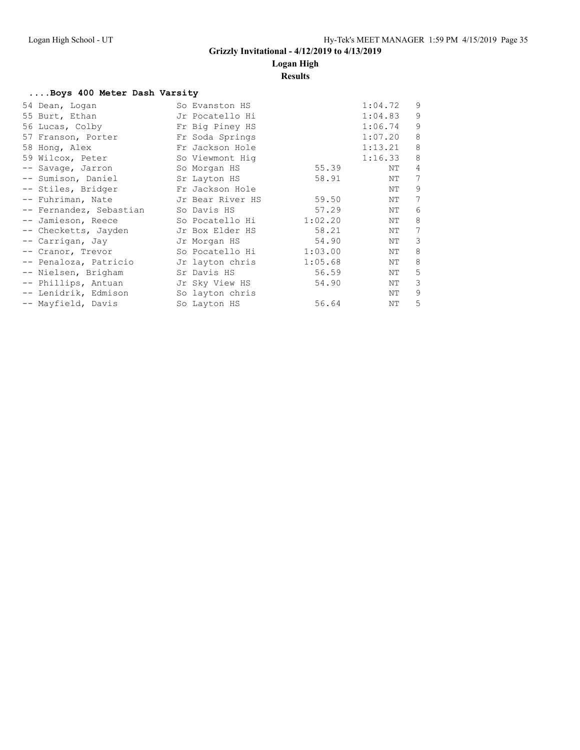**Grizzly Invitational - 4/12/2019 to 4/13/2019**

**Logan High**

**Results**

### ....Boys 400 Meter Dash Varsity

| Place | Name | Yr | School | Seed | Finals | H |
|---|---|---|---|---|---|---|
| 54 | Dean, Logan | So | Evanston HS | | 1:04.72 | 9 |
| 55 | Burt, Ethan | Jr | Pocatello Hi | | 1:04.83 | 9 |
| 56 | Lucas, Colby | Fr | Big Piney HS | | 1:06.74 | 9 |
| 57 | Franson, Porter | Fr | Soda Springs | | 1:07.20 | 8 |
| 58 | Hong, Alex | Fr | Jackson Hole | | 1:13.21 | 8 |
| 59 | Wilcox, Peter | So | Viewmont Hig | | 1:16.33 | 8 |
| -- | Savage, Jarron | So | Morgan HS | 55.39 | NT | 4 |
| -- | Sumison, Daniel | Sr | Layton HS | 58.91 | NT | 7 |
| -- | Stiles, Bridger | Fr | Jackson Hole | | NT | 9 |
| -- | Fuhriman, Nate | Jr | Bear River HS | 59.50 | NT | 7 |
| -- | Fernandez, Sebastian | So | Davis HS | 57.29 | NT | 6 |
| -- | Jamieson, Reece | So | Pocatello Hi | 1:02.20 | NT | 8 |
| -- | Checketts, Jayden | Jr | Box Elder HS | 58.21 | NT | 7 |
| -- | Carrigan, Jay | Jr | Morgan HS | 54.90 | NT | 3 |
| -- | Cranor, Trevor | So | Pocatello Hi | 1:03.00 | NT | 8 |
| -- | Penaloza, Patricio | Jr | layton chris | 1:05.68 | NT | 8 |
| -- | Nielsen, Brigham | Sr | Davis HS | 56.59 | NT | 5 |
| -- | Phillips, Antuan | Jr | Sky View HS | 54.90 | NT | 3 |
| -- | Lenidrik, Edmison | So | layton chris | | NT | 9 |
| -- | Mayfield, Davis | So | Layton HS | 56.64 | NT | 5 |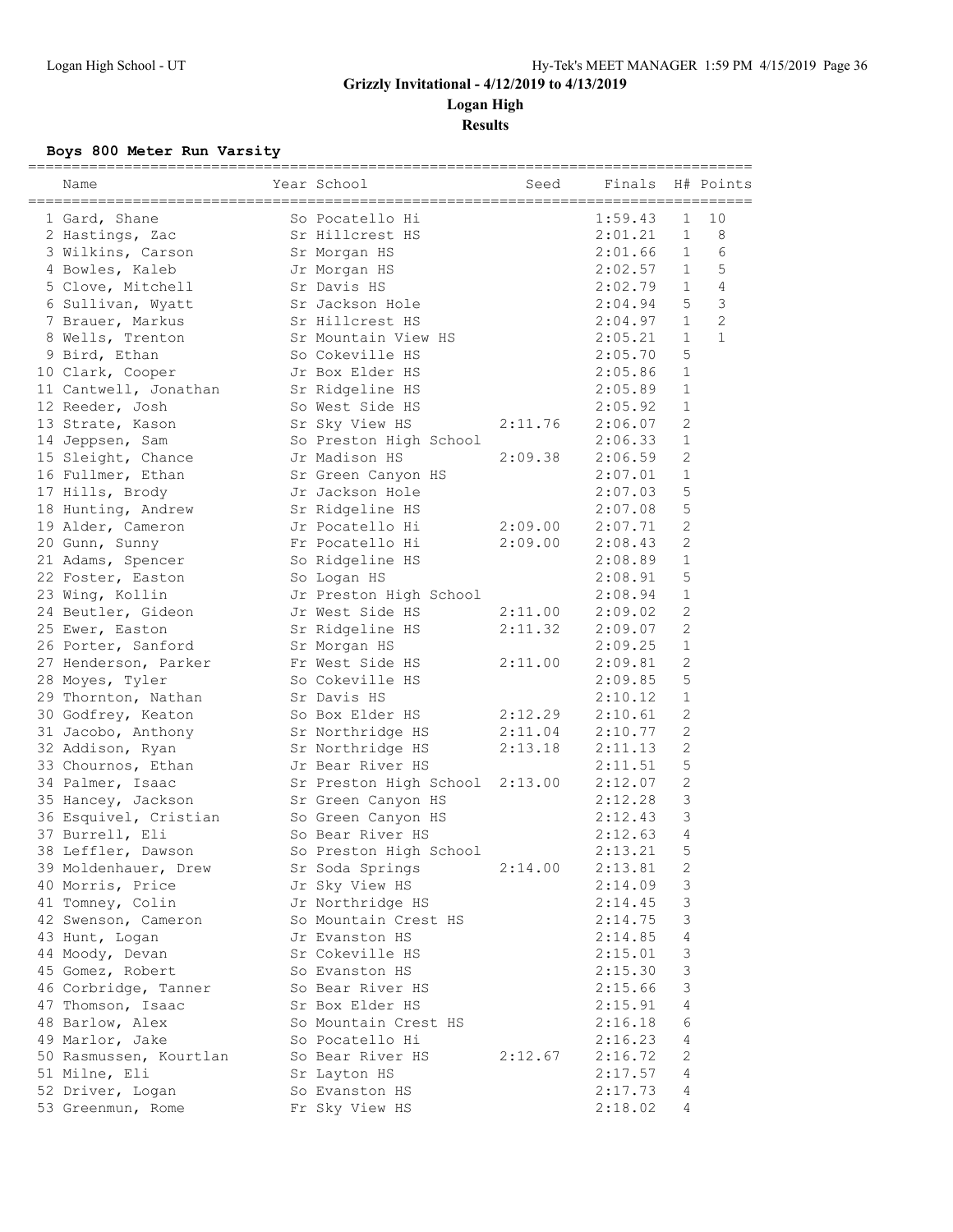# Grizzly Invitational - 4/12/2019 to 4/13/2019

## Logan High

### Results

**Boys 800 Meter Run Varsity**

| | Name | Year | School | Seed | Finals | H# | Points |
|---|---|---|---|---|---|---|---|
| 1 | Gard, Shane | So | Pocatello Hi | | 1:59.43 | 1 | 10 |
| 2 | Hastings, Zac | Sr | Hillcrest HS | | 2:01.21 | 1 | 8 |
| 3 | Wilkins, Carson | Sr | Morgan HS | | 2:01.66 | 1 | 6 |
| 4 | Bowles, Kaleb | Jr | Morgan HS | | 2:02.57 | 1 | 5 |
| 5 | Clove, Mitchell | Sr | Davis HS | | 2:02.79 | 1 | 4 |
| 6 | Sullivan, Wyatt | Sr | Jackson Hole | | 2:04.94 | 5 | 3 |
| 7 | Brauer, Markus | Sr | Hillcrest HS | | 2:04.97 | 1 | 2 |
| 8 | Wells, Trenton | Sr | Mountain View HS | | 2:05.21 | 1 | 1 |
| 9 | Bird, Ethan | So | Cokeville HS | | 2:05.70 | 5 | |
| 10 | Clark, Cooper | Jr | Box Elder HS | | 2:05.86 | 1 | |
| 11 | Cantwell, Jonathan | Sr | Ridgeline HS | | 2:05.89 | 1 | |
| 12 | Reeder, Josh | So | West Side HS | | 2:05.92 | 1 | |
| 13 | Strate, Kason | Sr | Sky View HS | 2:11.76 | 2:06.07 | 2 | |
| 14 | Jeppsen, Sam | So | Preston High School | | 2:06.33 | 1 | |
| 15 | Sleight, Chance | Jr | Madison HS | 2:09.38 | 2:06.59 | 2 | |
| 16 | Fullmer, Ethan | Sr | Green Canyon HS | | 2:07.01 | 1 | |
| 17 | Hills, Brody | Jr | Jackson Hole | | 2:07.03 | 5 | |
| 18 | Hunting, Andrew | Sr | Ridgeline HS | | 2:07.08 | 5 | |
| 19 | Alder, Cameron | Jr | Pocatello Hi | 2:09.00 | 2:07.71 | 2 | |
| 20 | Gunn, Sunny | Fr | Pocatello Hi | 2:09.00 | 2:08.43 | 2 | |
| 21 | Adams, Spencer | So | Ridgeline HS | | 2:08.89 | 1 | |
| 22 | Foster, Easton | So | Logan HS | | 2:08.91 | 5 | |
| 23 | Wing, Kollin | Jr | Preston High School | | 2:08.94 | 1 | |
| 24 | Beutler, Gideon | Jr | West Side HS | 2:11.00 | 2:09.02 | 2 | |
| 25 | Ewer, Easton | Sr | Ridgeline HS | 2:11.32 | 2:09.07 | 2 | |
| 26 | Porter, Sanford | Sr | Morgan HS | | 2:09.25 | 1 | |
| 27 | Henderson, Parker | Fr | West Side HS | 2:11.00 | 2:09.81 | 2 | |
| 28 | Moyes, Tyler | So | Cokeville HS | | 2:09.85 | 5 | |
| 29 | Thornton, Nathan | Sr | Davis HS | | 2:10.12 | 1 | |
| 30 | Godfrey, Keaton | So | Box Elder HS | 2:12.29 | 2:10.61 | 2 | |
| 31 | Jacobo, Anthony | Sr | Northridge HS | 2:11.04 | 2:10.77 | 2 | |
| 32 | Addison, Ryan | Sr | Northridge HS | 2:13.18 | 2:11.13 | 2 | |
| 33 | Chournos, Ethan | Jr | Bear River HS | | 2:11.51 | 5 | |
| 34 | Palmer, Isaac | Sr | Preston High School | 2:13.00 | 2:12.07 | 2 | |
| 35 | Hancey, Jackson | Sr | Green Canyon HS | | 2:12.28 | 3 | |
| 36 | Esquivel, Cristian | So | Green Canyon HS | | 2:12.43 | 3 | |
| 37 | Burrell, Eli | So | Bear River HS | | 2:12.63 | 4 | |
| 38 | Leffler, Dawson | So | Preston High School | | 2:13.21 | 5 | |
| 39 | Moldenhauer, Drew | Sr | Soda Springs | 2:14.00 | 2:13.81 | 2 | |
| 40 | Morris, Price | Jr | Sky View HS | | 2:14.09 | 3 | |
| 41 | Tomney, Colin | Jr | Northridge HS | | 2:14.45 | 3 | |
| 42 | Swenson, Cameron | So | Mountain Crest HS | | 2:14.75 | 3 | |
| 43 | Hunt, Logan | Jr | Evanston HS | | 2:14.85 | 4 | |
| 44 | Moody, Devan | Sr | Cokeville HS | | 2:15.01 | 3 | |
| 45 | Gomez, Robert | So | Evanston HS | | 2:15.30 | 3 | |
| 46 | Corbridge, Tanner | So | Bear River HS | | 2:15.66 | 3 | |
| 47 | Thomson, Isaac | Sr | Box Elder HS | | 2:15.91 | 4 | |
| 48 | Barlow, Alex | So | Mountain Crest HS | | 2:16.18 | 6 | |
| 49 | Marlor, Jake | So | Pocatello Hi | | 2:16.23 | 4 | |
| 50 | Rasmussen, Kourtlan | So | Bear River HS | 2:12.67 | 2:16.72 | 2 | |
| 51 | Milne, Eli | Sr | Layton HS | | 2:17.57 | 4 | |
| 52 | Driver, Logan | So | Evanston HS | | 2:17.73 | 4 | |
| 53 | Greenmun, Rome | Fr | Sky View HS | | 2:18.02 | 4 | |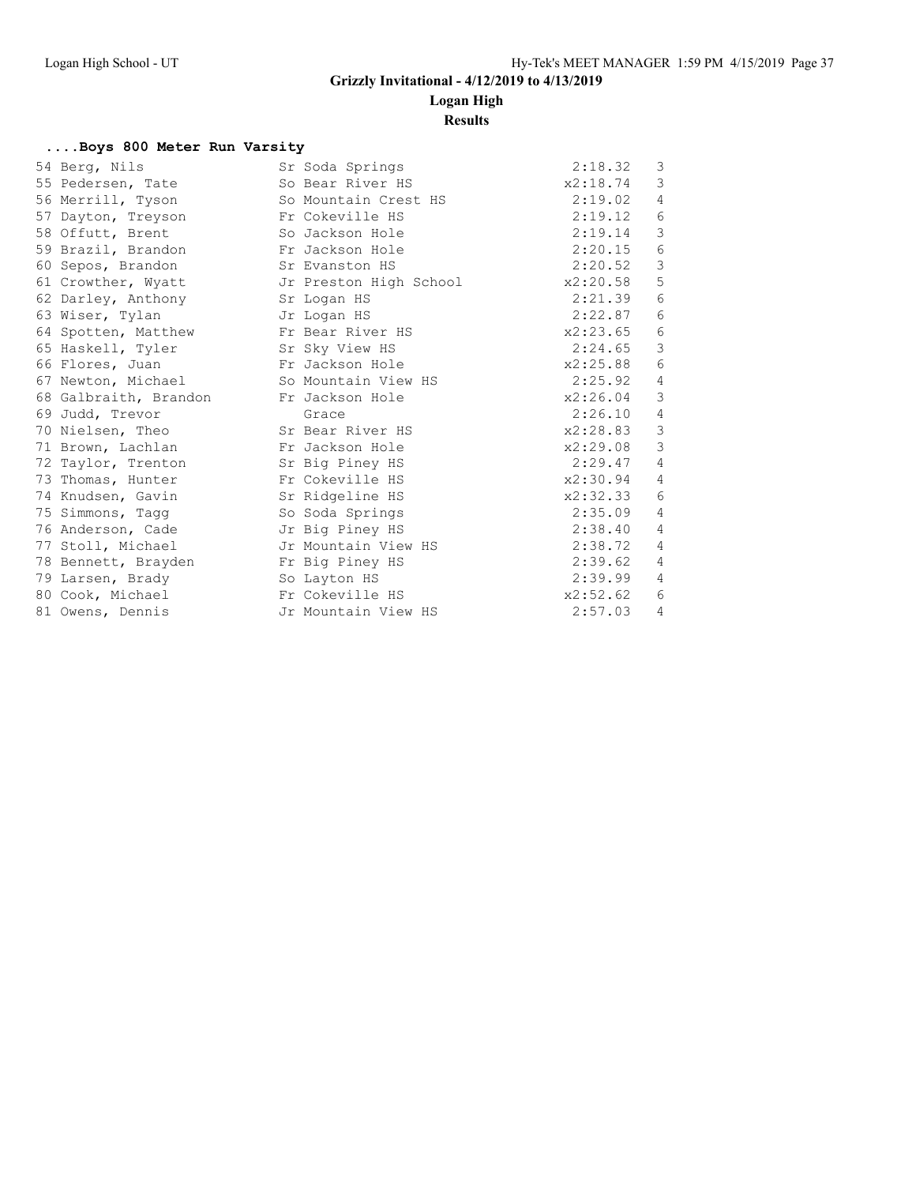# Grizzly Invitational - 4/12/2019 to 4/13/2019

## Logan High

### Results

#### ....Boys 800 Meter Run Varsity

| Place | Name | Yr | School | Time | Heat |
|---|---|---|---|---|---|
| 54 | Berg, Nils | Sr | Soda Springs | 2:18.32 | 3 |
| 55 | Pedersen, Tate | So | Bear River HS | x2:18.74 | 3 |
| 56 | Merrill, Tyson | So | Mountain Crest HS | 2:19.02 | 4 |
| 57 | Dayton, Treyson | Fr | Cokeville HS | 2:19.12 | 6 |
| 58 | Offutt, Brent | So | Jackson Hole | 2:19.14 | 3 |
| 59 | Brazil, Brandon | Fr | Jackson Hole | 2:20.15 | 6 |
| 60 | Sepos, Brandon | Sr | Evanston HS | 2:20.52 | 3 |
| 61 | Crowther, Wyatt | Jr | Preston High School | x2:20.58 | 5 |
| 62 | Darley, Anthony | Sr | Logan HS | 2:21.39 | 6 |
| 63 | Wiser, Tylan | Jr | Logan HS | 2:22.87 | 6 |
| 64 | Spotten, Matthew | Fr | Bear River HS | x2:23.65 | 6 |
| 65 | Haskell, Tyler | Sr | Sky View HS | 2:24.65 | 3 |
| 66 | Flores, Juan | Fr | Jackson Hole | x2:25.88 | 6 |
| 67 | Newton, Michael | So | Mountain View HS | 2:25.92 | 4 |
| 68 | Galbraith, Brandon | Fr | Jackson Hole | x2:26.04 | 3 |
| 69 | Judd, Trevor | | Grace | 2:26.10 | 4 |
| 70 | Nielsen, Theo | Sr | Bear River HS | x2:28.83 | 3 |
| 71 | Brown, Lachlan | Fr | Jackson Hole | x2:29.08 | 3 |
| 72 | Taylor, Trenton | Sr | Big Piney HS | 2:29.47 | 4 |
| 73 | Thomas, Hunter | Fr | Cokeville HS | x2:30.94 | 4 |
| 74 | Knudsen, Gavin | Sr | Ridgeline HS | x2:32.33 | 6 |
| 75 | Simmons, Tagg | So | Soda Springs | 2:35.09 | 4 |
| 76 | Anderson, Cade | Jr | Big Piney HS | 2:38.40 | 4 |
| 77 | Stoll, Michael | Jr | Mountain View HS | 2:38.72 | 4 |
| 78 | Bennett, Brayden | Fr | Big Piney HS | 2:39.62 | 4 |
| 79 | Larsen, Brady | So | Layton HS | 2:39.99 | 4 |
| 80 | Cook, Michael | Fr | Cokeville HS | x2:52.62 | 6 |
| 81 | Owens, Dennis | Jr | Mountain View HS | 2:57.03 | 4 |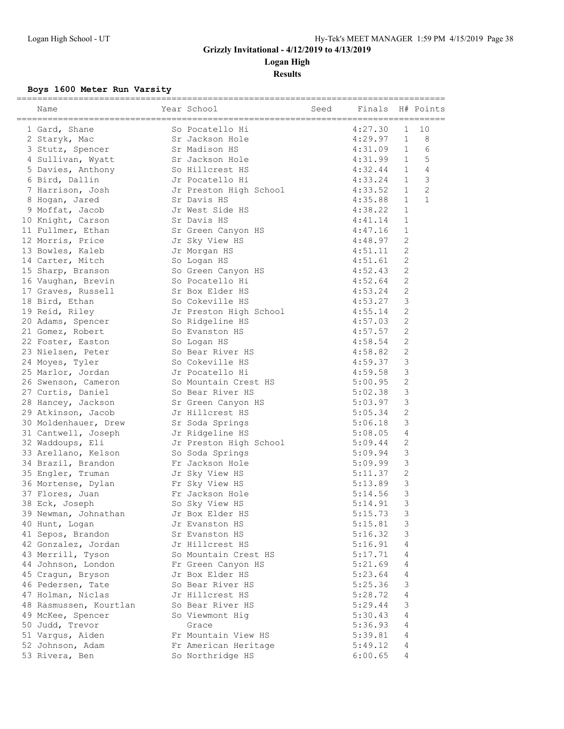Grizzly Invitational - 4/12/2019 to 4/13/2019

Logan High

Results

### Boys 1600 Meter Run Varsity

| | Name | Year | School | Seed | Finals | H# | Points |
|---|---|---|---|---|---|---|---|
| 1 | Gard, Shane | So | Pocatello Hi | | 4:27.30 | 1 | 10 |
| 2 | Staryk, Mac | Sr | Jackson Hole | | 4:29.97 | 1 | 8 |
| 3 | Stutz, Spencer | Sr | Madison HS | | 4:31.09 | 1 | 6 |
| 4 | Sullivan, Wyatt | Sr | Jackson Hole | | 4:31.99 | 1 | 5 |
| 5 | Davies, Anthony | So | Hillcrest HS | | 4:32.44 | 1 | 4 |
| 6 | Bird, Dallin | Jr | Pocatello Hi | | 4:33.24 | 1 | 3 |
| 7 | Harrison, Josh | Jr | Preston High School | | 4:33.52 | 1 | 2 |
| 8 | Hogan, Jared | Sr | Davis HS | | 4:35.88 | 1 | 1 |
| 9 | Moffat, Jacob | Jr | West Side HS | | 4:38.22 | 1 | |
| 10 | Knight, Carson | Sr | Davis HS | | 4:41.14 | 1 | |
| 11 | Fullmer, Ethan | Sr | Green Canyon HS | | 4:47.16 | 1 | |
| 12 | Morris, Price | Jr | Sky View HS | | 4:48.97 | 2 | |
| 13 | Bowles, Kaleb | Jr | Morgan HS | | 4:51.11 | 2 | |
| 14 | Carter, Mitch | So | Logan HS | | 4:51.61 | 2 | |
| 15 | Sharp, Branson | So | Green Canyon HS | | 4:52.43 | 2 | |
| 16 | Vaughan, Brevin | So | Pocatello Hi | | 4:52.64 | 2 | |
| 17 | Graves, Russell | Sr | Box Elder HS | | 4:53.24 | 2 | |
| 18 | Bird, Ethan | So | Cokeville HS | | 4:53.27 | 3 | |
| 19 | Reid, Riley | Jr | Preston High School | | 4:55.14 | 2 | |
| 20 | Adams, Spencer | So | Ridgeline HS | | 4:57.03 | 2 | |
| 21 | Gomez, Robert | So | Evanston HS | | 4:57.57 | 2 | |
| 22 | Foster, Easton | So | Logan HS | | 4:58.54 | 2 | |
| 23 | Nielsen, Peter | So | Bear River HS | | 4:58.82 | 2 | |
| 24 | Moyes, Tyler | So | Cokeville HS | | 4:59.37 | 3 | |
| 25 | Marlor, Jordan | Jr | Pocatello Hi | | 4:59.58 | 3 | |
| 26 | Swenson, Cameron | So | Mountain Crest HS | | 5:00.95 | 2 | |
| 27 | Curtis, Daniel | So | Bear River HS | | 5:02.38 | 3 | |
| 28 | Hancey, Jackson | Sr | Green Canyon HS | | 5:03.97 | 3 | |
| 29 | Atkinson, Jacob | Jr | Hillcrest HS | | 5:05.34 | 2 | |
| 30 | Moldenhauer, Drew | Sr | Soda Springs | | 5:06.18 | 3 | |
| 31 | Cantwell, Joseph | Jr | Ridgeline HS | | 5:08.05 | 4 | |
| 32 | Waddoups, Eli | Jr | Preston High School | | 5:09.44 | 2 | |
| 33 | Arellano, Kelson | So | Soda Springs | | 5:09.94 | 3 | |
| 34 | Brazil, Brandon | Fr | Jackson Hole | | 5:09.99 | 3 | |
| 35 | Engler, Truman | Jr | Sky View HS | | 5:11.37 | 2 | |
| 36 | Mortense, Dylan | Fr | Sky View HS | | 5:13.89 | 3 | |
| 37 | Flores, Juan | Fr | Jackson Hole | | 5:14.56 | 3 | |
| 38 | Eck, Joseph | So | Sky View HS | | 5:14.91 | 3 | |
| 39 | Newman, Johnathan | Jr | Box Elder HS | | 5:15.73 | 3 | |
| 40 | Hunt, Logan | Jr | Evanston HS | | 5:15.81 | 3 | |
| 41 | Sepos, Brandon | Sr | Evanston HS | | 5:16.32 | 3 | |
| 42 | Gonzalez, Jordan | Jr | Hillcrest HS | | 5:16.91 | 4 | |
| 43 | Merrill, Tyson | So | Mountain Crest HS | | 5:17.71 | 4 | |
| 44 | Johnson, London | Fr | Green Canyon HS | | 5:21.69 | 4 | |
| 45 | Cragun, Bryson | Jr | Box Elder HS | | 5:23.64 | 4 | |
| 46 | Pedersen, Tate | So | Bear River HS | | 5:25.36 | 3 | |
| 47 | Holman, Niclas | Jr | Hillcrest HS | | 5:28.72 | 4 | |
| 48 | Rasmussen, Kourtlan | So | Bear River HS | | 5:29.44 | 3 | |
| 49 | McKee, Spencer | So | Viewmont Hig | | 5:30.43 | 4 | |
| 50 | Judd, Trevor | | Grace | | 5:36.93 | 4 | |
| 51 | Vargus, Aiden | Fr | Mountain View HS | | 5:39.81 | 4 | |
| 52 | Johnson, Adam | Fr | American Heritage | | 5:49.12 | 4 | |
| 53 | Rivera, Ben | So | Northridge HS | | 6:00.65 | 4 | |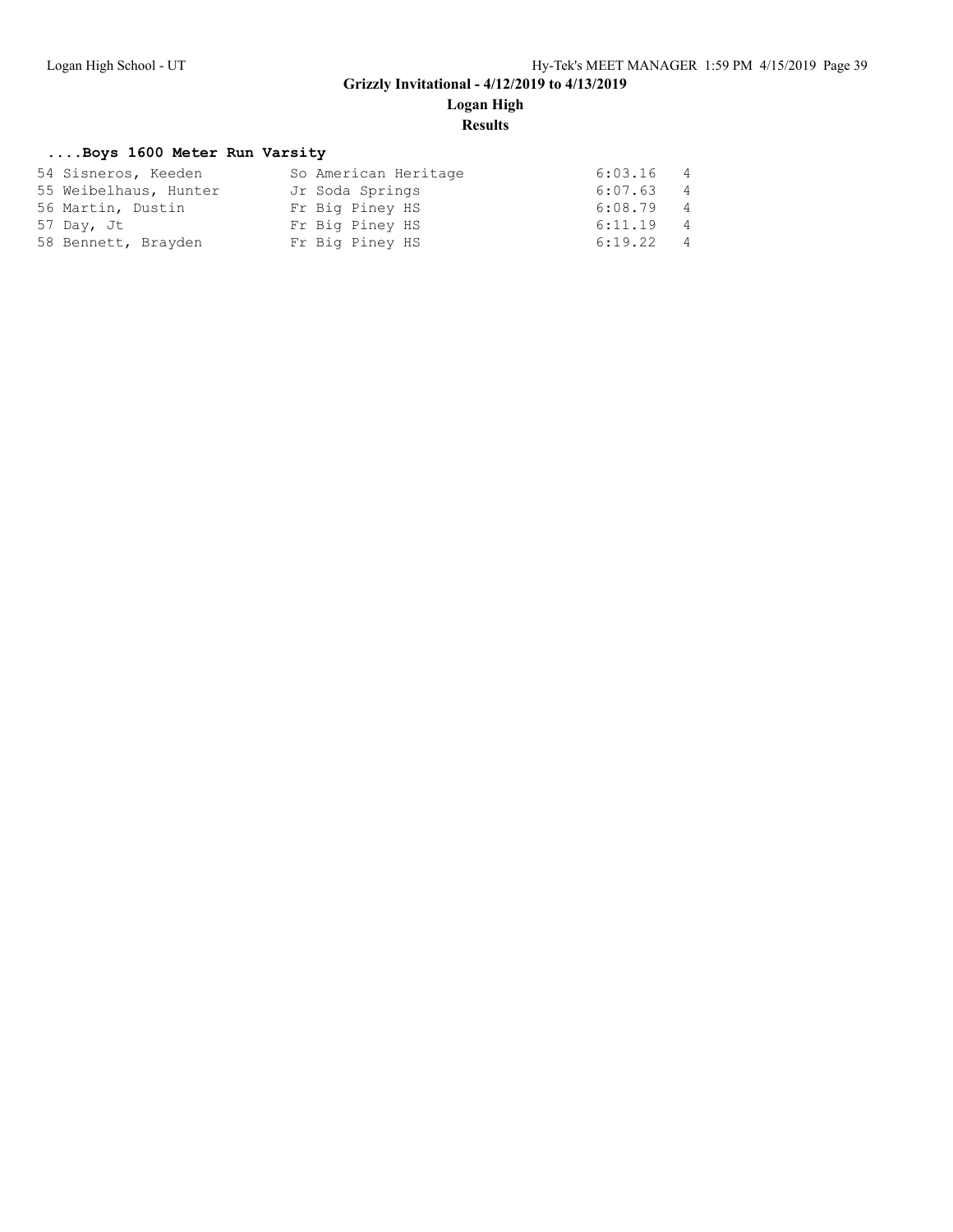# Grizzly Invitational - 4/12/2019 to 4/13/2019

## Logan High

### Results

#### ....Boys 1600 Meter Run Varsity

| | Name | Yr | School | Time | H# |
|---|---|---|---|---|---|
| 54 | Sisneros, Keeden | So | American Heritage | 6:03.16 | 4 |
| 55 | Weibelhaus, Hunter | Jr | Soda Springs | 6:07.63 | 4 |
| 56 | Martin, Dustin | Fr | Big Piney HS | 6:08.79 | 4 |
| 57 | Day, Jt | Fr | Big Piney HS | 6:11.19 | 4 |
| 58 | Bennett, Brayden | Fr | Big Piney HS | 6:19.22 | 4 |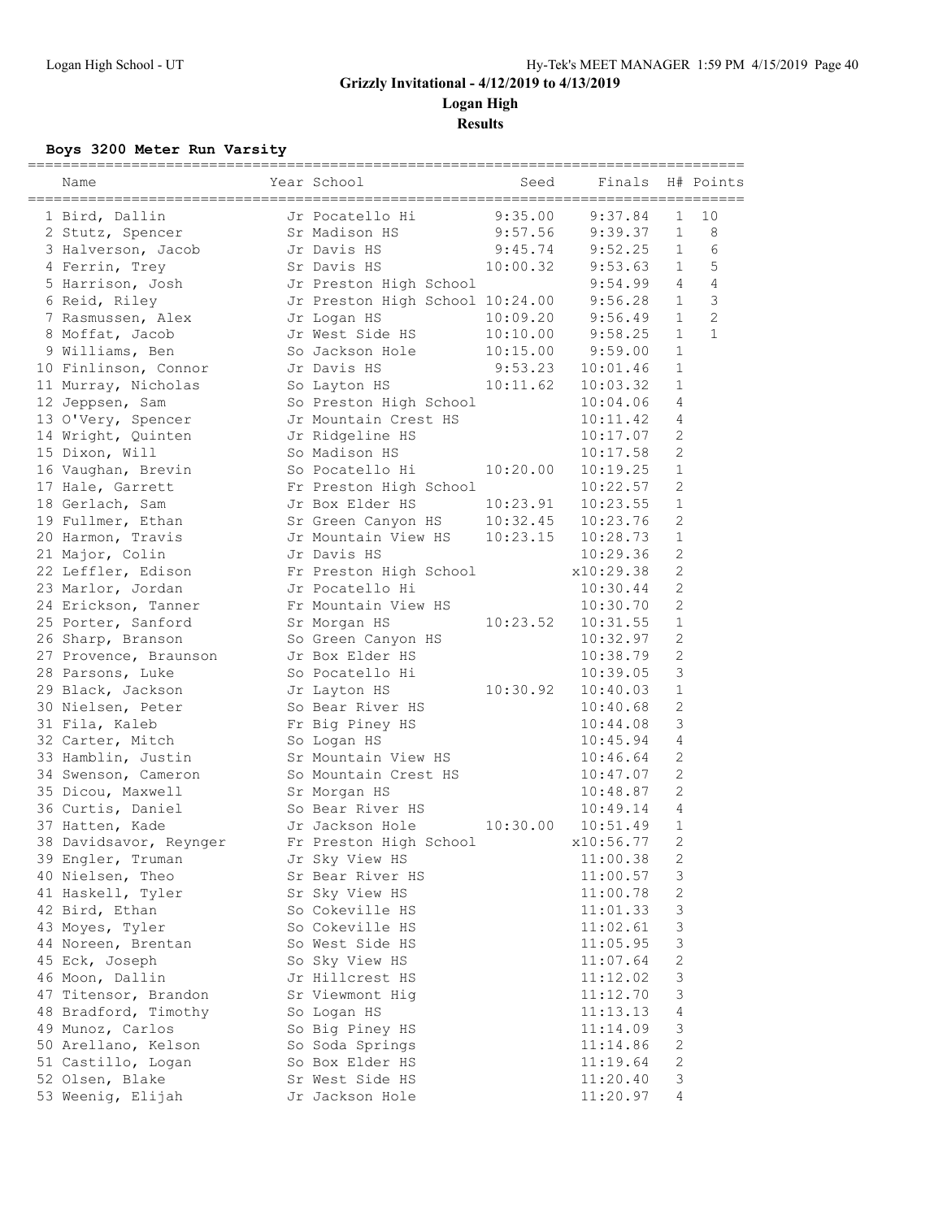# Grizzly Invitational - 4/12/2019 to 4/13/2019

## Logan High

### Results

**Boys 3200 Meter Run Varsity**

| Place | Name | Year | School | Seed | Finals | H# | Points |
|---|---|---|---|---|---|---|---|
| 1 | Bird, Dallin | Jr | Pocatello Hi | 9:35.00 | 9:37.84 | 1 | 10 |
| 2 | Stutz, Spencer | Sr | Madison HS | 9:57.56 | 9:39.37 | 1 | 8 |
| 3 | Halverson, Jacob | Jr | Davis HS | 9:45.74 | 9:52.25 | 1 | 6 |
| 4 | Ferrin, Trey | Sr | Davis HS | 10:00.32 | 9:53.63 | 1 | 5 |
| 5 | Harrison, Josh | Jr | Preston High School | | 9:54.99 | 4 | 4 |
| 6 | Reid, Riley | Jr | Preston High School | 10:24.00 | 9:56.28 | 1 | 3 |
| 7 | Rasmussen, Alex | Jr | Logan HS | 10:09.20 | 9:56.49 | 1 | 2 |
| 8 | Moffat, Jacob | Jr | West Side HS | 10:10.00 | 9:58.25 | 1 | 1 |
| 9 | Williams, Ben | So | Jackson Hole | 10:15.00 | 9:59.00 | 1 | |
| 10 | Finlinson, Connor | Jr | Davis HS | 9:53.23 | 10:01.46 | 1 | |
| 11 | Murray, Nicholas | So | Layton HS | 10:11.62 | 10:03.32 | 1 | |
| 12 | Jeppsen, Sam | So | Preston High School | | 10:04.06 | 4 | |
| 13 | O'Very, Spencer | Jr | Mountain Crest HS | | 10:11.42 | 4 | |
| 14 | Wright, Quinten | Jr | Ridgeline HS | | 10:17.07 | 2 | |
| 15 | Dixon, Will | So | Madison HS | | 10:17.58 | 2 | |
| 16 | Vaughan, Brevin | So | Pocatello Hi | 10:20.00 | 10:19.25 | 1 | |
| 17 | Hale, Garrett | Fr | Preston High School | | 10:22.57 | 2 | |
| 18 | Gerlach, Sam | Jr | Box Elder HS | 10:23.91 | 10:23.55 | 1 | |
| 19 | Fullmer, Ethan | Sr | Green Canyon HS | 10:32.45 | 10:23.76 | 2 | |
| 20 | Harmon, Travis | Jr | Mountain View HS | 10:23.15 | 10:28.73 | 1 | |
| 21 | Major, Colin | Jr | Davis HS | | 10:29.36 | 2 | |
| 22 | Leffler, Edison | Fr | Preston High School | | x10:29.38 | 2 | |
| 23 | Marlor, Jordan | Jr | Pocatello Hi | | 10:30.44 | 2 | |
| 24 | Erickson, Tanner | Fr | Mountain View HS | | 10:30.70 | 2 | |
| 25 | Porter, Sanford | Sr | Morgan HS | 10:23.52 | 10:31.55 | 1 | |
| 26 | Sharp, Branson | So | Green Canyon HS | | 10:32.97 | 2 | |
| 27 | Provence, Braunson | Jr | Box Elder HS | | 10:38.79 | 2 | |
| 28 | Parsons, Luke | So | Pocatello Hi | | 10:39.05 | 3 | |
| 29 | Black, Jackson | Jr | Layton HS | 10:30.92 | 10:40.03 | 1 | |
| 30 | Nielsen, Peter | So | Bear River HS | | 10:40.68 | 2 | |
| 31 | Fila, Kaleb | Fr | Big Piney HS | | 10:44.08 | 3 | |
| 32 | Carter, Mitch | So | Logan HS | | 10:45.94 | 4 | |
| 33 | Hamblin, Justin | Sr | Mountain View HS | | 10:46.64 | 2 | |
| 34 | Swenson, Cameron | So | Mountain Crest HS | | 10:47.07 | 2 | |
| 35 | Dicou, Maxwell | Sr | Morgan HS | | 10:48.87 | 2 | |
| 36 | Curtis, Daniel | So | Bear River HS | | 10:49.14 | 4 | |
| 37 | Hatten, Kade | Jr | Jackson Hole | 10:30.00 | 10:51.49 | 1 | |
| 38 | Davidsavor, Reynger | Fr | Preston High School | | x10:56.77 | 2 | |
| 39 | Engler, Truman | Jr | Sky View HS | | 11:00.38 | 2 | |
| 40 | Nielsen, Theo | Sr | Bear River HS | | 11:00.57 | 3 | |
| 41 | Haskell, Tyler | Sr | Sky View HS | | 11:00.78 | 2 | |
| 42 | Bird, Ethan | So | Cokeville HS | | 11:01.33 | 3 | |
| 43 | Moyes, Tyler | So | Cokeville HS | | 11:02.61 | 3 | |
| 44 | Noreen, Brentan | So | West Side HS | | 11:05.95 | 3 | |
| 45 | Eck, Joseph | So | Sky View HS | | 11:07.64 | 2 | |
| 46 | Moon, Dallin | Jr | Hillcrest HS | | 11:12.02 | 3 | |
| 47 | Titensor, Brandon | Sr | Viewmont Hig | | 11:12.70 | 3 | |
| 48 | Bradford, Timothy | So | Logan HS | | 11:13.13 | 4 | |
| 49 | Munoz, Carlos | So | Big Piney HS | | 11:14.09 | 3 | |
| 50 | Arellano, Kelson | So | Soda Springs | | 11:14.86 | 2 | |
| 51 | Castillo, Logan | So | Box Elder HS | | 11:19.64 | 2 | |
| 52 | Olsen, Blake | Sr | West Side HS | | 11:20.40 | 3 | |
| 53 | Weenig, Elijah | Jr | Jackson Hole | | 11:20.97 | 4 | |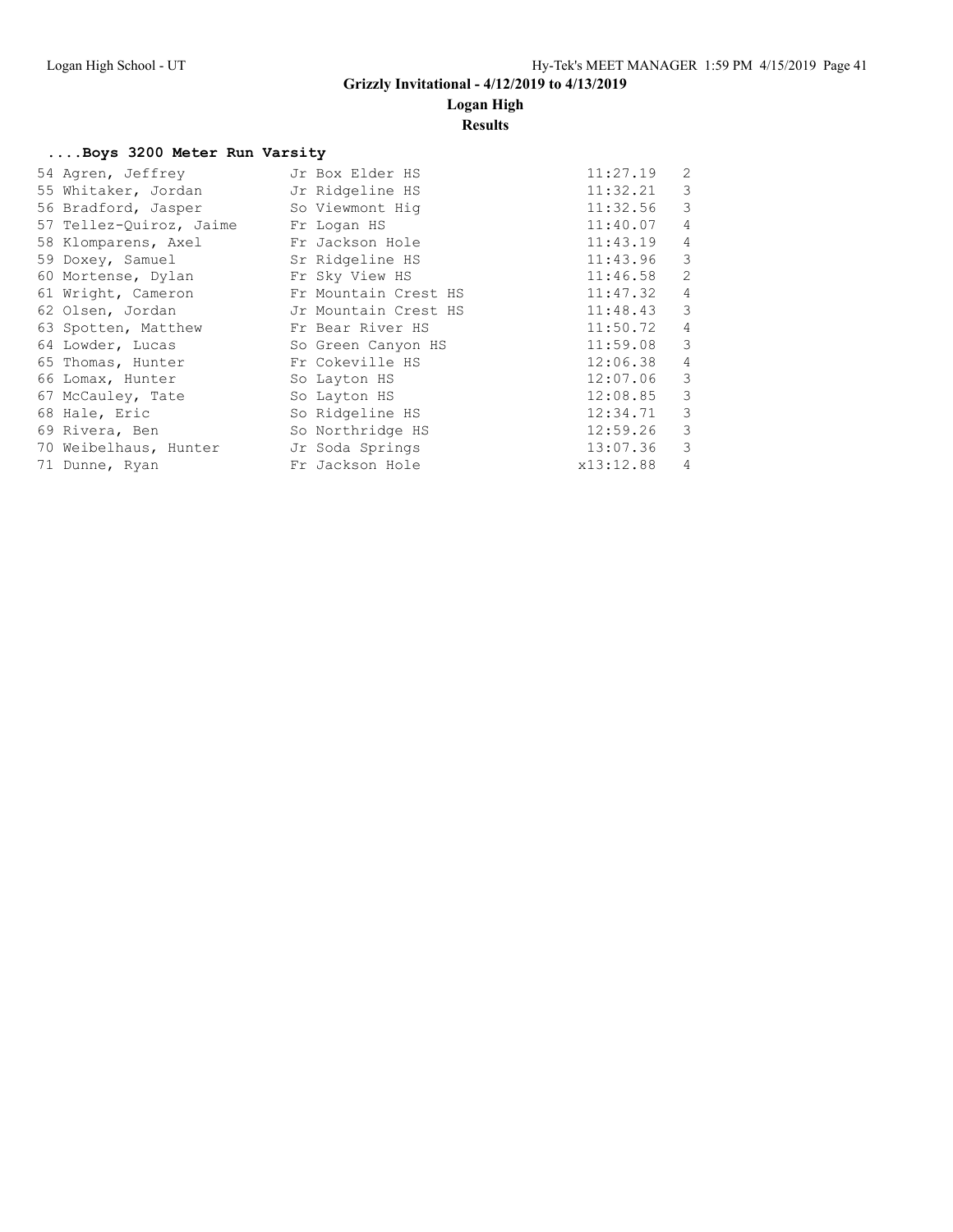## Grizzly Invitational - 4/12/2019 to 4/13/2019

## Logan High

### Results

#### ....Boys 3200 Meter Run Varsity

| Place | Name | Year | School | Time | Heat |
|---|---|---|---|---|---|
| 54 | Agren, Jeffrey | Jr | Box Elder HS | 11:27.19 | 2 |
| 55 | Whitaker, Jordan | Jr | Ridgeline HS | 11:32.21 | 3 |
| 56 | Bradford, Jasper | So | Viewmont Hig | 11:32.56 | 3 |
| 57 | Tellez-Quiroz, Jaime | Fr | Logan HS | 11:40.07 | 4 |
| 58 | Klomparens, Axel | Fr | Jackson Hole | 11:43.19 | 4 |
| 59 | Doxey, Samuel | Sr | Ridgeline HS | 11:43.96 | 3 |
| 60 | Mortense, Dylan | Fr | Sky View HS | 11:46.58 | 2 |
| 61 | Wright, Cameron | Fr | Mountain Crest HS | 11:47.32 | 4 |
| 62 | Olsen, Jordan | Jr | Mountain Crest HS | 11:48.43 | 3 |
| 63 | Spotten, Matthew | Fr | Bear River HS | 11:50.72 | 4 |
| 64 | Lowder, Lucas | So | Green Canyon HS | 11:59.08 | 3 |
| 65 | Thomas, Hunter | Fr | Cokeville HS | 12:06.38 | 4 |
| 66 | Lomax, Hunter | So | Layton HS | 12:07.06 | 3 |
| 67 | McCauley, Tate | So | Layton HS | 12:08.85 | 3 |
| 68 | Hale, Eric | So | Ridgeline HS | 12:34.71 | 3 |
| 69 | Rivera, Ben | So | Northridge HS | 12:59.26 | 3 |
| 70 | Weibelhaus, Hunter | Jr | Soda Springs | 13:07.36 | 3 |
| 71 | Dunne, Ryan | Fr | Jackson Hole | x13:12.88 | 4 |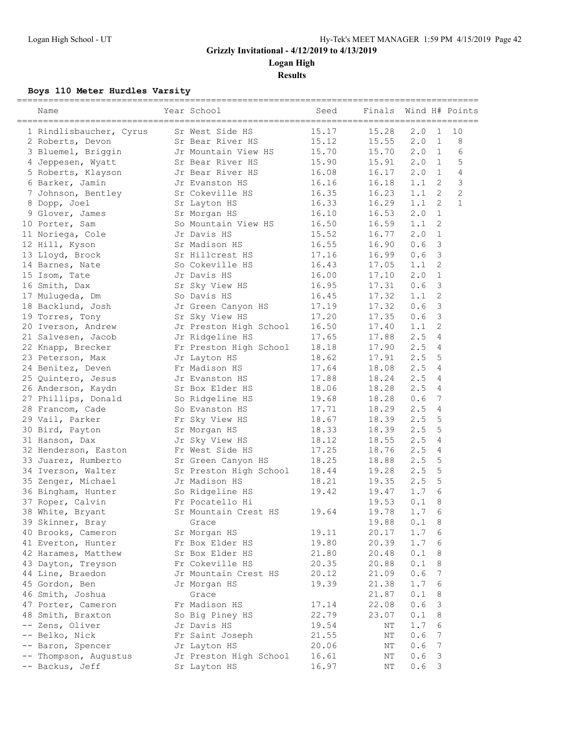## Grizzly Invitational - 4/12/2019 to 4/13/2019

### Logan High

### Results

**Boys 110 Meter Hurdles Varsity**

| | Name | Year | School | Seed | Finals | Wind | H# | Points |
|---|---|---|---|---|---|---|---|---|
| 1 | Rindlisbaucher, Cyrus | Sr | West Side HS | 15.17 | 15.28 | 2.0 | 1 | 10 |
| 2 | Roberts, Devon | Sr | Bear River HS | 15.12 | 15.55 | 2.0 | 1 | 8 |
| 3 | Bluemel, Briggin | Jr | Mountain View HS | 15.70 | 15.70 | 2.0 | 1 | 6 |
| 4 | Jeppesen, Wyatt | Sr | Bear River HS | 15.90 | 15.91 | 2.0 | 1 | 5 |
| 5 | Roberts, Klayson | Jr | Bear River HS | 16.08 | 16.17 | 2.0 | 1 | 4 |
| 6 | Barker, Jamin | Jr | Evanston HS | 16.16 | 16.18 | 1.1 | 2 | 3 |
| 7 | Johnson, Bentley | Sr | Cokeville HS | 16.35 | 16.23 | 1.1 | 2 | 2 |
| 8 | Dopp, Joel | Sr | Layton HS | 16.33 | 16.29 | 1.1 | 2 | 1 |
| 9 | Glover, James | Sr | Morgan HS | 16.10 | 16.53 | 2.0 | 1 | |
| 10 | Porter, Sam | So | Mountain View HS | 16.50 | 16.59 | 1.1 | 2 | |
| 11 | Noriega, Cole | Jr | Davis HS | 15.52 | 16.77 | 2.0 | 1 | |
| 12 | Hill, Kyson | Sr | Madison HS | 16.55 | 16.90 | 0.6 | 3 | |
| 13 | Lloyd, Brock | Sr | Hillcrest HS | 17.16 | 16.99 | 0.6 | 3 | |
| 14 | Barnes, Nate | So | Cokeville HS | 16.43 | 17.05 | 1.1 | 2 | |
| 15 | Isom, Tate | Jr | Davis HS | 16.00 | 17.10 | 2.0 | 1 | |
| 16 | Smith, Dax | Sr | Sky View HS | 16.95 | 17.31 | 0.6 | 3 | |
| 17 | Mulugeda, Dm | So | Davis HS | 16.45 | 17.32 | 1.1 | 2 | |
| 18 | Backlund, Josh | Jr | Green Canyon HS | 17.19 | 17.32 | 0.6 | 3 | |
| 19 | Torres, Tony | Sr | Sky View HS | 17.20 | 17.35 | 0.6 | 3 | |
| 20 | Iverson, Andrew | Jr | Preston High School | 16.50 | 17.40 | 1.1 | 2 | |
| 21 | Salvesen, Jacob | Jr | Ridgeline HS | 17.65 | 17.88 | 2.5 | 4 | |
| 22 | Knapp, Brecker | Fr | Preston High School | 18.18 | 17.90 | 2.5 | 4 | |
| 23 | Peterson, Max | Jr | Layton HS | 18.62 | 17.91 | 2.5 | 5 | |
| 24 | Benitez, Deven | Fr | Madison HS | 17.64 | 18.08 | 2.5 | 4 | |
| 25 | Quintero, Jesus | Jr | Evanston HS | 17.88 | 18.24 | 2.5 | 4 | |
| 26 | Anderson, Kaydn | Sr | Box Elder HS | 18.06 | 18.28 | 2.5 | 4 | |
| 27 | Phillips, Donald | So | Ridgeline HS | 19.68 | 18.28 | 0.6 | 7 | |
| 28 | Francom, Cade | So | Evanston HS | 17.71 | 18.29 | 2.5 | 4 | |
| 29 | Vail, Parker | Fr | Sky View HS | 18.67 | 18.39 | 2.5 | 5 | |
| 30 | Bird, Payton | Sr | Morgan HS | 18.33 | 18.39 | 2.5 | 5 | |
| 31 | Hanson, Dax | Jr | Sky View HS | 18.12 | 18.55 | 2.5 | 4 | |
| 32 | Henderson, Easton | Fr | West Side HS | 17.25 | 18.76 | 2.5 | 4 | |
| 33 | Juarez, Humberto | Sr | Green Canyon HS | 18.25 | 18.88 | 2.5 | 5 | |
| 34 | Iverson, Walter | Sr | Preston High School | 18.44 | 19.28 | 2.5 | 5 | |
| 35 | Zenger, Michael | Jr | Madison HS | 18.21 | 19.35 | 2.5 | 5 | |
| 36 | Bingham, Hunter | So | Ridgeline HS | 19.42 | 19.47 | 1.7 | 6 | |
| 37 | Roper, Calvin | Fr | Pocatello Hi | | 19.53 | 0.1 | 8 | |
| 38 | White, Bryant | Sr | Mountain Crest HS | 19.64 | 19.78 | 1.7 | 6 | |
| 39 | Skinner, Bray | | Grace | | 19.88 | 0.1 | 8 | |
| 40 | Brooks, Cameron | Sr | Morgan HS | 19.11 | 20.17 | 1.7 | 6 | |
| 41 | Everton, Hunter | Fr | Box Elder HS | 19.80 | 20.39 | 1.7 | 6 | |
| 42 | Harames, Matthew | Sr | Box Elder HS | 21.80 | 20.48 | 0.1 | 8 | |
| 43 | Dayton, Treyson | Fr | Cokeville HS | 20.35 | 20.88 | 0.1 | 8 | |
| 44 | Line, Braedon | Jr | Mountain Crest HS | 20.12 | 21.09 | 0.6 | 7 | |
| 45 | Gordon, Ben | Jr | Morgan HS | 19.39 | 21.38 | 1.7 | 6 | |
| 46 | Smith, Joshua | | Grace | | 21.87 | 0.1 | 8 | |
| 47 | Porter, Cameron | Fr | Madison HS | 17.14 | 22.08 | 0.6 | 3 | |
| 48 | Smith, Braxton | So | Big Piney HS | 22.79 | 23.07 | 0.1 | 8 | |
| -- | Zens, Oliver | Jr | Davis HS | 19.54 | NT | 1.7 | 6 | |
| -- | Belko, Nick | Fr | Saint Joseph | 21.55 | NT | 0.6 | 7 | |
| -- | Baron, Spencer | Jr | Layton HS | 20.06 | NT | 0.6 | 7 | |
| -- | Thompson, Augustus | Jr | Preston High School | 16.61 | NT | 0.6 | 3 | |
| -- | Backus, Jeff | Sr | Layton HS | 16.97 | NT | 0.6 | 3 | |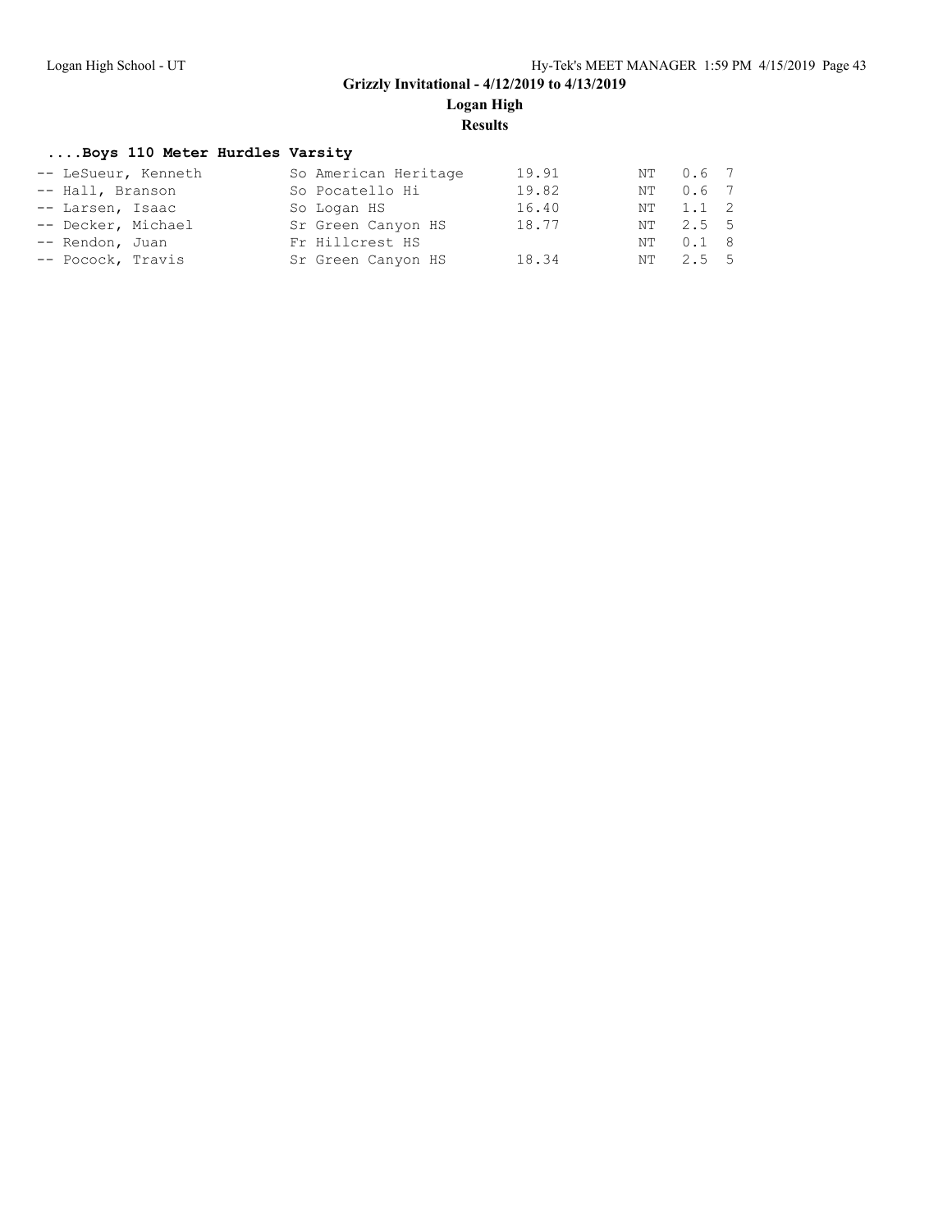#### ....Boys 110 Meter Hurdles Varsity

| | Name | Yr | School | Seed | Finals | Wind | H |
|---|---|---|---|---|---|---|---|
| -- | LeSueur, Kenneth | So | American Heritage | 19.91 | NT | 0.6 | 7 |
| -- | Hall, Branson | So | Pocatello Hi | 19.82 | NT | 0.6 | 7 |
| -- | Larsen, Isaac | So | Logan HS | 16.40 | NT | 1.1 | 2 |
| -- | Decker, Michael | Sr | Green Canyon HS | 18.77 | NT | 2.5 | 5 |
| -- | Rendon, Juan | Fr | Hillcrest HS | | NT | 0.1 | 8 |
| -- | Pocock, Travis | Sr | Green Canyon HS | 18.34 | NT | 2.5 | 5 |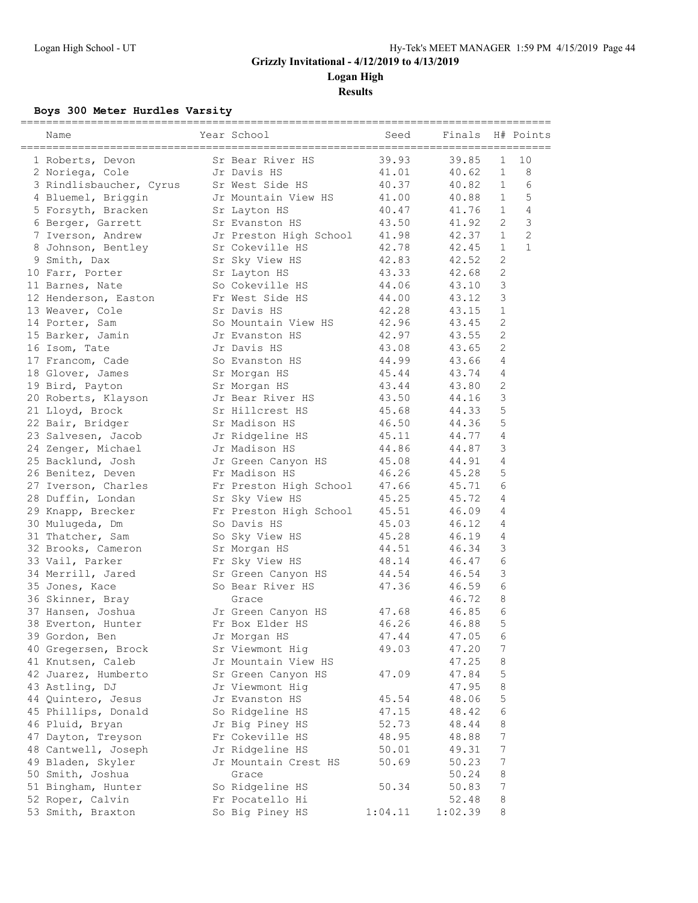## Grizzly Invitational - 4/12/2019 to 4/13/2019

**Logan High**

**Results**

### Boys 300 Meter Hurdles Varsity

| | Name | Year | School | Seed | Finals | H# | Points |
|---|---|---|---|---|---|---|---|
| 1 | Roberts, Devon | Sr | Bear River HS | 39.93 | 39.85 | 1 | 10 |
| 2 | Noriega, Cole | Jr | Davis HS | 41.01 | 40.62 | 1 | 8 |
| 3 | Rindlisbaucher, Cyrus | Sr | West Side HS | 40.37 | 40.82 | 1 | 6 |
| 4 | Bluemel, Briggin | Jr | Mountain View HS | 41.00 | 40.88 | 1 | 5 |
| 5 | Forsyth, Bracken | Sr | Layton HS | 40.47 | 41.76 | 1 | 4 |
| 6 | Berger, Garrett | Sr | Evanston HS | 43.50 | 41.92 | 2 | 3 |
| 7 | Iverson, Andrew | Jr | Preston High School | 41.98 | 42.37 | 1 | 2 |
| 8 | Johnson, Bentley | Sr | Cokeville HS | 42.78 | 42.45 | 1 | 1 |
| 9 | Smith, Dax | Sr | Sky View HS | 42.83 | 42.52 | 2 | |
| 10 | Farr, Porter | Sr | Layton HS | 43.33 | 42.68 | 2 | |
| 11 | Barnes, Nate | So | Cokeville HS | 44.06 | 43.10 | 3 | |
| 12 | Henderson, Easton | Fr | West Side HS | 44.00 | 43.12 | 3 | |
| 13 | Weaver, Cole | Sr | Davis HS | 42.28 | 43.15 | 1 | |
| 14 | Porter, Sam | So | Mountain View HS | 42.96 | 43.45 | 2 | |
| 15 | Barker, Jamin | Jr | Evanston HS | 42.97 | 43.55 | 2 | |
| 16 | Isom, Tate | Jr | Davis HS | 43.08 | 43.65 | 2 | |
| 17 | Francom, Cade | So | Evanston HS | 44.99 | 43.66 | 4 | |
| 18 | Glover, James | Sr | Morgan HS | 45.44 | 43.74 | 4 | |
| 19 | Bird, Payton | Sr | Morgan HS | 43.44 | 43.80 | 2 | |
| 20 | Roberts, Klayson | Jr | Bear River HS | 43.50 | 44.16 | 3 | |
| 21 | Lloyd, Brock | Sr | Hillcrest HS | 45.68 | 44.33 | 5 | |
| 22 | Bair, Bridger | Sr | Madison HS | 46.50 | 44.36 | 5 | |
| 23 | Salvesen, Jacob | Jr | Ridgeline HS | 45.11 | 44.77 | 4 | |
| 24 | Zenger, Michael | Jr | Madison HS | 44.86 | 44.87 | 3 | |
| 25 | Backlund, Josh | Jr | Green Canyon HS | 45.08 | 44.91 | 4 | |
| 26 | Benitez, Deven | Fr | Madison HS | 46.26 | 45.28 | 5 | |
| 27 | Iverson, Charles | Fr | Preston High School | 47.66 | 45.71 | 6 | |
| 28 | Duffin, Londan | Sr | Sky View HS | 45.25 | 45.72 | 4 | |
| 29 | Knapp, Brecker | Fr | Preston High School | 45.51 | 46.09 | 4 | |
| 30 | Mulugeda, Dm | So | Davis HS | 45.03 | 46.12 | 4 | |
| 31 | Thatcher, Sam | So | Sky View HS | 45.28 | 46.19 | 4 | |
| 32 | Brooks, Cameron | Sr | Morgan HS | 44.51 | 46.34 | 3 | |
| 33 | Vail, Parker | Fr | Sky View HS | 48.14 | 46.47 | 6 | |
| 34 | Merrill, Jared | Sr | Green Canyon HS | 44.54 | 46.54 | 3 | |
| 35 | Jones, Kace | So | Bear River HS | 47.36 | 46.59 | 6 | |
| 36 | Skinner, Bray | | Grace | | 46.72 | 8 | |
| 37 | Hansen, Joshua | Jr | Green Canyon HS | 47.68 | 46.85 | 6 | |
| 38 | Everton, Hunter | Fr | Box Elder HS | 46.26 | 46.88 | 5 | |
| 39 | Gordon, Ben | Jr | Morgan HS | 47.44 | 47.05 | 6 | |
| 40 | Gregersen, Brock | Sr | Viewmont Hig | 49.03 | 47.20 | 7 | |
| 41 | Knutsen, Caleb | Jr | Mountain View HS | | 47.25 | 8 | |
| 42 | Juarez, Humberto | Sr | Green Canyon HS | 47.09 | 47.84 | 5 | |
| 43 | Astling, DJ | Jr | Viewmont Hig | | 47.95 | 8 | |
| 44 | Quintero, Jesus | Jr | Evanston HS | 45.54 | 48.06 | 5 | |
| 45 | Phillips, Donald | So | Ridgeline HS | 47.15 | 48.42 | 6 | |
| 46 | Pluid, Bryan | Jr | Big Piney HS | 52.73 | 48.44 | 8 | |
| 47 | Dayton, Treyson | Fr | Cokeville HS | 48.95 | 48.88 | 7 | |
| 48 | Cantwell, Joseph | Jr | Ridgeline HS | 50.01 | 49.31 | 7 | |
| 49 | Bladen, Skyler | Jr | Mountain Crest HS | 50.69 | 50.23 | 7 | |
| 50 | Smith, Joshua | | Grace | | 50.24 | 8 | |
| 51 | Bingham, Hunter | So | Ridgeline HS | 50.34 | 50.83 | 7 | |
| 52 | Roper, Calvin | Fr | Pocatello Hi | | 52.48 | 8 | |
| 53 | Smith, Braxton | So | Big Piney HS | 1:04.11 | 1:02.39 | 8 | |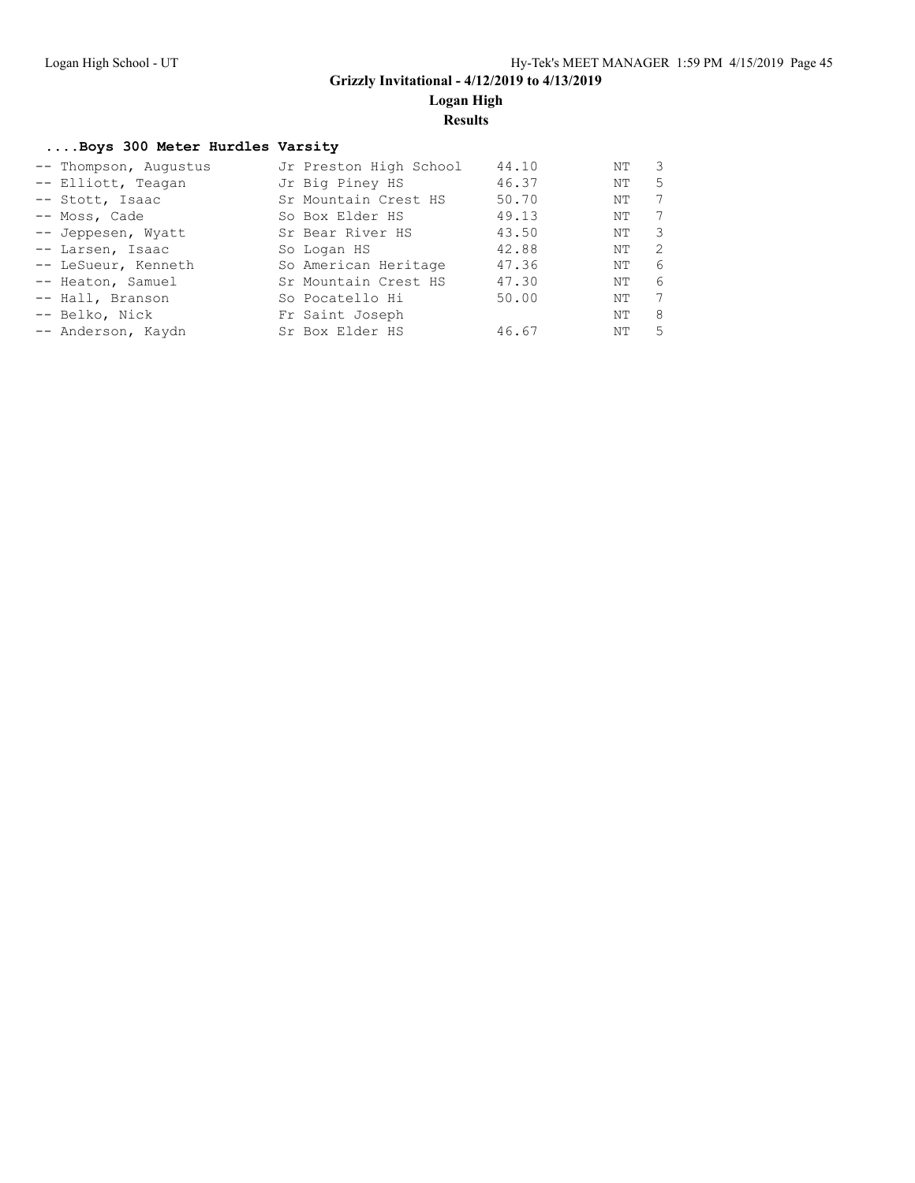# Grizzly Invitational - 4/12/2019 to 4/13/2019

## Logan High

### Results

**....Boys 300 Meter Hurdles Varsity**

| Place | Name | Yr | School | Seed | Finals | H# |
|---|---|---|---|---|---|---|
| -- | Thompson, Augustus | Jr | Preston High School | 44.10 | NT | 3 |
| -- | Elliott, Teagan | Jr | Big Piney HS | 46.37 | NT | 5 |
| -- | Stott, Isaac | Sr | Mountain Crest HS | 50.70 | NT | 7 |
| -- | Moss, Cade | So | Box Elder HS | 49.13 | NT | 7 |
| -- | Jeppesen, Wyatt | Sr | Bear River HS | 43.50 | NT | 3 |
| -- | Larsen, Isaac | So | Logan HS | 42.88 | NT | 2 |
| -- | LeSueur, Kenneth | So | American Heritage | 47.36 | NT | 6 |
| -- | Heaton, Samuel | Sr | Mountain Crest HS | 47.30 | NT | 6 |
| -- | Hall, Branson | So | Pocatello Hi | 50.00 | NT | 7 |
| -- | Belko, Nick | Fr | Saint Joseph | | NT | 8 |
| -- | Anderson, Kaydn | Sr | Box Elder HS | 46.67 | NT | 5 |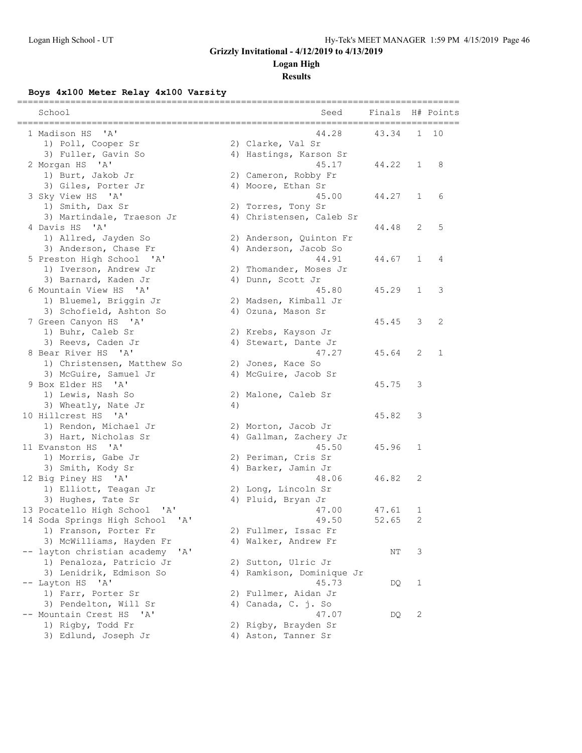# Grizzly Invitational - 4/12/2019 to 4/13/2019

## Logan High

### Results

**Boys 4x100 Meter Relay 4x100 Varsity**

| School | Seed | Finals | H# | Points |
|---|---|---|---|---|
| 1 Madison HS 'A' | 44.28 | 43.34 | 1 | 10 |
| 1) Poll, Cooper Sr; 2) Clarke, Val Sr; 3) Fuller, Gavin So; 4) Hastings, Karson Sr | | | | |
| 2 Morgan HS 'A' | 45.17 | 44.22 | 1 | 8 |
| 1) Burt, Jakob Jr; 2) Cameron, Robby Fr; 3) Giles, Porter Jr; 4) Moore, Ethan Sr | | | | |
| 3 Sky View HS 'A' | 45.00 | 44.27 | 1 | 6 |
| 1) Smith, Dax Sr; 2) Torres, Tony Sr; 3) Martindale, Traeson Jr; 4) Christensen, Caleb Sr | | | | |
| 4 Davis HS 'A' | | 44.48 | 2 | 5 |
| 1) Allred, Jayden So; 2) Anderson, Quinton Fr; 3) Anderson, Chase Fr; 4) Anderson, Jacob So | | | | |
| 5 Preston High School 'A' | 44.91 | 44.67 | 1 | 4 |
| 1) Iverson, Andrew Jr; 2) Thomander, Moses Jr; 3) Barnard, Kaden Jr; 4) Dunn, Scott Jr | | | | |
| 6 Mountain View HS 'A' | 45.80 | 45.29 | 1 | 3 |
| 1) Bluemel, Briggin Jr; 2) Madsen, Kimball Jr; 3) Schofield, Ashton So; 4) Ozuna, Mason Sr | | | | |
| 7 Green Canyon HS 'A' | | 45.45 | 3 | 2 |
| 1) Buhr, Caleb Sr; 2) Krebs, Kayson Jr; 3) Reevs, Caden Jr; 4) Stewart, Dante Jr | | | | |
| 8 Bear River HS 'A' | 47.27 | 45.64 | 2 | 1 |
| 1) Christensen, Matthew So; 2) Jones, Kace So; 3) McGuire, Samuel Jr; 4) McGuire, Jacob Sr | | | | |
| 9 Box Elder HS 'A' | | 45.75 | 3 | |
| 1) Lewis, Nash So; 2) Malone, Caleb Sr; 3) Wheatly, Nate Jr; 4) | | | | |
| 10 Hillcrest HS 'A' | | 45.82 | 3 | |
| 1) Rendon, Michael Jr; 2) Morton, Jacob Jr; 3) Hart, Nicholas Sr; 4) Gallman, Zachery Jr | | | | |
| 11 Evanston HS 'A' | 45.50 | 45.96 | 1 | |
| 1) Morris, Gabe Jr; 2) Periman, Cris Sr; 3) Smith, Kody Sr; 4) Barker, Jamin Jr | | | | |
| 12 Big Piney HS 'A' | 48.06 | 46.82 | 2 | |
| 1) Elliott, Teagan Jr; 2) Long, Lincoln Sr; 3) Hughes, Tate Sr; 4) Pluid, Bryan Jr | | | | |
| 13 Pocatello High School 'A' | 47.00 | 47.61 | 1 | |
| 14 Soda Springs High School 'A' | 49.50 | 52.65 | 2 | |
| 1) Franson, Porter Fr; 2) Fullmer, Issac Fr; 3) McWilliams, Hayden Fr; 4) Walker, Andrew Fr | | | | |
| -- layton christian academy 'A' | | NT | 3 | |
| 1) Penaloza, Patricio Jr; 2) Sutton, Ulric Jr; 3) Lenidrik, Edmison So; 4) Ramkison, Dominique Jr | | | | |
| -- Layton HS 'A' | 45.73 | DQ | 1 | |
| 1) Farr, Porter Sr; 2) Fullmer, Aidan Jr; 3) Pendelton, Will Sr; 4) Canada, C. j. So | | | | |
| -- Mountain Crest HS 'A' | 47.07 | DQ | 2 | |
| 1) Rigby, Todd Fr; 2) Rigby, Brayden Sr; 3) Edlund, Joseph Jr; 4) Aston, Tanner Sr | | | | |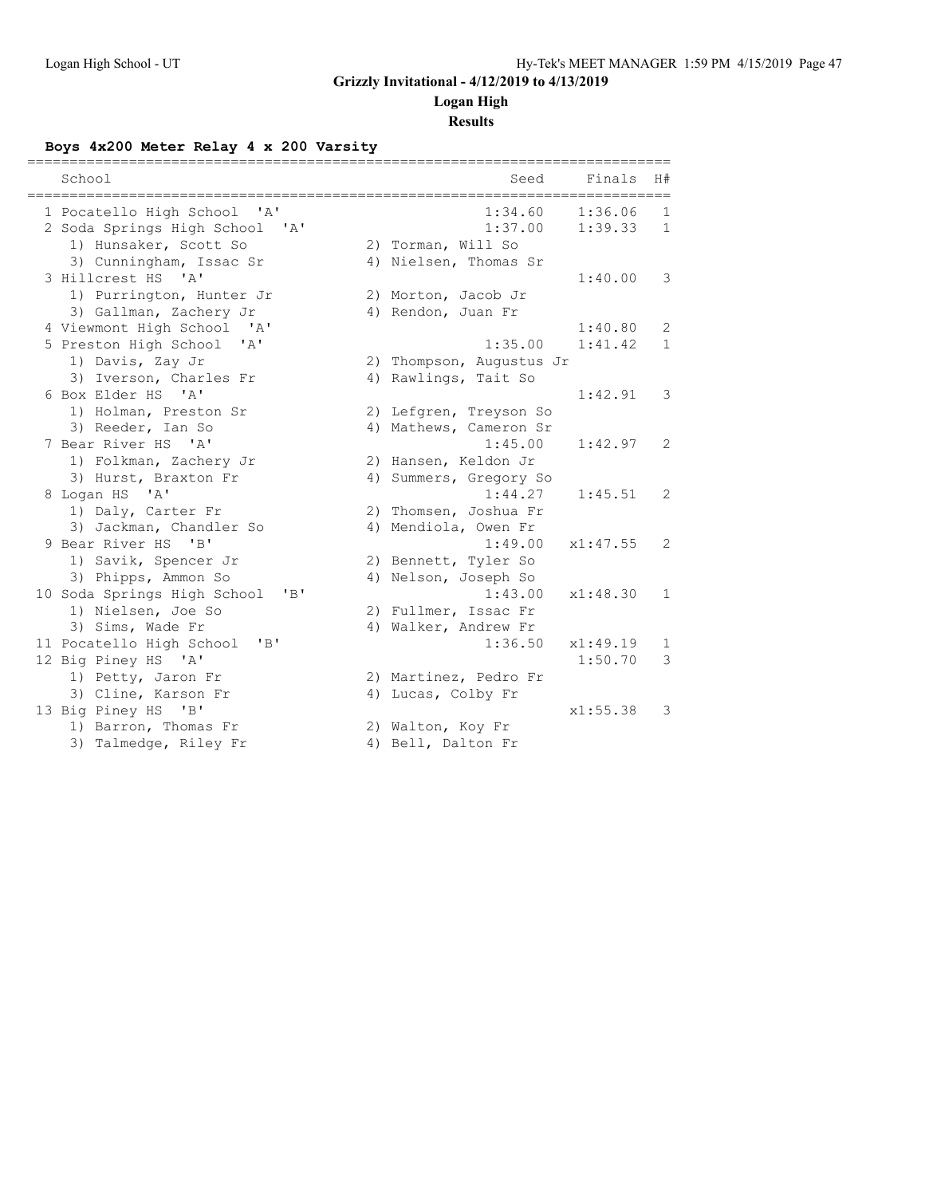## Grizzly Invitational - 4/12/2019 to 4/13/2019

### Logan High

### Results

**Boys 4x200 Meter Relay 4 x 200 Varsity**

| School | | Seed | Finals | H# |
|---|---|---|---|---|
| 1 Pocatello High School 'A' | | 1:34.60 | 1:36.06 | 1 |
| 2 Soda Springs High School 'A' | | 1:37.00 | 1:39.33 | 1 |
| 1) Hunsaker, Scott So | 2) Torman, Will So | | | |
| 3) Cunningham, Issac Sr | 4) Nielsen, Thomas Sr | | | |
| 3 Hillcrest HS 'A' | | | 1:40.00 | 3 |
| 1) Purrington, Hunter Jr | 2) Morton, Jacob Jr | | | |
| 3) Gallman, Zachery Jr | 4) Rendon, Juan Fr | | | |
| 4 Viewmont High School 'A' | | | 1:40.80 | 2 |
| 5 Preston High School 'A' | | 1:35.00 | 1:41.42 | 1 |
| 1) Davis, Zay Jr | 2) Thompson, Augustus Jr | | | |
| 3) Iverson, Charles Fr | 4) Rawlings, Tait So | | | |
| 6 Box Elder HS 'A' | | | 1:42.91 | 3 |
| 1) Holman, Preston Sr | 2) Lefgren, Treyson So | | | |
| 3) Reeder, Ian So | 4) Mathews, Cameron Sr | | | |
| 7 Bear River HS 'A' | | 1:45.00 | 1:42.97 | 2 |
| 1) Folkman, Zachery Jr | 2) Hansen, Keldon Jr | | | |
| 3) Hurst, Braxton Fr | 4) Summers, Gregory So | | | |
| 8 Logan HS 'A' | | 1:44.27 | 1:45.51 | 2 |
| 1) Daly, Carter Fr | 2) Thomsen, Joshua Fr | | | |
| 3) Jackman, Chandler So | 4) Mendiola, Owen Fr | | | |
| 9 Bear River HS 'B' | | 1:49.00 | x1:47.55 | 2 |
| 1) Savik, Spencer Jr | 2) Bennett, Tyler So | | | |
| 3) Phipps, Ammon So | 4) Nelson, Joseph So | | | |
| 10 Soda Springs High School 'B' | | 1:43.00 | x1:48.30 | 1 |
| 1) Nielsen, Joe So | 2) Fullmer, Issac Fr | | | |
| 3) Sims, Wade Fr | 4) Walker, Andrew Fr | | | |
| 11 Pocatello High School 'B' | | 1:36.50 | x1:49.19 | 1 |
| 12 Big Piney HS 'A' | | | 1:50.70 | 3 |
| 1) Petty, Jaron Fr | 2) Martinez, Pedro Fr | | | |
| 3) Cline, Karson Fr | 4) Lucas, Colby Fr | | | |
| 13 Big Piney HS 'B' | | | x1:55.38 | 3 |
| 1) Barron, Thomas Fr | 2) Walton, Koy Fr | | | |
| 3) Talmedge, Riley Fr | 4) Bell, Dalton Fr | | | |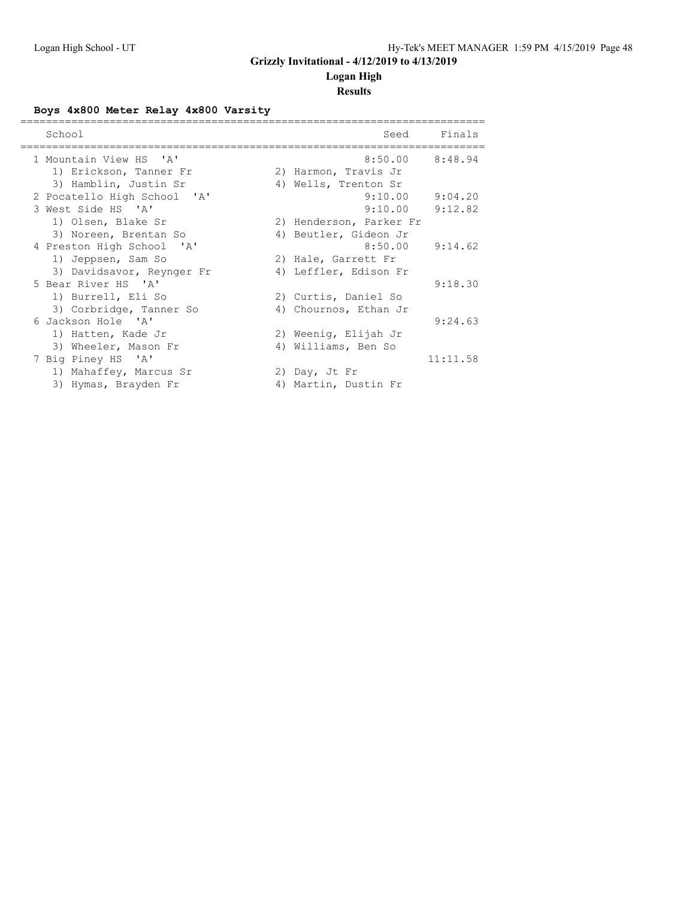# Grizzly Invitational - 4/12/2019 to 4/13/2019

## Logan High

## Results

### Boys 4x800 Meter Relay 4x800 Varsity

| Place | School | Seed | Finals |
|---|---|---|---|
| 1 | Mountain View HS 'A' | 8:50.00 | 8:48.94 |
| | 1) Erickson, Tanner Fr; 2) Harmon, Travis Jr; 3) Hamblin, Justin Sr; 4) Wells, Trenton Sr | | |
| 2 | Pocatello High School 'A' | 9:10.00 | 9:04.20 |
| 3 | West Side HS 'A' | 9:10.00 | 9:12.82 |
| | 1) Olsen, Blake Sr; 2) Henderson, Parker Fr; 3) Noreen, Brentan So; 4) Beutler, Gideon Jr | | |
| 4 | Preston High School 'A' | 8:50.00 | 9:14.62 |
| | 1) Jeppsen, Sam So; 2) Hale, Garrett Fr; 3) Davidsavor, Reynger Fr; 4) Leffler, Edison Fr | | |
| 5 | Bear River HS 'A' | | 9:18.30 |
| | 1) Burrell, Eli So; 2) Curtis, Daniel So; 3) Corbridge, Tanner So; 4) Chournos, Ethan Jr | | |
| 6 | Jackson Hole 'A' | | 9:24.63 |
| | 1) Hatten, Kade Jr; 2) Weenig, Elijah Jr; 3) Wheeler, Mason Fr; 4) Williams, Ben So | | |
| 7 | Big Piney HS 'A' | | 11:11.58 |
| | 1) Mahaffey, Marcus Sr; 2) Day, Jt Fr; 3) Hymas, Brayden Fr; 4) Martin, Dustin Fr | | |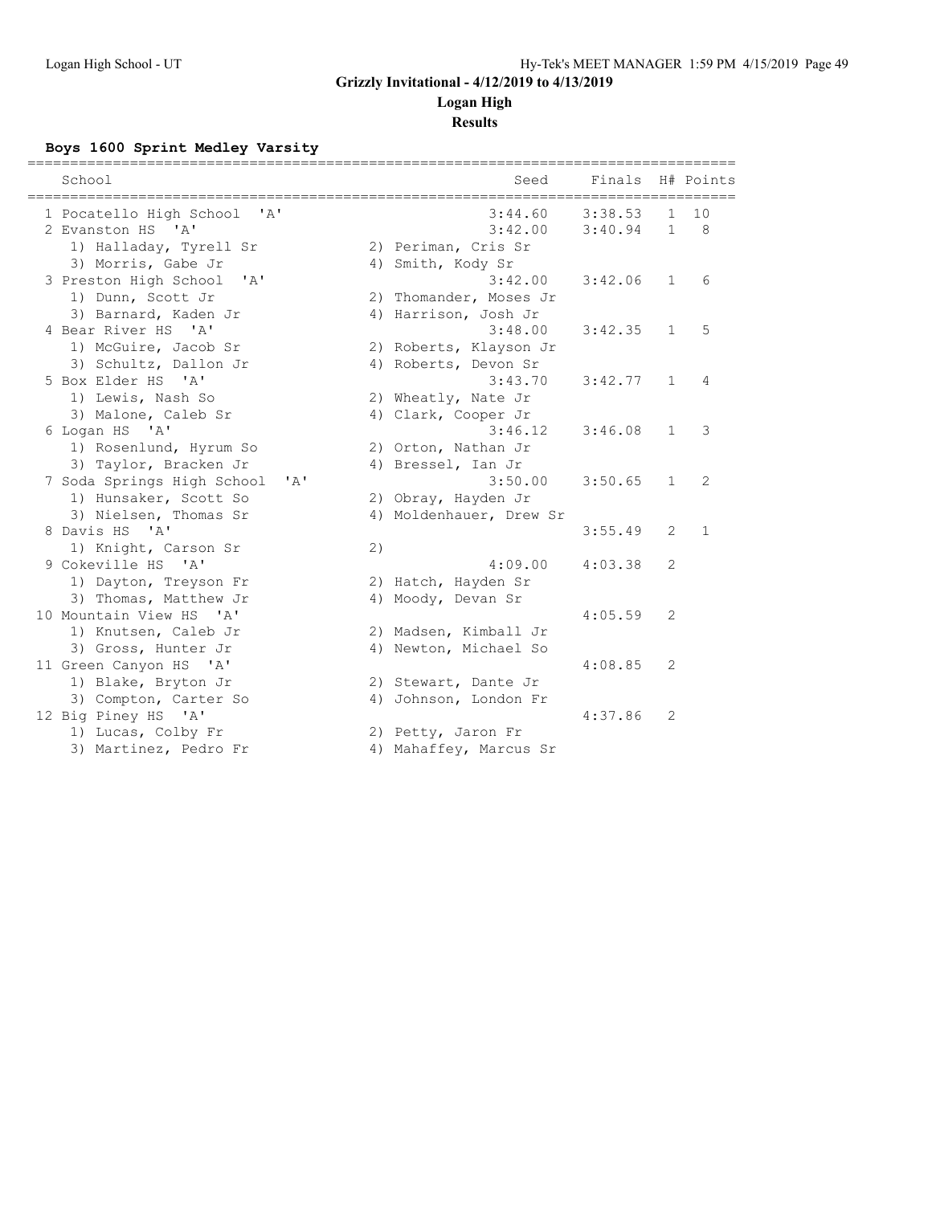**Grizzly Invitational - 4/12/2019 to 4/13/2019**

**Logan High**

**Results**

### Boys 1600 Sprint Medley Varsity

| | School | Seed | Finals | H# | Points |
|---|---|---|---|---|---|
| 1 | Pocatello High School 'A' | 3:44.60 | 3:38.53 | 1 | 10 |
| 2 | Evanston HS 'A' | 3:42.00 | 3:40.94 | 1 | 8 |
| | 1) Halladay, Tyrell Sr | 2) Periman, Cris Sr | | | |
| | 3) Morris, Gabe Jr | 4) Smith, Kody Sr | | | |
| 3 | Preston High School 'A' | 3:42.00 | 3:42.06 | 1 | 6 |
| | 1) Dunn, Scott Jr | 2) Thomander, Moses Jr | | | |
| | 3) Barnard, Kaden Jr | 4) Harrison, Josh Jr | | | |
| 4 | Bear River HS 'A' | 3:48.00 | 3:42.35 | 1 | 5 |
| | 1) McGuire, Jacob Sr | 2) Roberts, Klayson Jr | | | |
| | 3) Schultz, Dallon Jr | 4) Roberts, Devon Sr | | | |
| 5 | Box Elder HS 'A' | 3:43.70 | 3:42.77 | 1 | 4 |
| | 1) Lewis, Nash So | 2) Wheatly, Nate Jr | | | |
| | 3) Malone, Caleb Sr | 4) Clark, Cooper Jr | | | |
| 6 | Logan HS 'A' | 3:46.12 | 3:46.08 | 1 | 3 |
| | 1) Rosenlund, Hyrum So | 2) Orton, Nathan Jr | | | |
| | 3) Taylor, Bracken Jr | 4) Bressel, Ian Jr | | | |
| 7 | Soda Springs High School 'A' | 3:50.00 | 3:50.65 | 1 | 2 |
| | 1) Hunsaker, Scott So | 2) Obray, Hayden Jr | | | |
| | 3) Nielsen, Thomas Sr | 4) Moldenhauer, Drew Sr | | | |
| 8 | Davis HS 'A' | | 3:55.49 | 2 | 1 |
| | 1) Knight, Carson Sr | 2) | | | |
| 9 | Cokeville HS 'A' | 4:09.00 | 4:03.38 | 2 | |
| | 1) Dayton, Treyson Fr | 2) Hatch, Hayden Sr | | | |
| | 3) Thomas, Matthew Jr | 4) Moody, Devan Sr | | | |
| 10 | Mountain View HS 'A' | | 4:05.59 | 2 | |
| | 1) Knutsen, Caleb Jr | 2) Madsen, Kimball Jr | | | |
| | 3) Gross, Hunter Jr | 4) Newton, Michael So | | | |
| 11 | Green Canyon HS 'A' | | 4:08.85 | 2 | |
| | 1) Blake, Bryton Jr | 2) Stewart, Dante Jr | | | |
| | 3) Compton, Carter So | 4) Johnson, London Fr | | | |
| 12 | Big Piney HS 'A' | | 4:37.86 | 2 | |
| | 1) Lucas, Colby Fr | 2) Petty, Jaron Fr | | | |
| | 3) Martinez, Pedro Fr | 4) Mahaffey, Marcus Sr | | | |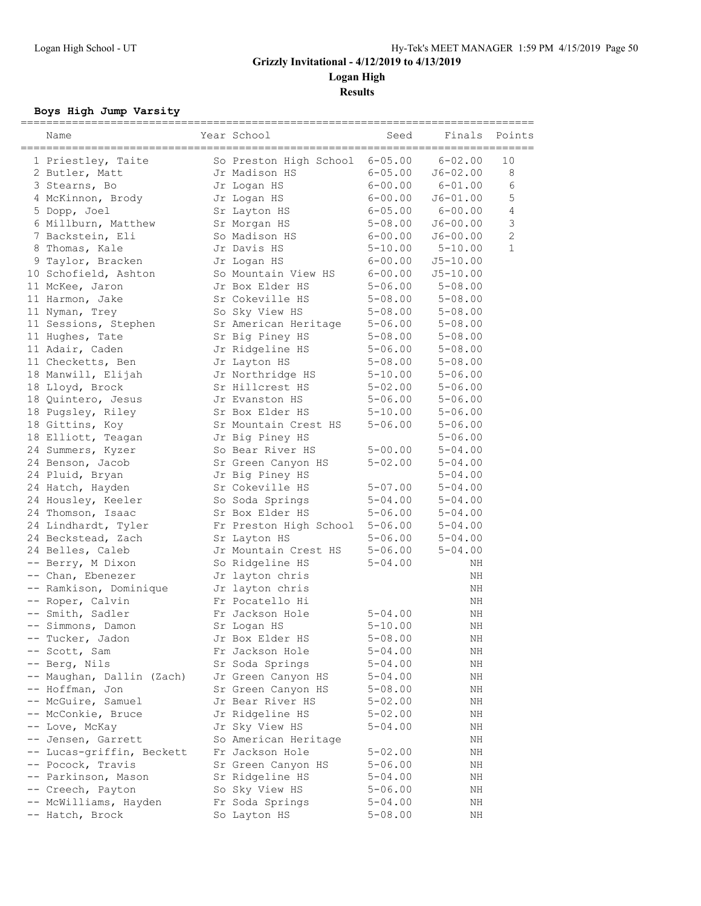# Grizzly Invitational - 4/12/2019 to 4/13/2019

## Logan High

### Results

**Boys High Jump Varsity**

| | Name | Year | School | Seed | Finals | Points |
|---|---|---|---|---|---|---|
| 1 | Priestley, Taite | So | Preston High School | 6-05.00 | 6-02.00 | 10 |
| 2 | Butler, Matt | Jr | Madison HS | 6-05.00 | J6-02.00 | 8 |
| 3 | Stearns, Bo | Jr | Logan HS | 6-00.00 | 6-01.00 | 6 |
| 4 | McKinnon, Brody | Jr | Logan HS | 6-00.00 | J6-01.00 | 5 |
| 5 | Dopp, Joel | Sr | Layton HS | 6-05.00 | 6-00.00 | 4 |
| 6 | Millburn, Matthew | Sr | Morgan HS | 5-08.00 | J6-00.00 | 3 |
| 7 | Backstein, Eli | So | Madison HS | 6-00.00 | J6-00.00 | 2 |
| 8 | Thomas, Kale | Jr | Davis HS | 5-10.00 | 5-10.00 | 1 |
| 9 | Taylor, Bracken | Jr | Logan HS | 6-00.00 | J5-10.00 | |
| 10 | Schofield, Ashton | So | Mountain View HS | 6-00.00 | J5-10.00 | |
| 11 | McKee, Jaron | Jr | Box Elder HS | 5-06.00 | 5-08.00 | |
| 11 | Harmon, Jake | Sr | Cokeville HS | 5-08.00 | 5-08.00 | |
| 11 | Nyman, Trey | So | Sky View HS | 5-08.00 | 5-08.00 | |
| 11 | Sessions, Stephen | Sr | American Heritage | 5-06.00 | 5-08.00 | |
| 11 | Hughes, Tate | Sr | Big Piney HS | 5-08.00 | 5-08.00 | |
| 11 | Adair, Caden | Jr | Ridgeline HS | 5-06.00 | 5-08.00 | |
| 11 | Checketts, Ben | Jr | Layton HS | 5-08.00 | 5-08.00 | |
| 18 | Manwill, Elijah | Jr | Northridge HS | 5-10.00 | 5-06.00 | |
| 18 | Lloyd, Brock | Sr | Hillcrest HS | 5-02.00 | 5-06.00 | |
| 18 | Quintero, Jesus | Jr | Evanston HS | 5-06.00 | 5-06.00 | |
| 18 | Pugsley, Riley | Sr | Box Elder HS | 5-10.00 | 5-06.00 | |
| 18 | Gittins, Koy | Sr | Mountain Crest HS | 5-06.00 | 5-06.00 | |
| 18 | Elliott, Teagan | Jr | Big Piney HS | | 5-06.00 | |
| 24 | Summers, Kyzer | So | Bear River HS | 5-00.00 | 5-04.00 | |
| 24 | Benson, Jacob | Sr | Green Canyon HS | 5-02.00 | 5-04.00 | |
| 24 | Pluid, Bryan | Jr | Big Piney HS | | 5-04.00 | |
| 24 | Hatch, Hayden | Sr | Cokeville HS | 5-07.00 | 5-04.00 | |
| 24 | Housley, Keeler | So | Soda Springs | 5-04.00 | 5-04.00 | |
| 24 | Thomson, Isaac | Sr | Box Elder HS | 5-06.00 | 5-04.00 | |
| 24 | Lindhardt, Tyler | Fr | Preston High School | 5-06.00 | 5-04.00 | |
| 24 | Beckstead, Zach | Sr | Layton HS | 5-06.00 | 5-04.00 | |
| 24 | Belles, Caleb | Jr | Mountain Crest HS | 5-06.00 | 5-04.00 | |
| -- | Berry, M Dixon | So | Ridgeline HS | 5-04.00 | NH | |
| -- | Chan, Ebenezer | Jr | layton chris | | NH | |
| -- | Ramkison, Dominique | Jr | layton chris | | NH | |
| -- | Roper, Calvin | Fr | Pocatello Hi | | NH | |
| -- | Smith, Sadler | Fr | Jackson Hole | 5-04.00 | NH | |
| -- | Simmons, Damon | Sr | Logan HS | 5-10.00 | NH | |
| -- | Tucker, Jadon | Jr | Box Elder HS | 5-08.00 | NH | |
| -- | Scott, Sam | Fr | Jackson Hole | 5-04.00 | NH | |
| -- | Berg, Nils | Sr | Soda Springs | 5-04.00 | NH | |
| -- | Maughan, Dallin (Zach) | Jr | Green Canyon HS | 5-04.00 | NH | |
| -- | Hoffman, Jon | Sr | Green Canyon HS | 5-08.00 | NH | |
| -- | McGuire, Samuel | Jr | Bear River HS | 5-02.00 | NH | |
| -- | McConkie, Bruce | Jr | Ridgeline HS | 5-02.00 | NH | |
| -- | Love, McKay | Jr | Sky View HS | 5-04.00 | NH | |
| -- | Jensen, Garrett | So | American Heritage | | NH | |
| -- | Lucas-griffin, Beckett | Fr | Jackson Hole | 5-02.00 | NH | |
| -- | Pocock, Travis | Sr | Green Canyon HS | 5-06.00 | NH | |
| -- | Parkinson, Mason | Sr | Ridgeline HS | 5-04.00 | NH | |
| -- | Creech, Payton | So | Sky View HS | 5-06.00 | NH | |
| -- | McWilliams, Hayden | Fr | Soda Springs | 5-04.00 | NH | |
| -- | Hatch, Brock | So | Layton HS | 5-08.00 | NH | |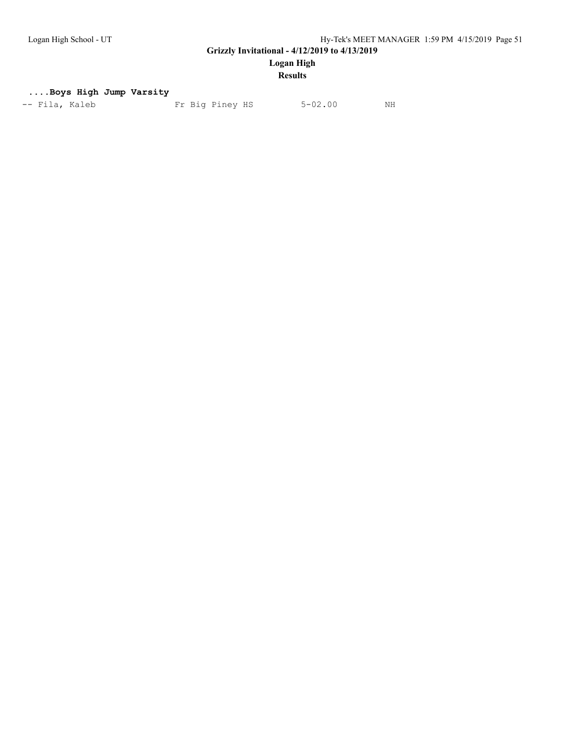**....Boys High Jump Varsity**

```
-- Fila, Kaleb               Fr Big Piney HS         5-02.00          NH
```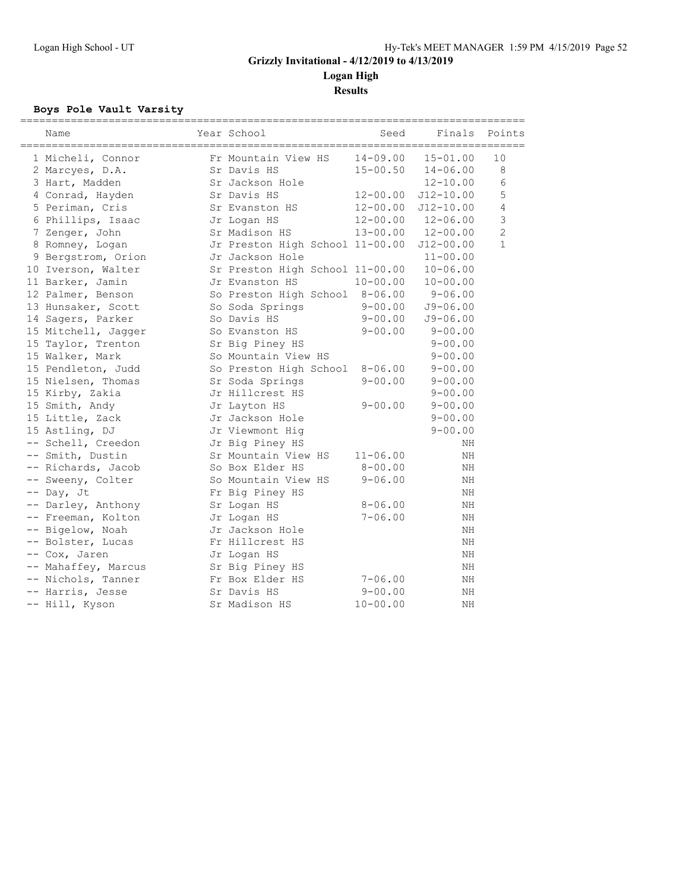Grizzly Invitational - 4/12/2019 to 4/13/2019

Logan High

Results

**Boys Pole Vault Varsity**

| | Name | Year | School | Seed | Finals | Points |
|---|---|---|---|---|---|---|
| 1 | Micheli, Connor | Fr | Mountain View HS | 14-09.00 | 15-01.00 | 10 |
| 2 | Marcyes, D.A. | Sr | Davis HS | 15-00.50 | 14-06.00 | 8 |
| 3 | Hart, Madden | Sr | Jackson Hole | | 12-10.00 | 6 |
| 4 | Conrad, Hayden | Sr | Davis HS | 12-00.00 | J12-10.00 | 5 |
| 5 | Periman, Cris | Sr | Evanston HS | 12-00.00 | J12-10.00 | 4 |
| 6 | Phillips, Isaac | Jr | Logan HS | 12-00.00 | 12-06.00 | 3 |
| 7 | Zenger, John | Sr | Madison HS | 13-00.00 | 12-00.00 | 2 |
| 8 | Romney, Logan | Jr | Preston High School | 11-00.00 | J12-00.00 | 1 |
| 9 | Bergstrom, Orion | Jr | Jackson Hole | | 11-00.00 | |
| 10 | Iverson, Walter | Sr | Preston High School | 11-00.00 | 10-06.00 | |
| 11 | Barker, Jamin | Jr | Evanston HS | 10-00.00 | 10-00.00 | |
| 12 | Palmer, Benson | So | Preston High School | 8-06.00 | 9-06.00 | |
| 13 | Hunsaker, Scott | So | Soda Springs | 9-00.00 | J9-06.00 | |
| 14 | Sagers, Parker | So | Davis HS | 9-00.00 | J9-06.00 | |
| 15 | Mitchell, Jagger | So | Evanston HS | 9-00.00 | 9-00.00 | |
| 15 | Taylor, Trenton | Sr | Big Piney HS | | 9-00.00 | |
| 15 | Walker, Mark | So | Mountain View HS | | 9-00.00 | |
| 15 | Pendleton, Judd | So | Preston High School | 8-06.00 | 9-00.00 | |
| 15 | Nielsen, Thomas | Sr | Soda Springs | 9-00.00 | 9-00.00 | |
| 15 | Kirby, Zakia | Jr | Hillcrest HS | | 9-00.00 | |
| 15 | Smith, Andy | Jr | Layton HS | 9-00.00 | 9-00.00 | |
| 15 | Little, Zack | Jr | Jackson Hole | | 9-00.00 | |
| 15 | Astling, DJ | Jr | Viewmont Hig | | 9-00.00 | |
| -- | Schell, Creedon | Jr | Big Piney HS | | NH | |
| -- | Smith, Dustin | Sr | Mountain View HS | 11-06.00 | NH | |
| -- | Richards, Jacob | So | Box Elder HS | 8-00.00 | NH | |
| -- | Sweeny, Colter | So | Mountain View HS | 9-06.00 | NH | |
| -- | Day, Jt | Fr | Big Piney HS | | NH | |
| -- | Darley, Anthony | Sr | Logan HS | 8-06.00 | NH | |
| -- | Freeman, Kolton | Jr | Logan HS | 7-06.00 | NH | |
| -- | Bigelow, Noah | Jr | Jackson Hole | | NH | |
| -- | Bolster, Lucas | Fr | Hillcrest HS | | NH | |
| -- | Cox, Jaren | Jr | Logan HS | | NH | |
| -- | Mahaffey, Marcus | Sr | Big Piney HS | | NH | |
| -- | Nichols, Tanner | Fr | Box Elder HS | 7-06.00 | NH | |
| -- | Harris, Jesse | Sr | Davis HS | 9-00.00 | NH | |
| -- | Hill, Kyson | Sr | Madison HS | 10-00.00 | NH | |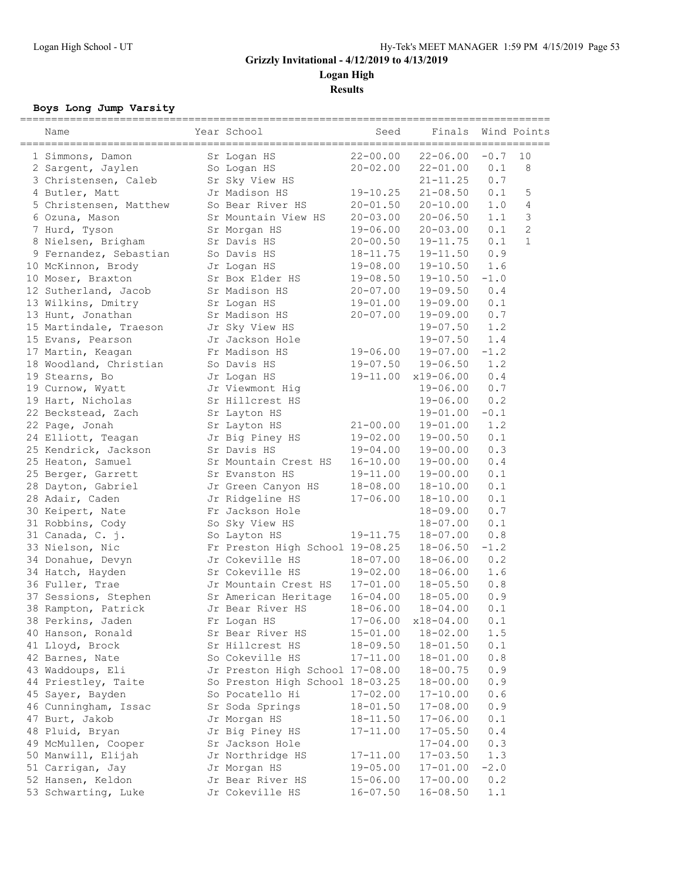# Grizzly Invitational - 4/12/2019 to 4/13/2019

## Logan High

### Results

**Boys Long Jump Varsity**

| | Name | Year | School | Seed | Finals | Wind | Points |
|---|---|---|---|---|---|---|---|
| 1 | Simmons, Damon | Sr | Logan HS | 22-00.00 | 22-06.00 | -0.7 | 10 |
| 2 | Sargent, Jaylen | So | Logan HS | 20-02.00 | 22-01.00 | 0.1 | 8 |
| 3 | Christensen, Caleb | Sr | Sky View HS | | 21-11.25 | 0.7 | |
| 4 | Butler, Matt | Jr | Madison HS | 19-10.25 | 21-08.50 | 0.1 | 5 |
| 5 | Christensen, Matthew | So | Bear River HS | 20-01.50 | 20-10.00 | 1.0 | 4 |
| 6 | Ozuna, Mason | Sr | Mountain View HS | 20-03.00 | 20-06.50 | 1.1 | 3 |
| 7 | Hurd, Tyson | Sr | Morgan HS | 19-06.00 | 20-03.00 | 0.1 | 2 |
| 8 | Nielsen, Brigham | Sr | Davis HS | 20-00.50 | 19-11.75 | 0.1 | 1 |
| 9 | Fernandez, Sebastian | So | Davis HS | 18-11.75 | 19-11.50 | 0.9 | |
| 10 | McKinnon, Brody | Jr | Logan HS | 19-08.00 | 19-10.50 | 1.6 | |
| 10 | Moser, Braxton | Sr | Box Elder HS | 19-08.50 | 19-10.50 | -1.0 | |
| 12 | Sutherland, Jacob | Sr | Madison HS | 20-07.00 | 19-09.50 | 0.4 | |
| 13 | Wilkins, Dmitry | Sr | Logan HS | 19-01.00 | 19-09.00 | 0.1 | |
| 13 | Hunt, Jonathan | Sr | Madison HS | 20-07.00 | 19-09.00 | 0.7 | |
| 15 | Martindale, Traeson | Jr | Sky View HS | | 19-07.50 | 1.2 | |
| 15 | Evans, Pearson | Jr | Jackson Hole | | 19-07.50 | 1.4 | |
| 17 | Martin, Keagan | Fr | Madison HS | 19-06.00 | 19-07.00 | -1.2 | |
| 18 | Woodland, Christian | So | Davis HS | 19-07.50 | 19-06.50 | 1.2 | |
| 19 | Stearns, Bo | Jr | Logan HS | 19-11.00 | x19-06.00 | 0.4 | |
| 19 | Curnow, Wyatt | Jr | Viewmont Hig | | 19-06.00 | 0.7 | |
| 19 | Hart, Nicholas | Sr | Hillcrest HS | | 19-06.00 | 0.2 | |
| 22 | Beckstead, Zach | Sr | Layton HS | | 19-01.00 | -0.1 | |
| 22 | Page, Jonah | Sr | Layton HS | 21-00.00 | 19-01.00 | 1.2 | |
| 24 | Elliott, Teagan | Jr | Big Piney HS | 19-02.00 | 19-00.50 | 0.1 | |
| 25 | Kendrick, Jackson | Sr | Davis HS | 19-04.00 | 19-00.00 | 0.3 | |
| 25 | Heaton, Samuel | Sr | Mountain Crest HS | 16-10.00 | 19-00.00 | 0.4 | |
| 25 | Berger, Garrett | Sr | Evanston HS | 19-11.00 | 19-00.00 | 0.1 | |
| 28 | Dayton, Gabriel | Jr | Green Canyon HS | 18-08.00 | 18-10.00 | 0.1 | |
| 28 | Adair, Caden | Jr | Ridgeline HS | 17-06.00 | 18-10.00 | 0.1 | |
| 30 | Keipert, Nate | Fr | Jackson Hole | | 18-09.00 | 0.7 | |
| 31 | Robbins, Cody | So | Sky View HS | | 18-07.00 | 0.1 | |
| 31 | Canada, C. j. | So | Layton HS | 19-11.75 | 18-07.00 | 0.8 | |
| 33 | Nielson, Nic | Fr | Preston High School | 19-08.25 | 18-06.50 | -1.2 | |
| 34 | Donahue, Devyn | Jr | Cokeville HS | 18-07.00 | 18-06.00 | 0.2 | |
| 34 | Hatch, Hayden | Sr | Cokeville HS | 19-02.00 | 18-06.00 | 1.6 | |
| 36 | Fuller, Trae | Jr | Mountain Crest HS | 17-01.00 | 18-05.50 | 0.8 | |
| 37 | Sessions, Stephen | Sr | American Heritage | 16-04.00 | 18-05.00 | 0.9 | |
| 38 | Rampton, Patrick | Jr | Bear River HS | 18-06.00 | 18-04.00 | 0.1 | |
| 38 | Perkins, Jaden | Fr | Logan HS | 17-06.00 | x18-04.00 | 0.1 | |
| 40 | Hanson, Ronald | Sr | Bear River HS | 15-01.00 | 18-02.00 | 1.5 | |
| 41 | Lloyd, Brock | Sr | Hillcrest HS | 18-09.50 | 18-01.50 | 0.1 | |
| 42 | Barnes, Nate | So | Cokeville HS | 17-11.00 | 18-01.00 | 0.8 | |
| 43 | Waddoups, Eli | Jr | Preston High School | 17-08.00 | 18-00.75 | 0.9 | |
| 44 | Priestley, Taite | So | Preston High School | 18-03.25 | 18-00.00 | 0.9 | |
| 45 | Sayer, Bayden | So | Pocatello Hi | 17-02.00 | 17-10.00 | 0.6 | |
| 46 | Cunningham, Issac | Sr | Soda Springs | 18-01.50 | 17-08.00 | 0.9 | |
| 47 | Burt, Jakob | Jr | Morgan HS | 18-11.50 | 17-06.00 | 0.1 | |
| 48 | Pluid, Bryan | Jr | Big Piney HS | 17-11.00 | 17-05.50 | 0.4 | |
| 49 | McMullen, Cooper | Sr | Jackson Hole | | 17-04.00 | 0.3 | |
| 50 | Manwill, Elijah | Jr | Northridge HS | 17-11.00 | 17-03.50 | 1.3 | |
| 51 | Carrigan, Jay | Jr | Morgan HS | 19-05.00 | 17-01.00 | -2.0 | |
| 52 | Hansen, Keldon | Jr | Bear River HS | 15-06.00 | 17-00.00 | 0.2 | |
| 53 | Schwarting, Luke | Jr | Cokeville HS | 16-07.50 | 16-08.50 | 1.1 | |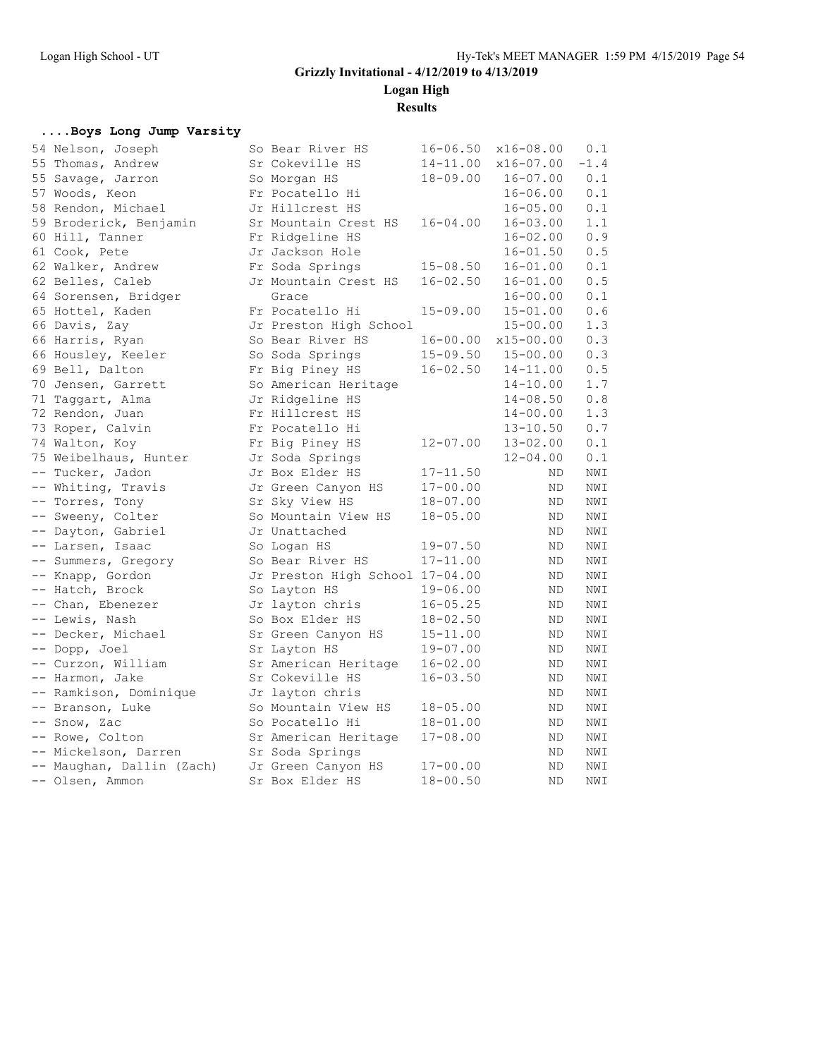# Grizzly Invitational - 4/12/2019 to 4/13/2019

**Logan High**

**Results**

### ....Boys Long Jump Varsity

| Place | Name | Yr | School | Seed | Finals | Wind |
|---|---|---|---|---|---|---|
| 54 | Nelson, Joseph | So | Bear River HS | 16-06.50 | x16-08.00 | 0.1 |
| 55 | Thomas, Andrew | Sr | Cokeville HS | 14-11.00 | x16-07.00 | -1.4 |
| 55 | Savage, Jarron | So | Morgan HS | 18-09.00 | 16-07.00 | 0.1 |
| 57 | Woods, Keon | Fr | Pocatello Hi | | 16-06.00 | 0.1 |
| 58 | Rendon, Michael | Jr | Hillcrest HS | | 16-05.00 | 0.1 |
| 59 | Broderick, Benjamin | Sr | Mountain Crest HS | 16-04.00 | 16-03.00 | 1.1 |
| 60 | Hill, Tanner | Fr | Ridgeline HS | | 16-02.00 | 0.9 |
| 61 | Cook, Pete | Jr | Jackson Hole | | 16-01.50 | 0.5 |
| 62 | Walker, Andrew | Fr | Soda Springs | 15-08.50 | 16-01.00 | 0.1 |
| 62 | Belles, Caleb | Jr | Mountain Crest HS | 16-02.50 | 16-01.00 | 0.5 |
| 64 | Sorensen, Bridger | | Grace | | 16-00.00 | 0.1 |
| 65 | Hottel, Kaden | Fr | Pocatello Hi | 15-09.00 | 15-01.00 | 0.6 |
| 66 | Davis, Zay | Jr | Preston High School | | 15-00.00 | 1.3 |
| 66 | Harris, Ryan | So | Bear River HS | 16-00.00 | x15-00.00 | 0.3 |
| 66 | Housley, Keeler | So | Soda Springs | 15-09.50 | 15-00.00 | 0.3 |
| 69 | Bell, Dalton | Fr | Big Piney HS | 16-02.50 | 14-11.00 | 0.5 |
| 70 | Jensen, Garrett | So | American Heritage | | 14-10.00 | 1.7 |
| 71 | Taggart, Alma | Jr | Ridgeline HS | | 14-08.50 | 0.8 |
| 72 | Rendon, Juan | Fr | Hillcrest HS | | 14-00.00 | 1.3 |
| 73 | Roper, Calvin | Fr | Pocatello Hi | | 13-10.50 | 0.7 |
| 74 | Walton, Koy | Fr | Big Piney HS | 12-07.00 | 13-02.00 | 0.1 |
| 75 | Weibelhaus, Hunter | Jr | Soda Springs | | 12-04.00 | 0.1 |
| -- | Tucker, Jadon | Jr | Box Elder HS | 17-11.50 | ND | NWI |
| -- | Whiting, Travis | Jr | Green Canyon HS | 17-00.00 | ND | NWI |
| -- | Torres, Tony | Sr | Sky View HS | 18-07.00 | ND | NWI |
| -- | Sweeny, Colter | So | Mountain View HS | 18-05.00 | ND | NWI |
| -- | Dayton, Gabriel | Jr | Unattached | | ND | NWI |
| -- | Larsen, Isaac | So | Logan HS | 19-07.50 | ND | NWI |
| -- | Summers, Gregory | So | Bear River HS | 17-11.00 | ND | NWI |
| -- | Knapp, Gordon | Jr | Preston High School | 17-04.00 | ND | NWI |
| -- | Hatch, Brock | So | Layton HS | 19-06.00 | ND | NWI |
| -- | Chan, Ebenezer | Jr | layton chris | 16-05.25 | ND | NWI |
| -- | Lewis, Nash | So | Box Elder HS | 18-02.50 | ND | NWI |
| -- | Decker, Michael | Sr | Green Canyon HS | 15-11.00 | ND | NWI |
| -- | Dopp, Joel | Sr | Layton HS | 19-07.00 | ND | NWI |
| -- | Curzon, William | Sr | American Heritage | 16-02.00 | ND | NWI |
| -- | Harmon, Jake | Sr | Cokeville HS | 16-03.50 | ND | NWI |
| -- | Ramkison, Dominique | Jr | layton chris | | ND | NWI |
| -- | Branson, Luke | So | Mountain View HS | 18-05.00 | ND | NWI |
| -- | Snow, Zac | So | Pocatello Hi | 18-01.00 | ND | NWI |
| -- | Rowe, Colton | Sr | American Heritage | 17-08.00 | ND | NWI |
| -- | Mickelson, Darren | Sr | Soda Springs | | ND | NWI |
| -- | Maughan, Dallin (Zach) | Jr | Green Canyon HS | 17-00.00 | ND | NWI |
| -- | Olsen, Ammon | Sr | Box Elder HS | 18-00.50 | ND | NWI |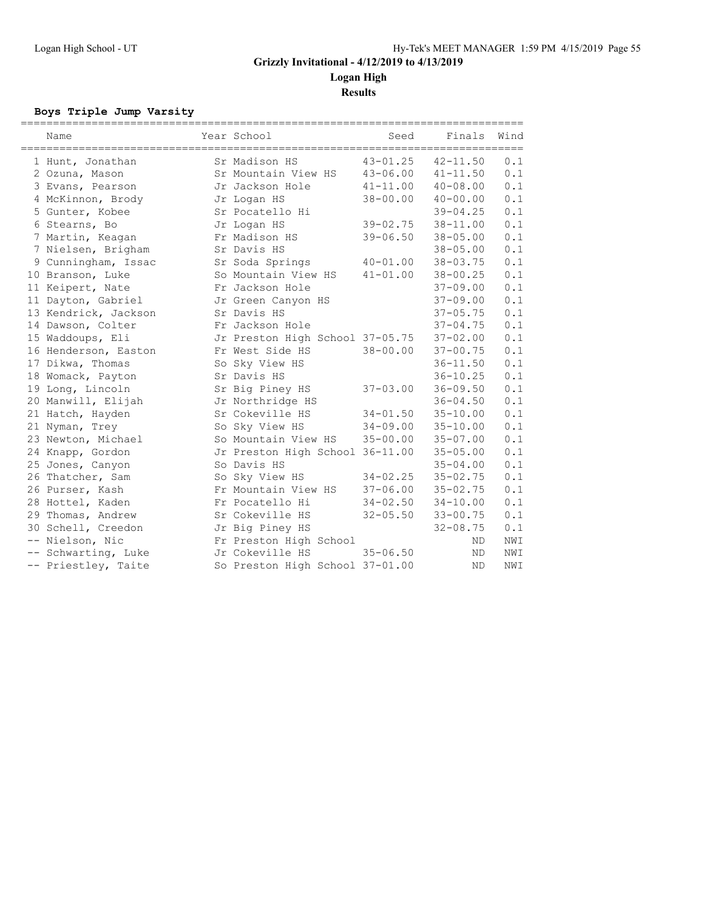## Grizzly Invitational - 4/12/2019 to 4/13/2019

**Logan High**

**Results**

### Boys Triple Jump Varsity

| | Name | Year | School | Seed | Finals | Wind |
|---|---|---|---|---|---|---|
| 1 | Hunt, Jonathan | Sr | Madison HS | 43-01.25 | 42-11.50 | 0.1 |
| 2 | Ozuna, Mason | Sr | Mountain View HS | 43-06.00 | 41-11.50 | 0.1 |
| 3 | Evans, Pearson | Jr | Jackson Hole | 41-11.00 | 40-08.00 | 0.1 |
| 4 | McKinnon, Brody | Jr | Logan HS | 38-00.00 | 40-00.00 | 0.1 |
| 5 | Gunter, Kobee | Sr | Pocatello Hi | | 39-04.25 | 0.1 |
| 6 | Stearns, Bo | Jr | Logan HS | 39-02.75 | 38-11.00 | 0.1 |
| 7 | Martin, Keagan | Fr | Madison HS | 39-06.50 | 38-05.00 | 0.1 |
| 7 | Nielsen, Brigham | Sr | Davis HS | | 38-05.00 | 0.1 |
| 9 | Cunningham, Issac | Sr | Soda Springs | 40-01.00 | 38-03.75 | 0.1 |
| 10 | Branson, Luke | So | Mountain View HS | 41-01.00 | 38-00.25 | 0.1 |
| 11 | Keipert, Nate | Fr | Jackson Hole | | 37-09.00 | 0.1 |
| 11 | Dayton, Gabriel | Jr | Green Canyon HS | | 37-09.00 | 0.1 |
| 13 | Kendrick, Jackson | Sr | Davis HS | | 37-05.75 | 0.1 |
| 14 | Dawson, Colter | Fr | Jackson Hole | | 37-04.75 | 0.1 |
| 15 | Waddoups, Eli | Jr | Preston High School | 37-05.75 | 37-02.00 | 0.1 |
| 16 | Henderson, Easton | Fr | West Side HS | 38-00.00 | 37-00.75 | 0.1 |
| 17 | Dikwa, Thomas | So | Sky View HS | | 36-11.50 | 0.1 |
| 18 | Womack, Payton | Sr | Davis HS | | 36-10.25 | 0.1 |
| 19 | Long, Lincoln | Sr | Big Piney HS | 37-03.00 | 36-09.50 | 0.1 |
| 20 | Manwill, Elijah | Jr | Northridge HS | | 36-04.50 | 0.1 |
| 21 | Hatch, Hayden | Sr | Cokeville HS | 34-01.50 | 35-10.00 | 0.1 |
| 21 | Nyman, Trey | So | Sky View HS | 34-09.00 | 35-10.00 | 0.1 |
| 23 | Newton, Michael | So | Mountain View HS | 35-00.00 | 35-07.00 | 0.1 |
| 24 | Knapp, Gordon | Jr | Preston High School | 36-11.00 | 35-05.00 | 0.1 |
| 25 | Jones, Canyon | So | Davis HS | | 35-04.00 | 0.1 |
| 26 | Thatcher, Sam | So | Sky View HS | 34-02.25 | 35-02.75 | 0.1 |
| 26 | Purser, Kash | Fr | Mountain View HS | 37-06.00 | 35-02.75 | 0.1 |
| 28 | Hottel, Kaden | Fr | Pocatello Hi | 34-02.50 | 34-10.00 | 0.1 |
| 29 | Thomas, Andrew | Sr | Cokeville HS | 32-05.50 | 33-00.75 | 0.1 |
| 30 | Schell, Creedon | Jr | Big Piney HS | | 32-08.75 | 0.1 |
| -- | Nielson, Nic | Fr | Preston High School | | ND | NWI |
| -- | Schwarting, Luke | Jr | Cokeville HS | 35-06.50 | ND | NWI |
| -- | Priestley, Taite | So | Preston High School | 37-01.00 | ND | NWI |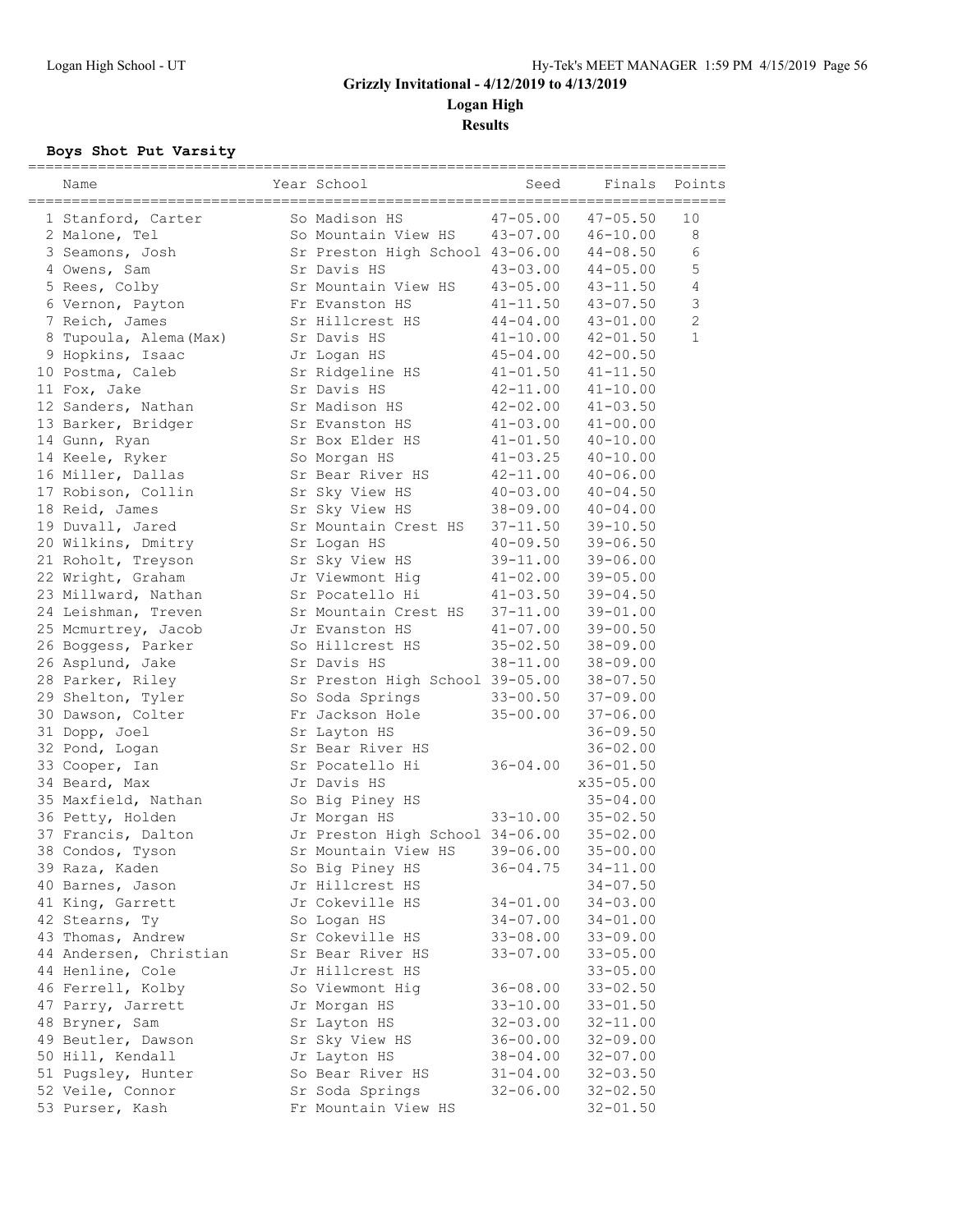# Grizzly Invitational - 4/12/2019 to 4/13/2019

## Logan High

## Results

### Boys Shot Put Varsity

| | Name | Year | School | Seed | Finals | Points |
|---|---|---|---|---|---|---|
| 1 | Stanford, Carter | So | Madison HS | 47-05.00 | 47-05.50 | 10 |
| 2 | Malone, Tel | So | Mountain View HS | 43-07.00 | 46-10.00 | 8 |
| 3 | Seamons, Josh | Sr | Preston High School | 43-06.00 | 44-08.50 | 6 |
| 4 | Owens, Sam | Sr | Davis HS | 43-03.00 | 44-05.00 | 5 |
| 5 | Rees, Colby | Sr | Mountain View HS | 43-05.00 | 43-11.50 | 4 |
| 6 | Vernon, Payton | Fr | Evanston HS | 41-11.50 | 43-07.50 | 3 |
| 7 | Reich, James | Sr | Hillcrest HS | 44-04.00 | 43-01.00 | 2 |
| 8 | Tupoula, Alema(Max) | Sr | Davis HS | 41-10.00 | 42-01.50 | 1 |
| 9 | Hopkins, Isaac | Jr | Logan HS | 45-04.00 | 42-00.50 | |
| 10 | Postma, Caleb | Sr | Ridgeline HS | 41-01.50 | 41-11.50 | |
| 11 | Fox, Jake | Sr | Davis HS | 42-11.00 | 41-10.00 | |
| 12 | Sanders, Nathan | Sr | Madison HS | 42-02.00 | 41-03.50 | |
| 13 | Barker, Bridger | Sr | Evanston HS | 41-03.00 | 41-00.00 | |
| 14 | Gunn, Ryan | Sr | Box Elder HS | 41-01.50 | 40-10.00 | |
| 14 | Keele, Ryker | So | Morgan HS | 41-03.25 | 40-10.00 | |
| 16 | Miller, Dallas | Sr | Bear River HS | 42-11.00 | 40-06.00 | |
| 17 | Robison, Collin | Sr | Sky View HS | 40-03.00 | 40-04.50 | |
| 18 | Reid, James | Sr | Sky View HS | 38-09.00 | 40-04.00 | |
| 19 | Duvall, Jared | Sr | Mountain Crest HS | 37-11.50 | 39-10.50 | |
| 20 | Wilkins, Dmitry | Sr | Logan HS | 40-09.50 | 39-06.50 | |
| 21 | Roholt, Treyson | Sr | Sky View HS | 39-11.00 | 39-06.00 | |
| 22 | Wright, Graham | Jr | Viewmont Hig | 41-02.00 | 39-05.00 | |
| 23 | Millward, Nathan | Sr | Pocatello Hi | 41-03.50 | 39-04.50 | |
| 24 | Leishman, Treven | Sr | Mountain Crest HS | 37-11.00 | 39-01.00 | |
| 25 | Mcmurtrey, Jacob | Jr | Evanston HS | 41-07.00 | 39-00.50 | |
| 26 | Boggess, Parker | So | Hillcrest HS | 35-02.50 | 38-09.00 | |
| 26 | Asplund, Jake | Sr | Davis HS | 38-11.00 | 38-09.00 | |
| 28 | Parker, Riley | Sr | Preston High School | 39-05.00 | 38-07.50 | |
| 29 | Shelton, Tyler | So | Soda Springs | 33-00.50 | 37-09.00 | |
| 30 | Dawson, Colter | Fr | Jackson Hole | 35-00.00 | 37-06.00 | |
| 31 | Dopp, Joel | Sr | Layton HS | | 36-09.50 | |
| 32 | Pond, Logan | Sr | Bear River HS | | 36-02.00 | |
| 33 | Cooper, Ian | Sr | Pocatello Hi | 36-04.00 | 36-01.50 | |
| 34 | Beard, Max | Jr | Davis HS | | x35-05.00 | |
| 35 | Maxfield, Nathan | So | Big Piney HS | | 35-04.00 | |
| 36 | Petty, Holden | Jr | Morgan HS | 33-10.00 | 35-02.50 | |
| 37 | Francis, Dalton | Jr | Preston High School | 34-06.00 | 35-02.00 | |
| 38 | Condos, Tyson | Sr | Mountain View HS | 39-06.00 | 35-00.00 | |
| 39 | Raza, Kaden | So | Big Piney HS | 36-04.75 | 34-11.00 | |
| 40 | Barnes, Jason | Jr | Hillcrest HS | | 34-07.50 | |
| 41 | King, Garrett | Jr | Cokeville HS | 34-01.00 | 34-03.00 | |
| 42 | Stearns, Ty | So | Logan HS | 34-07.00 | 34-01.00 | |
| 43 | Thomas, Andrew | Sr | Cokeville HS | 33-08.00 | 33-09.00 | |
| 44 | Andersen, Christian | Sr | Bear River HS | 33-07.00 | 33-05.00 | |
| 44 | Henline, Cole | Jr | Hillcrest HS | | 33-05.00 | |
| 46 | Ferrell, Kolby | So | Viewmont Hig | 36-08.00 | 33-02.50 | |
| 47 | Parry, Jarrett | Jr | Morgan HS | 33-10.00 | 33-01.50 | |
| 48 | Bryner, Sam | Sr | Layton HS | 32-03.00 | 32-11.00 | |
| 49 | Beutler, Dawson | Sr | Sky View HS | 36-00.00 | 32-09.00 | |
| 50 | Hill, Kendall | Jr | Layton HS | 38-04.00 | 32-07.00 | |
| 51 | Pugsley, Hunter | So | Bear River HS | 31-04.00 | 32-03.50 | |
| 52 | Veile, Connor | Sr | Soda Springs | 32-06.00 | 32-02.50 | |
| 53 | Purser, Kash | Fr | Mountain View HS | | 32-01.50 | |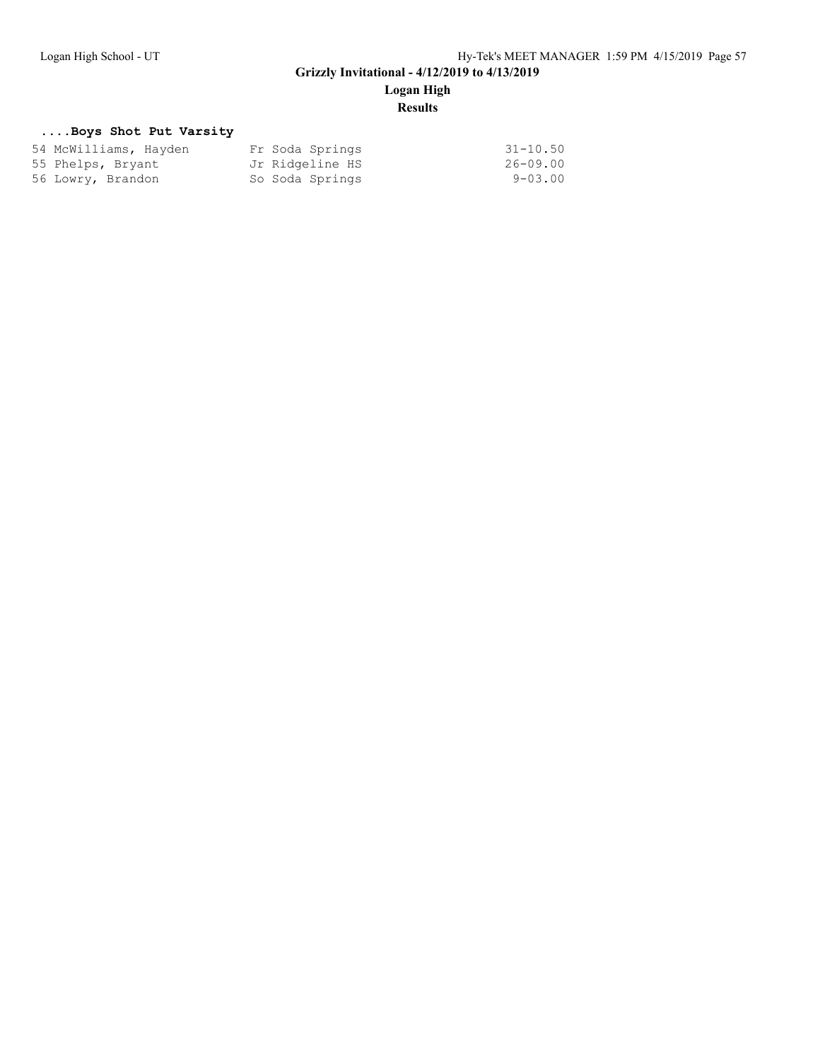### ....Boys Shot Put Varsity

```
54 McWilliams, Hayden       Fr Soda Springs                31-10.50
55 Phelps, Bryant           Jr Ridgeline HS                26-09.00
56 Lowry, Brandon           So Soda Springs                 9-03.00
```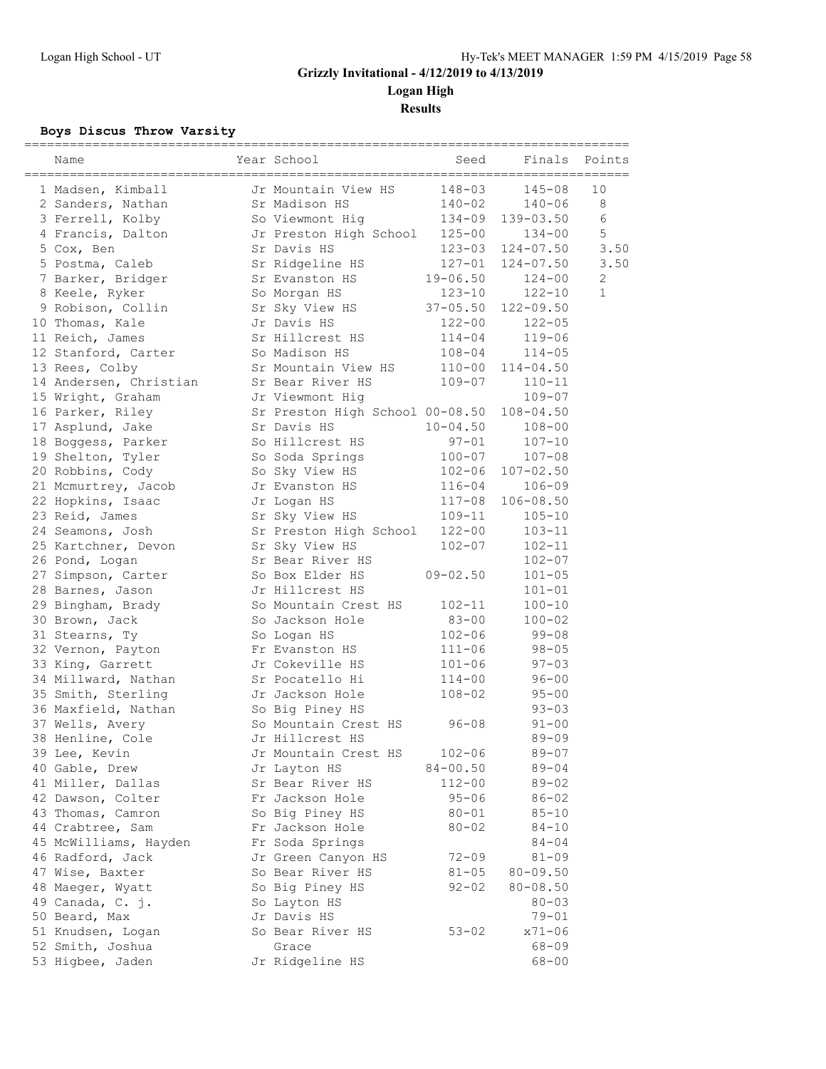# Grizzly Invitational - 4/12/2019 to 4/13/2019

## Logan High

### Results

**Boys Discus Throw Varsity**

| Name | Year | School | Seed | Finals | Points |
|---|---|---|---|---|---|
| 1 Madsen, Kimball | Jr | Mountain View HS | 148-03 | 145-08 | 10 |
| 2 Sanders, Nathan | Sr | Madison HS | 140-02 | 140-06 | 8 |
| 3 Ferrell, Kolby | So | Viewmont Hig | 134-09 | 139-03.50 | 6 |
| 4 Francis, Dalton | Jr | Preston High School | 125-00 | 134-00 | 5 |
| 5 Cox, Ben | Sr | Davis HS | 123-03 | 124-07.50 | 3.50 |
| 5 Postma, Caleb | Sr | Ridgeline HS | 127-01 | 124-07.50 | 3.50 |
| 7 Barker, Bridger | Sr | Evanston HS | 19-06.50 | 124-00 | 2 |
| 8 Keele, Ryker | So | Morgan HS | 123-10 | 122-10 | 1 |
| 9 Robison, Collin | Sr | Sky View HS | 37-05.50 | 122-09.50 | |
| 10 Thomas, Kale | Jr | Davis HS | 122-00 | 122-05 | |
| 11 Reich, James | Sr | Hillcrest HS | 114-04 | 119-06 | |
| 12 Stanford, Carter | So | Madison HS | 108-04 | 114-05 | |
| 13 Rees, Colby | Sr | Mountain View HS | 110-00 | 114-04.50 | |
| 14 Andersen, Christian | Sr | Bear River HS | 109-07 | 110-11 | |
| 15 Wright, Graham | Jr | Viewmont Hig | | 109-07 | |
| 16 Parker, Riley | Sr | Preston High School | 00-08.50 | 108-04.50 | |
| 17 Asplund, Jake | Sr | Davis HS | 10-04.50 | 108-00 | |
| 18 Boggess, Parker | So | Hillcrest HS | 97-01 | 107-10 | |
| 19 Shelton, Tyler | So | Soda Springs | 100-07 | 107-08 | |
| 20 Robbins, Cody | So | Sky View HS | 102-06 | 107-02.50 | |
| 21 Mcmurtrey, Jacob | Jr | Evanston HS | 116-04 | 106-09 | |
| 22 Hopkins, Isaac | Jr | Logan HS | 117-08 | 106-08.50 | |
| 23 Reid, James | Sr | Sky View HS | 109-11 | 105-10 | |
| 24 Seamons, Josh | Sr | Preston High School | 122-00 | 103-11 | |
| 25 Kartchner, Devon | Sr | Sky View HS | 102-07 | 102-11 | |
| 26 Pond, Logan | Sr | Bear River HS | | 102-07 | |
| 27 Simpson, Carter | So | Box Elder HS | 09-02.50 | 101-05 | |
| 28 Barnes, Jason | Jr | Hillcrest HS | | 101-01 | |
| 29 Bingham, Brady | So | Mountain Crest HS | 102-11 | 100-10 | |
| 30 Brown, Jack | So | Jackson Hole | 83-00 | 100-02 | |
| 31 Stearns, Ty | So | Logan HS | 102-06 | 99-08 | |
| 32 Vernon, Payton | Fr | Evanston HS | 111-06 | 98-05 | |
| 33 King, Garrett | Jr | Cokeville HS | 101-06 | 97-03 | |
| 34 Millward, Nathan | Sr | Pocatello Hi | 114-00 | 96-00 | |
| 35 Smith, Sterling | Jr | Jackson Hole | 108-02 | 95-00 | |
| 36 Maxfield, Nathan | So | Big Piney HS | | 93-03 | |
| 37 Wells, Avery | So | Mountain Crest HS | 96-08 | 91-00 | |
| 38 Henline, Cole | Jr | Hillcrest HS | | 89-09 | |
| 39 Lee, Kevin | Jr | Mountain Crest HS | 102-06 | 89-07 | |
| 40 Gable, Drew | Jr | Layton HS | 84-00.50 | 89-04 | |
| 41 Miller, Dallas | Sr | Bear River HS | 112-00 | 89-02 | |
| 42 Dawson, Colter | Fr | Jackson Hole | 95-06 | 86-02 | |
| 43 Thomas, Camron | So | Big Piney HS | 80-01 | 85-10 | |
| 44 Crabtree, Sam | Fr | Jackson Hole | 80-02 | 84-10 | |
| 45 McWilliams, Hayden | Fr | Soda Springs | | 84-04 | |
| 46 Radford, Jack | Jr | Green Canyon HS | 72-09 | 81-09 | |
| 47 Wise, Baxter | So | Bear River HS | 81-05 | 80-09.50 | |
| 48 Maeger, Wyatt | So | Big Piney HS | 92-02 | 80-08.50 | |
| 49 Canada, C. j. | So | Layton HS | | 80-03 | |
| 50 Beard, Max | Jr | Davis HS | | 79-01 | |
| 51 Knudsen, Logan | So | Bear River HS | 53-02 | x71-06 | |
| 52 Smith, Joshua | | Grace | | 68-09 | |
| 53 Higbee, Jaden | Jr | Ridgeline HS | | 68-00 | |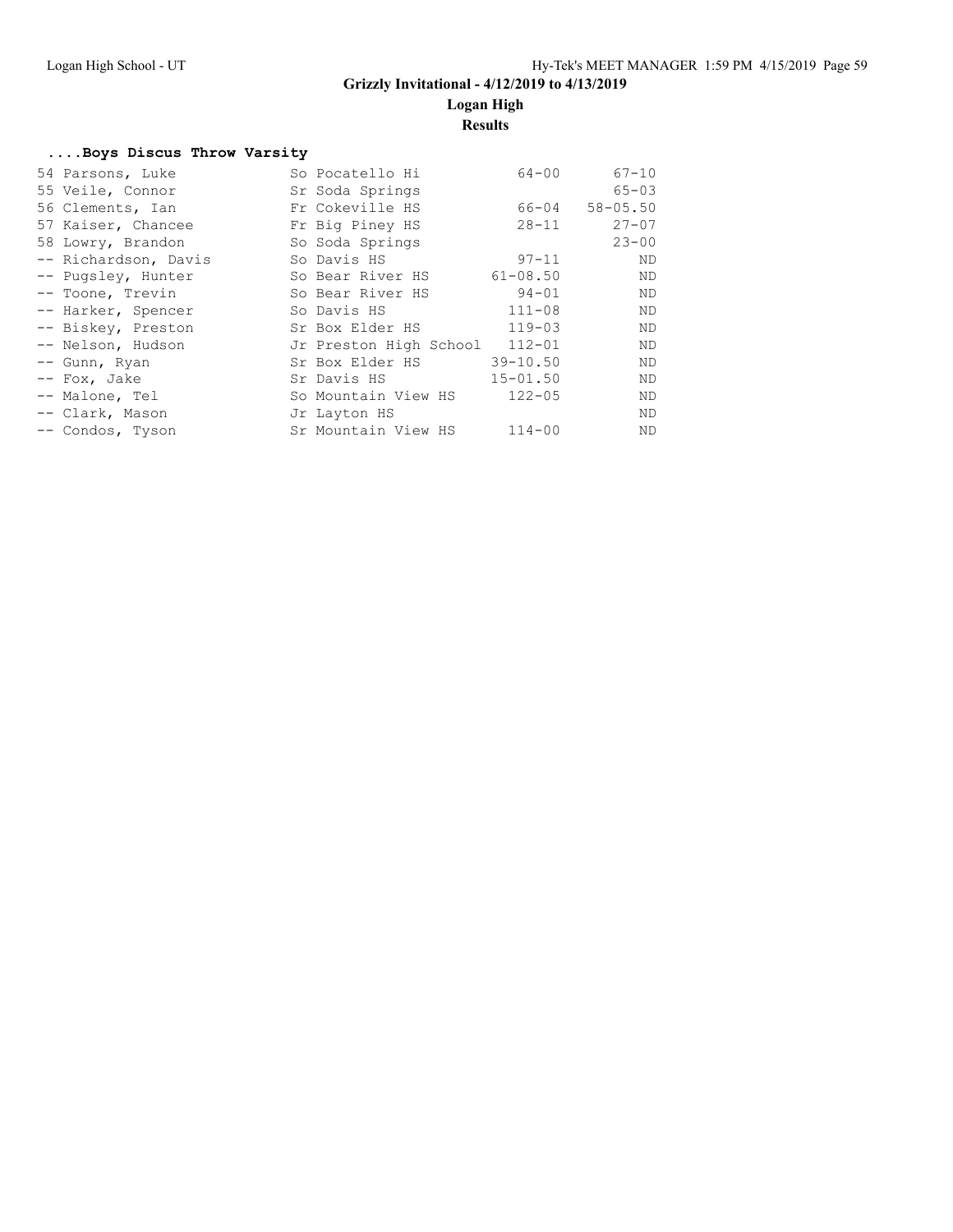**Grizzly Invitational - 4/12/2019 to 4/13/2019**

**Logan High**

**Results**

### ....Boys Discus Throw Varsity

| Place | Name | Year | School | Seed | Finals |
|---|---|---|---|---|---|
| 54 | Parsons, Luke | So | Pocatello Hi | 64-00 | 67-10 |
| 55 | Veile, Connor | Sr | Soda Springs | | 65-03 |
| 56 | Clements, Ian | Fr | Cokeville HS | 66-04 | 58-05.50 |
| 57 | Kaiser, Chancee | Fr | Big Piney HS | 28-11 | 27-07 |
| 58 | Lowry, Brandon | So | Soda Springs | | 23-00 |
| -- | Richardson, Davis | So | Davis HS | 97-11 | ND |
| -- | Pugsley, Hunter | So | Bear River HS | 61-08.50 | ND |
| -- | Toone, Trevin | So | Bear River HS | 94-01 | ND |
| -- | Harker, Spencer | So | Davis HS | 111-08 | ND |
| -- | Biskey, Preston | Sr | Box Elder HS | 119-03 | ND |
| -- | Nelson, Hudson | Jr | Preston High School | 112-01 | ND |
| -- | Gunn, Ryan | Sr | Box Elder HS | 39-10.50 | ND |
| -- | Fox, Jake | Sr | Davis HS | 15-01.50 | ND |
| -- | Malone, Tel | So | Mountain View HS | 122-05 | ND |
| -- | Clark, Mason | Jr | Layton HS | | ND |
| -- | Condos, Tyson | Sr | Mountain View HS | 114-00 | ND |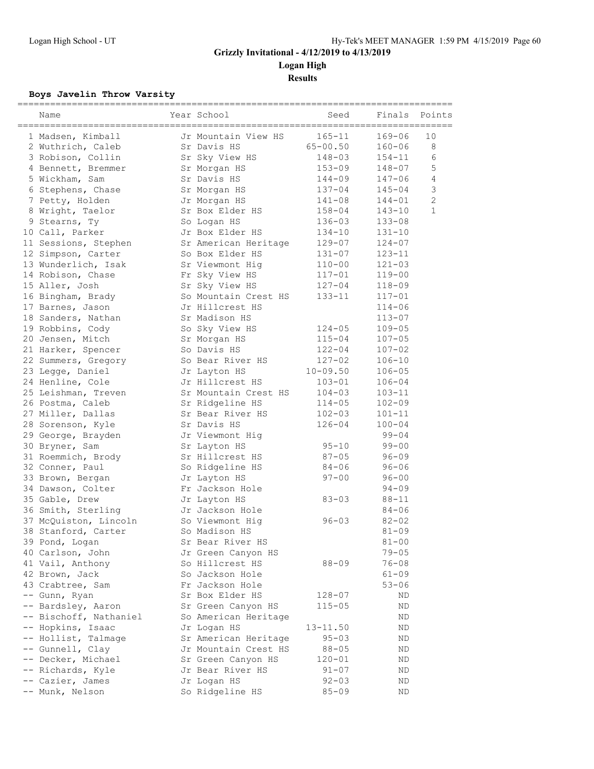## Grizzly Invitational - 4/12/2019 to 4/13/2019

**Logan High**

**Results**

### Boys Javelin Throw Varsity

| | Name | Year | School | Seed | Finals | Points |
|---|---|---|---|---|---|---|
| 1 | Madsen, Kimball | Jr | Mountain View HS | 165-11 | 169-06 | 10 |
| 2 | Wuthrich, Caleb | Sr | Davis HS | 65-00.50 | 160-06 | 8 |
| 3 | Robison, Collin | Sr | Sky View HS | 148-03 | 154-11 | 6 |
| 4 | Bennett, Bremmer | Sr | Morgan HS | 153-09 | 148-07 | 5 |
| 5 | Wickham, Sam | Sr | Davis HS | 144-09 | 147-06 | 4 |
| 6 | Stephens, Chase | Sr | Morgan HS | 137-04 | 145-04 | 3 |
| 7 | Petty, Holden | Jr | Morgan HS | 141-08 | 144-01 | 2 |
| 8 | Wright, Taelor | Sr | Box Elder HS | 158-04 | 143-10 | 1 |
| 9 | Stearns, Ty | So | Logan HS | 136-03 | 133-08 | |
| 10 | Call, Parker | Jr | Box Elder HS | 134-10 | 131-10 | |
| 11 | Sessions, Stephen | Sr | American Heritage | 129-07 | 124-07 | |
| 12 | Simpson, Carter | So | Box Elder HS | 131-07 | 123-11 | |
| 13 | Wunderlich, Isak | Sr | Viewmont Hig | 110-00 | 121-03 | |
| 14 | Robison, Chase | Fr | Sky View HS | 117-01 | 119-00 | |
| 15 | Aller, Josh | Sr | Sky View HS | 127-04 | 118-09 | |
| 16 | Bingham, Brady | So | Mountain Crest HS | 133-11 | 117-01 | |
| 17 | Barnes, Jason | Jr | Hillcrest HS | | 114-06 | |
| 18 | Sanders, Nathan | Sr | Madison HS | | 113-07 | |
| 19 | Robbins, Cody | So | Sky View HS | 124-05 | 109-05 | |
| 20 | Jensen, Mitch | Sr | Morgan HS | 115-04 | 107-05 | |
| 21 | Harker, Spencer | So | Davis HS | 122-04 | 107-02 | |
| 22 | Summers, Gregory | So | Bear River HS | 127-02 | 106-10 | |
| 23 | Legge, Daniel | Jr | Layton HS | 10-09.50 | 106-05 | |
| 24 | Henline, Cole | Jr | Hillcrest HS | 103-01 | 106-04 | |
| 25 | Leishman, Treven | Sr | Mountain Crest HS | 104-03 | 103-11 | |
| 26 | Postma, Caleb | Sr | Ridgeline HS | 114-05 | 102-09 | |
| 27 | Miller, Dallas | Sr | Bear River HS | 102-03 | 101-11 | |
| 28 | Sorenson, Kyle | Sr | Davis HS | 126-04 | 100-04 | |
| 29 | George, Brayden | Jr | Viewmont Hig | | 99-04 | |
| 30 | Bryner, Sam | Sr | Layton HS | 95-10 | 99-00 | |
| 31 | Roemmich, Brody | Sr | Hillcrest HS | 87-05 | 96-09 | |
| 32 | Conner, Paul | So | Ridgeline HS | 84-06 | 96-06 | |
| 33 | Brown, Bergan | Jr | Layton HS | 97-00 | 96-00 | |
| 34 | Dawson, Colter | Fr | Jackson Hole | | 94-09 | |
| 35 | Gable, Drew | Jr | Layton HS | 83-03 | 88-11 | |
| 36 | Smith, Sterling | Jr | Jackson Hole | | 84-06 | |
| 37 | McQuiston, Lincoln | So | Viewmont Hig | 96-03 | 82-02 | |
| 38 | Stanford, Carter | So | Madison HS | | 81-09 | |
| 39 | Pond, Logan | Sr | Bear River HS | | 81-00 | |
| 40 | Carlson, John | Jr | Green Canyon HS | | 79-05 | |
| 41 | Vail, Anthony | So | Hillcrest HS | 88-09 | 76-08 | |
| 42 | Brown, Jack | So | Jackson Hole | | 61-09 | |
| 43 | Crabtree, Sam | Fr | Jackson Hole | | 53-06 | |
| -- | Gunn, Ryan | Sr | Box Elder HS | 128-07 | ND | |
| -- | Bardsley, Aaron | Sr | Green Canyon HS | 115-05 | ND | |
| -- | Bischoff, Nathaniel | So | American Heritage | | ND | |
| -- | Hopkins, Isaac | Jr | Logan HS | 13-11.50 | ND | |
| -- | Hollist, Talmage | Sr | American Heritage | 95-03 | ND | |
| -- | Gunnell, Clay | Jr | Mountain Crest HS | 88-05 | ND | |
| -- | Decker, Michael | Sr | Green Canyon HS | 120-01 | ND | |
| -- | Richards, Kyle | Jr | Bear River HS | 91-07 | ND | |
| -- | Cazier, James | Jr | Logan HS | 92-03 | ND | |
| -- | Munk, Nelson | So | Ridgeline HS | 85-09 | ND | |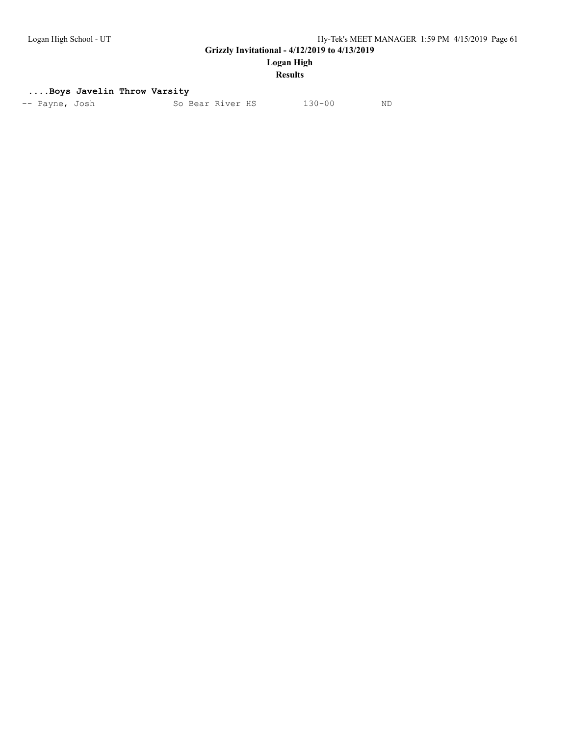**....Boys Javelin Throw Varsity**

```
-- Payne, Josh              So Bear River HS         130-00          ND
```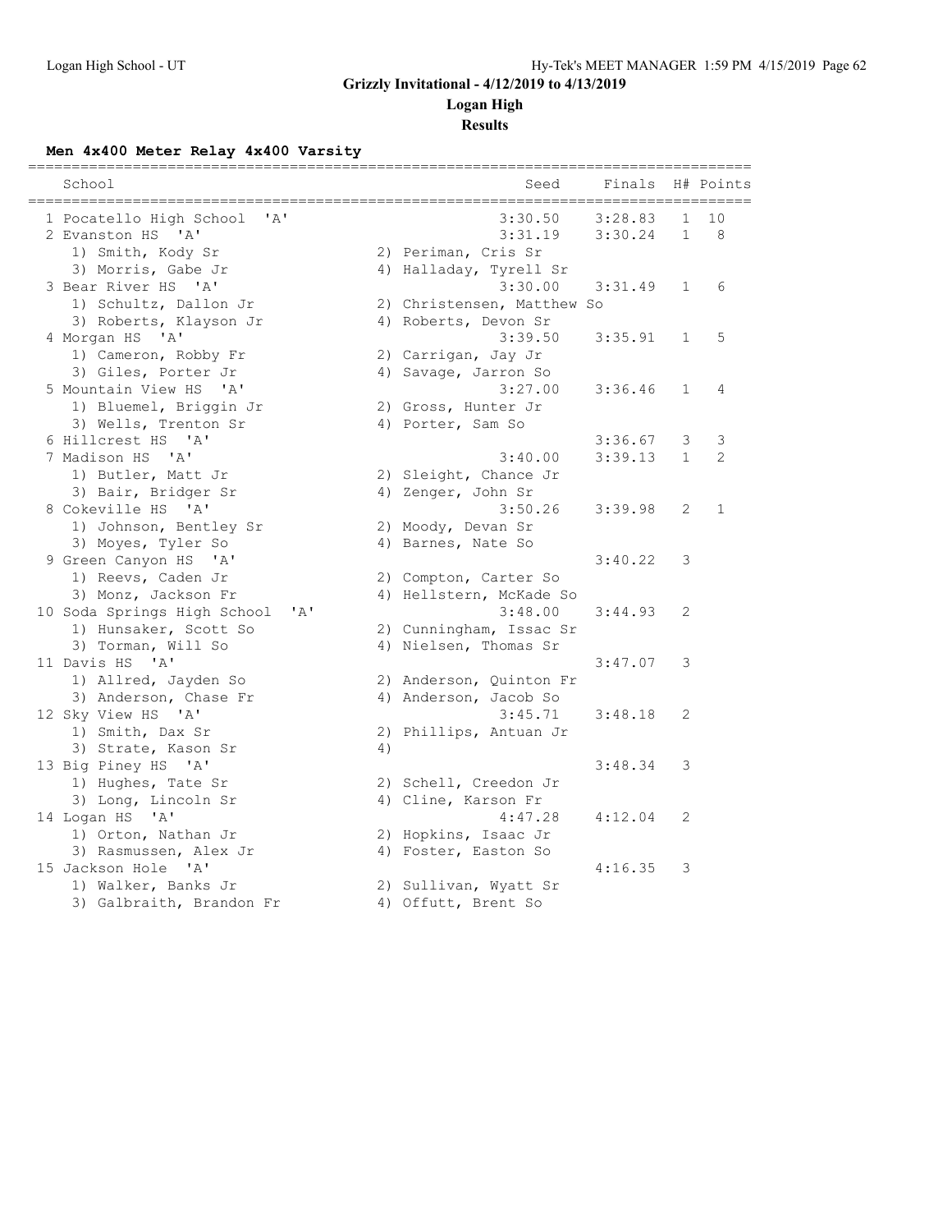## Grizzly Invitational - 4/12/2019 to 4/13/2019

### Logan High

### Results

#### Men 4x400 Meter Relay 4x400 Varsity

| School | | Seed | Finals | H# | Points |
|---|---|---|---|---|---|
| 1 Pocatello High School 'A' | | 3:30.50 | 3:28.83 | 1 | 10 |
| 2 Evanston HS 'A' | | 3:31.19 | 3:30.24 | 1 | 8 |
| 1) Smith, Kody Sr | 2) Periman, Cris Sr | | | | |
| 3) Morris, Gabe Jr | 4) Halladay, Tyrell Sr | | | | |
| 3 Bear River HS 'A' | | 3:30.00 | 3:31.49 | 1 | 6 |
| 1) Schultz, Dallon Jr | 2) Christensen, Matthew So | | | | |
| 3) Roberts, Klayson Jr | 4) Roberts, Devon Sr | | | | |
| 4 Morgan HS 'A' | | 3:39.50 | 3:35.91 | 1 | 5 |
| 1) Cameron, Robby Fr | 2) Carrigan, Jay Jr | | | | |
| 3) Giles, Porter Jr | 4) Savage, Jarron So | | | | |
| 5 Mountain View HS 'A' | | 3:27.00 | 3:36.46 | 1 | 4 |
| 1) Bluemel, Briggin Jr | 2) Gross, Hunter Jr | | | | |
| 3) Wells, Trenton Sr | 4) Porter, Sam So | | | | |
| 6 Hillcrest HS 'A' | | | 3:36.67 | 3 | 3 |
| 7 Madison HS 'A' | | 3:40.00 | 3:39.13 | 1 | 2 |
| 1) Butler, Matt Jr | 2) Sleight, Chance Jr | | | | |
| 3) Bair, Bridger Sr | 4) Zenger, John Sr | | | | |
| 8 Cokeville HS 'A' | | 3:50.26 | 3:39.98 | 2 | 1 |
| 1) Johnson, Bentley Sr | 2) Moody, Devan Sr | | | | |
| 3) Moyes, Tyler So | 4) Barnes, Nate So | | | | |
| 9 Green Canyon HS 'A' | | | 3:40.22 | 3 | |
| 1) Reevs, Caden Jr | 2) Compton, Carter So | | | | |
| 3) Monz, Jackson Fr | 4) Hellstern, McKade So | | | | |
| 10 Soda Springs High School 'A' | | 3:48.00 | 3:44.93 | 2 | |
| 1) Hunsaker, Scott So | 2) Cunningham, Issac Sr | | | | |
| 3) Torman, Will So | 4) Nielsen, Thomas Sr | | | | |
| 11 Davis HS 'A' | | | 3:47.07 | 3 | |
| 1) Allred, Jayden So | 2) Anderson, Quinton Fr | | | | |
| 3) Anderson, Chase Fr | 4) Anderson, Jacob So | | | | |
| 12 Sky View HS 'A' | | 3:45.71 | 3:48.18 | 2 | |
| 1) Smith, Dax Sr | 2) Phillips, Antuan Jr | | | | |
| 3) Strate, Kason Sr | 4) | | | | |
| 13 Big Piney HS 'A' | | | 3:48.34 | 3 | |
| 1) Hughes, Tate Sr | 2) Schell, Creedon Jr | | | | |
| 3) Long, Lincoln Sr | 4) Cline, Karson Fr | | | | |
| 14 Logan HS 'A' | | 4:47.28 | 4:12.04 | 2 | |
| 1) Orton, Nathan Jr | 2) Hopkins, Isaac Jr | | | | |
| 3) Rasmussen, Alex Jr | 4) Foster, Easton So | | | | |
| 15 Jackson Hole 'A' | | | 4:16.35 | 3 | |
| 1) Walker, Banks Jr | 2) Sullivan, Wyatt Sr | | | | |
| 3) Galbraith, Brandon Fr | 4) Offutt, Brent So | | | | |